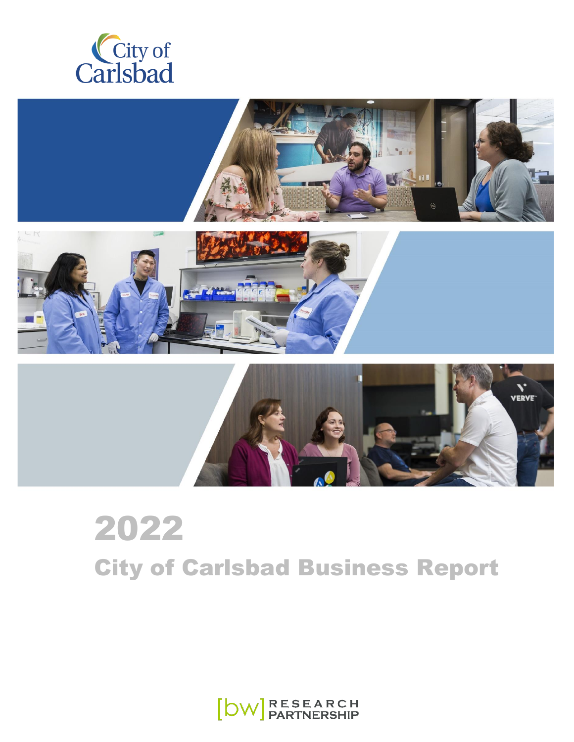City of Carlsbad

# 2022

## City of Carlsbad Business Report

[bw] RESEARCH PARTNERSHIP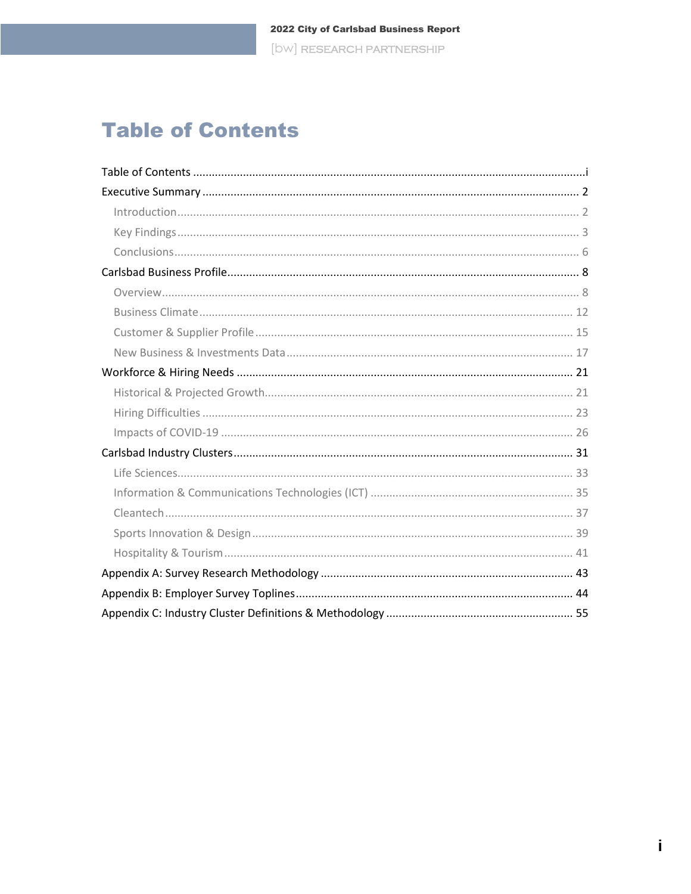# Table of Contents

- Table of Contents ........ i
- Executive Summary ........ 2
  - Introduction ........ 2
  - Key Findings ........ 3
  - Conclusions ........ 6
- Carlsbad Business Profile ........ 8
  - Overview ........ 8
  - Business Climate ........ 12
  - Customer & Supplier Profile ........ 15
  - New Business & Investments Data ........ 17
- Workforce & Hiring Needs ........ 21
  - Historical & Projected Growth ........ 21
  - Hiring Difficulties ........ 23
  - Impacts of COVID-19 ........ 26
- Carlsbad Industry Clusters ........ 31
  - Life Sciences ........ 33
  - Information & Communications Technologies (ICT) ........ 35
  - Cleantech ........ 37
  - Sports Innovation & Design ........ 39
  - Hospitality & Tourism ........ 41
- Appendix A: Survey Research Methodology ........ 43
- Appendix B: Employer Survey Toplines ........ 44
- Appendix C: Industry Cluster Definitions & Methodology ........ 55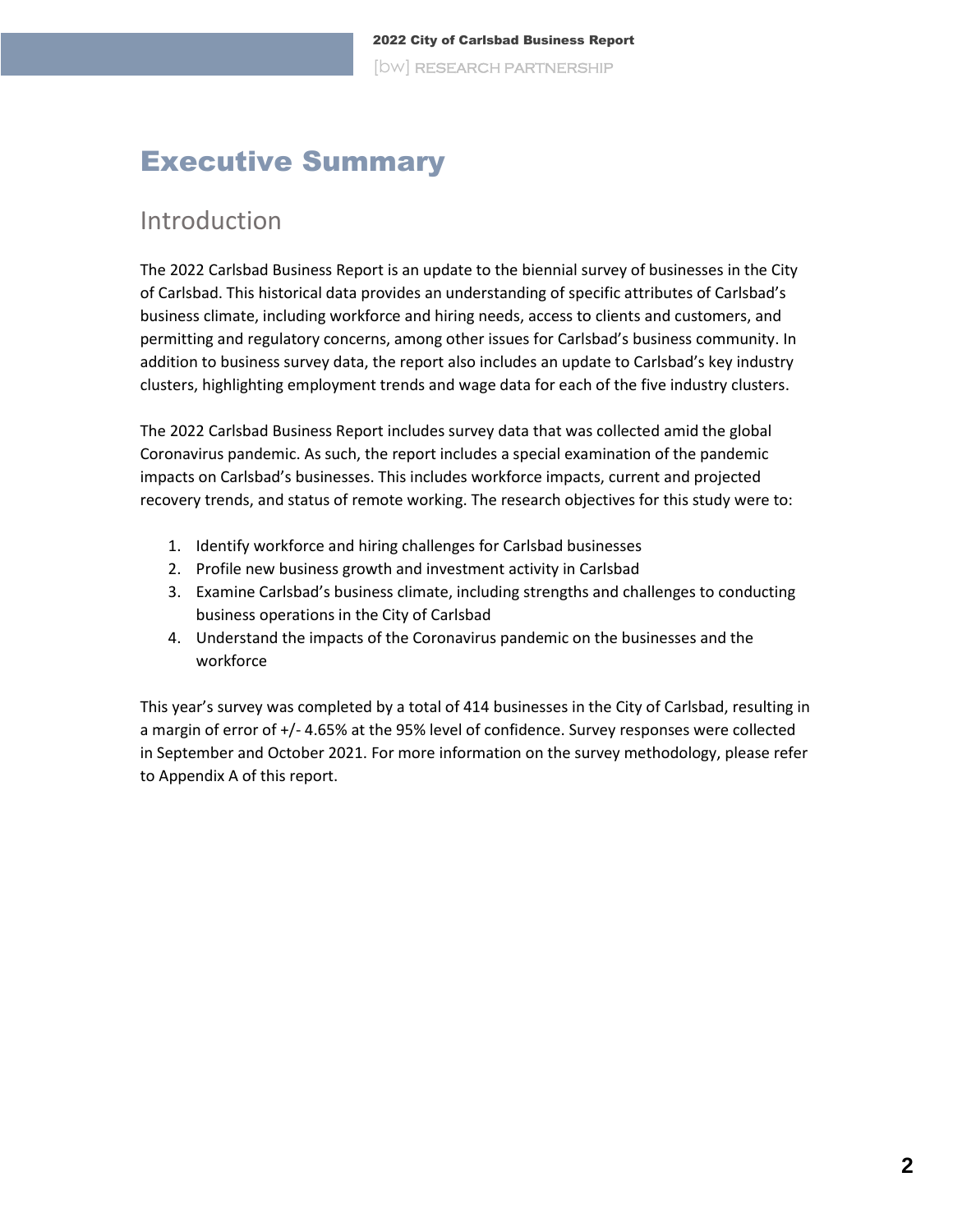# Executive Summary

## Introduction

The 2022 Carlsbad Business Report is an update to the biennial survey of businesses in the City of Carlsbad. This historical data provides an understanding of specific attributes of Carlsbad's business climate, including workforce and hiring needs, access to clients and customers, and permitting and regulatory concerns, among other issues for Carlsbad's business community. In addition to business survey data, the report also includes an update to Carlsbad's key industry clusters, highlighting employment trends and wage data for each of the five industry clusters.

The 2022 Carlsbad Business Report includes survey data that was collected amid the global Coronavirus pandemic. As such, the report includes a special examination of the pandemic impacts on Carlsbad's businesses. This includes workforce impacts, current and projected recovery trends, and status of remote working. The research objectives for this study were to:

1. Identify workforce and hiring challenges for Carlsbad businesses
2. Profile new business growth and investment activity in Carlsbad
3. Examine Carlsbad's business climate, including strengths and challenges to conducting business operations in the City of Carlsbad
4. Understand the impacts of the Coronavirus pandemic on the businesses and the workforce

This year's survey was completed by a total of 414 businesses in the City of Carlsbad, resulting in a margin of error of +/- 4.65% at the 95% level of confidence. Survey responses were collected in September and October 2021. For more information on the survey methodology, please refer to Appendix A of this report.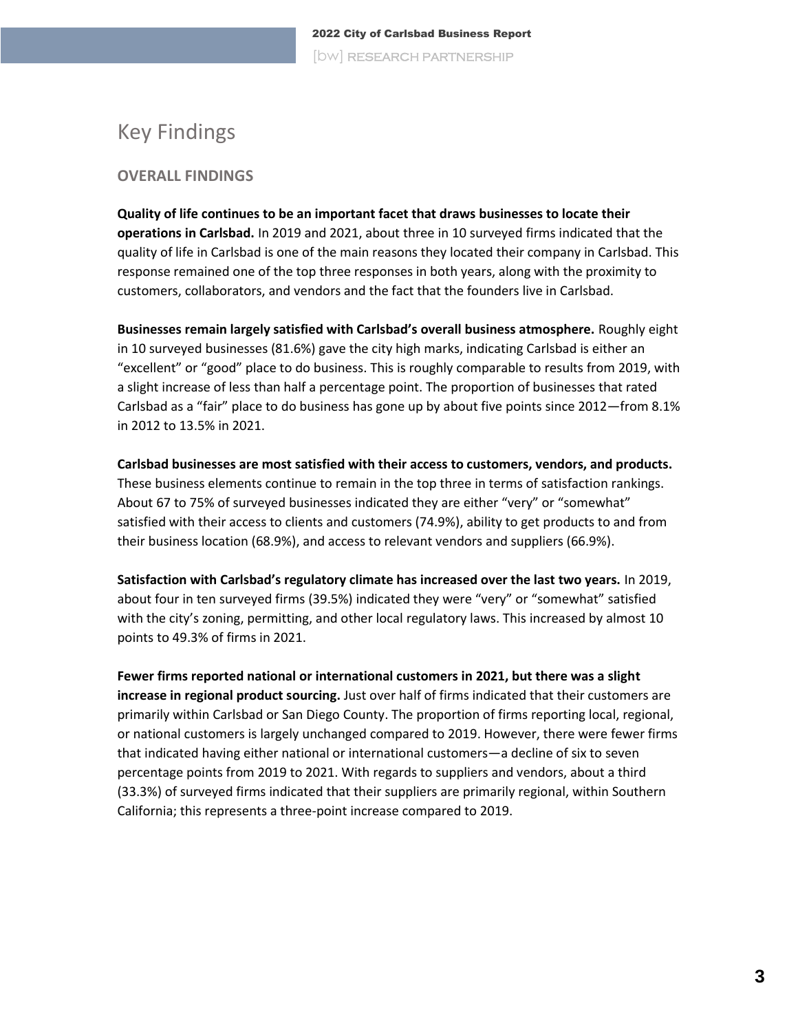# Key Findings

## OVERALL FINDINGS

**Quality of life continues to be an important facet that draws businesses to locate their operations in Carlsbad.** In 2019 and 2021, about three in 10 surveyed firms indicated that the quality of life in Carlsbad is one of the main reasons they located their company in Carlsbad. This response remained one of the top three responses in both years, along with the proximity to customers, collaborators, and vendors and the fact that the founders live in Carlsbad.

**Businesses remain largely satisfied with Carlsbad's overall business atmosphere.** Roughly eight in 10 surveyed businesses (81.6%) gave the city high marks, indicating Carlsbad is either an "excellent" or "good" place to do business. This is roughly comparable to results from 2019, with a slight increase of less than half a percentage point. The proportion of businesses that rated Carlsbad as a "fair" place to do business has gone up by about five points since 2012—from 8.1% in 2012 to 13.5% in 2021.

**Carlsbad businesses are most satisfied with their access to customers, vendors, and products.** These business elements continue to remain in the top three in terms of satisfaction rankings. About 67 to 75% of surveyed businesses indicated they are either "very" or "somewhat" satisfied with their access to clients and customers (74.9%), ability to get products to and from their business location (68.9%), and access to relevant vendors and suppliers (66.9%).

**Satisfaction with Carlsbad's regulatory climate has increased over the last two years.** In 2019, about four in ten surveyed firms (39.5%) indicated they were "very" or "somewhat" satisfied with the city's zoning, permitting, and other local regulatory laws. This increased by almost 10 points to 49.3% of firms in 2021.

**Fewer firms reported national or international customers in 2021, but there was a slight increase in regional product sourcing.** Just over half of firms indicated that their customers are primarily within Carlsbad or San Diego County. The proportion of firms reporting local, regional, or national customers is largely unchanged compared to 2019. However, there were fewer firms that indicated having either national or international customers—a decline of six to seven percentage points from 2019 to 2021. With regards to suppliers and vendors, about a third (33.3%) of surveyed firms indicated that their suppliers are primarily regional, within Southern California; this represents a three-point increase compared to 2019.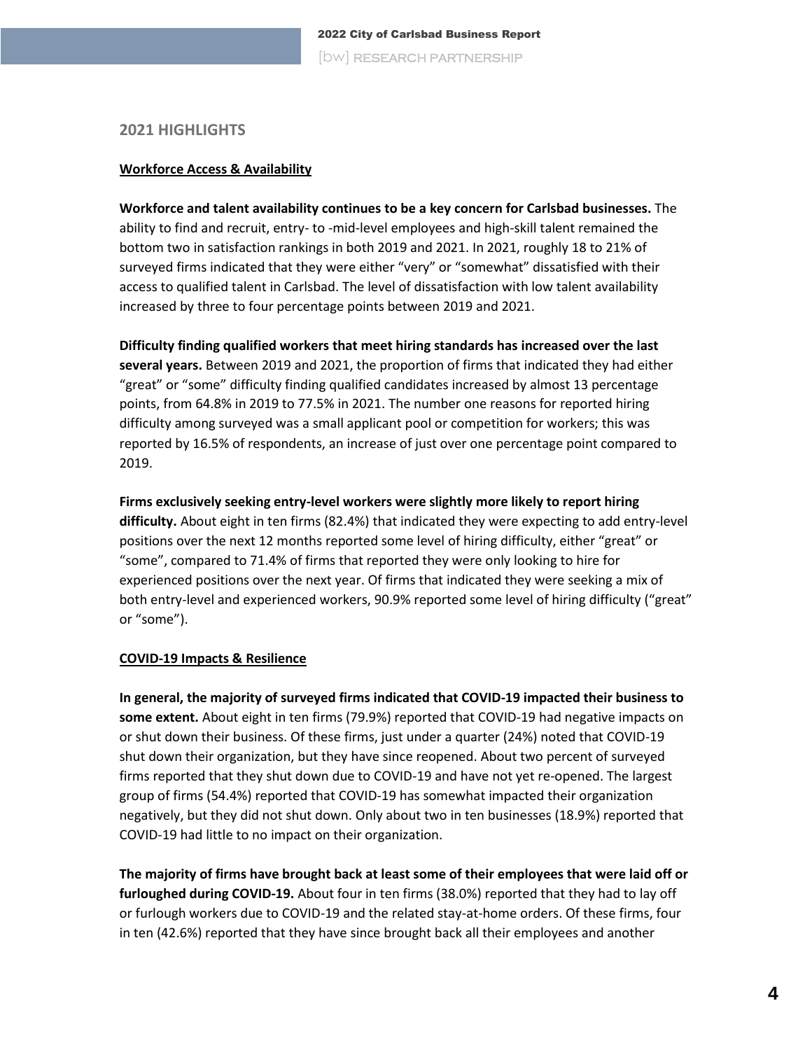## 2021 HIGHLIGHTS

### Workforce Access & Availability

**Workforce and talent availability continues to be a key concern for Carlsbad businesses.** The ability to find and recruit, entry- to -mid-level employees and high-skill talent remained the bottom two in satisfaction rankings in both 2019 and 2021. In 2021, roughly 18 to 21% of surveyed firms indicated that they were either "very" or "somewhat" dissatisfied with their access to qualified talent in Carlsbad. The level of dissatisfaction with low talent availability increased by three to four percentage points between 2019 and 2021.

**Difficulty finding qualified workers that meet hiring standards has increased over the last several years.** Between 2019 and 2021, the proportion of firms that indicated they had either "great" or "some" difficulty finding qualified candidates increased by almost 13 percentage points, from 64.8% in 2019 to 77.5% in 2021. The number one reasons for reported hiring difficulty among surveyed was a small applicant pool or competition for workers; this was reported by 16.5% of respondents, an increase of just over one percentage point compared to 2019.

**Firms exclusively seeking entry-level workers were slightly more likely to report hiring difficulty.** About eight in ten firms (82.4%) that indicated they were expecting to add entry-level positions over the next 12 months reported some level of hiring difficulty, either "great" or "some", compared to 71.4% of firms that reported they were only looking to hire for experienced positions over the next year. Of firms that indicated they were seeking a mix of both entry-level and experienced workers, 90.9% reported some level of hiring difficulty ("great" or "some").

### COVID-19 Impacts & Resilience

**In general, the majority of surveyed firms indicated that COVID-19 impacted their business to some extent.** About eight in ten firms (79.9%) reported that COVID-19 had negative impacts on or shut down their business. Of these firms, just under a quarter (24%) noted that COVID-19 shut down their organization, but they have since reopened. About two percent of surveyed firms reported that they shut down due to COVID-19 and have not yet re-opened. The largest group of firms (54.4%) reported that COVID-19 has somewhat impacted their organization negatively, but they did not shut down. Only about two in ten businesses (18.9%) reported that COVID-19 had little to no impact on their organization.

**The majority of firms have brought back at least some of their employees that were laid off or furloughed during COVID-19.** About four in ten firms (38.0%) reported that they had to lay off or furlough workers due to COVID-19 and the related stay-at-home orders. Of these firms, four in ten (42.6%) reported that they have since brought back all their employees and another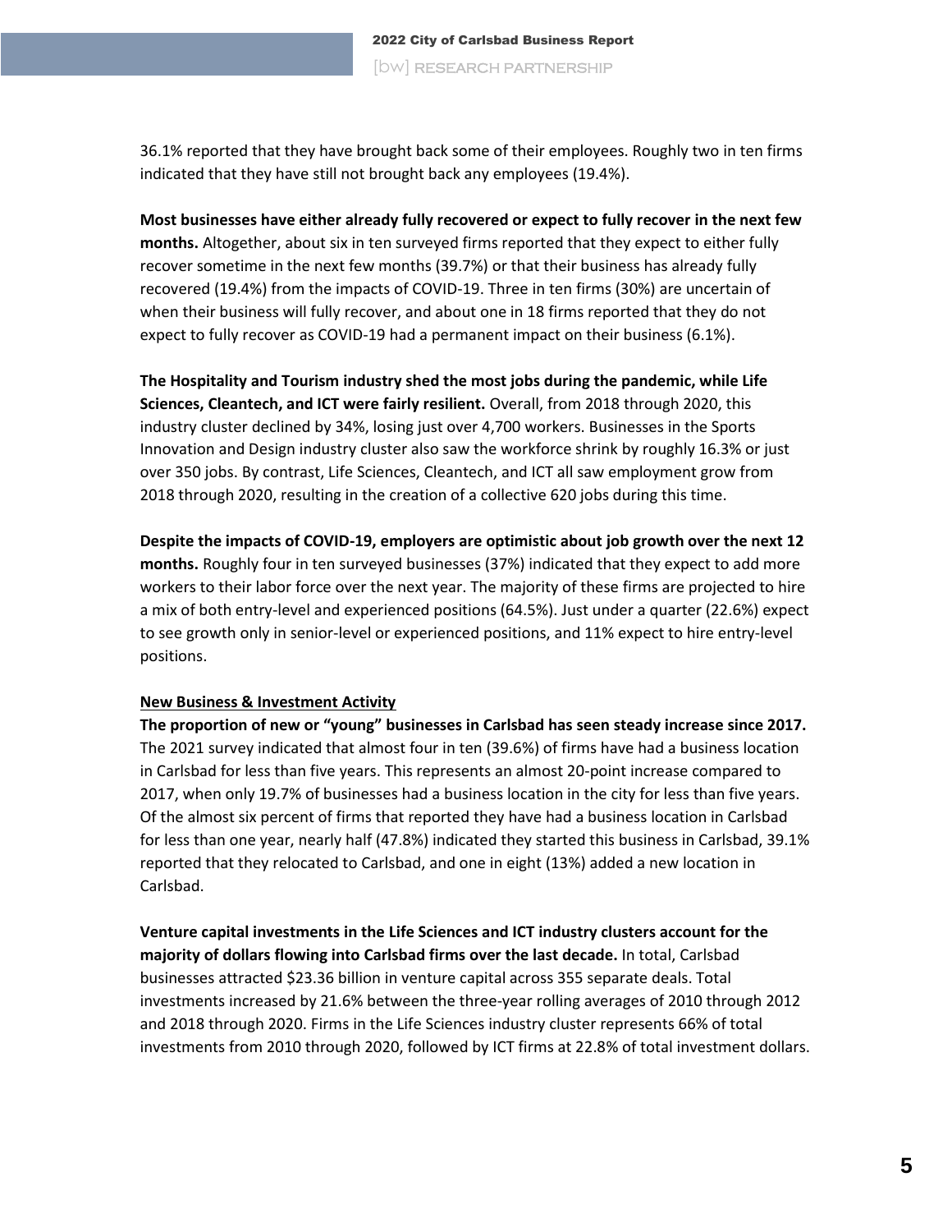36.1% reported that they have brought back some of their employees. Roughly two in ten firms indicated that they have still not brought back any employees (19.4%).

**Most businesses have either already fully recovered or expect to fully recover in the next few months.** Altogether, about six in ten surveyed firms reported that they expect to either fully recover sometime in the next few months (39.7%) or that their business has already fully recovered (19.4%) from the impacts of COVID-19. Three in ten firms (30%) are uncertain of when their business will fully recover, and about one in 18 firms reported that they do not expect to fully recover as COVID-19 had a permanent impact on their business (6.1%).

**The Hospitality and Tourism industry shed the most jobs during the pandemic, while Life Sciences, Cleantech, and ICT were fairly resilient.** Overall, from 2018 through 2020, this industry cluster declined by 34%, losing just over 4,700 workers. Businesses in the Sports Innovation and Design industry cluster also saw the workforce shrink by roughly 16.3% or just over 350 jobs. By contrast, Life Sciences, Cleantech, and ICT all saw employment grow from 2018 through 2020, resulting in the creation of a collective 620 jobs during this time.

**Despite the impacts of COVID-19, employers are optimistic about job growth over the next 12 months.** Roughly four in ten surveyed businesses (37%) indicated that they expect to add more workers to their labor force over the next year. The majority of these firms are projected to hire a mix of both entry-level and experienced positions (64.5%). Just under a quarter (22.6%) expect to see growth only in senior-level or experienced positions, and 11% expect to hire entry-level positions.

<u>**New Business & Investment Activity**</u>

**The proportion of new or "young" businesses in Carlsbad has seen steady increase since 2017.** The 2021 survey indicated that almost four in ten (39.6%) of firms have had a business location in Carlsbad for less than five years. This represents an almost 20-point increase compared to 2017, when only 19.7% of businesses had a business location in the city for less than five years. Of the almost six percent of firms that reported they have had a business location in Carlsbad for less than one year, nearly half (47.8%) indicated they started this business in Carlsbad, 39.1% reported that they relocated to Carlsbad, and one in eight (13%) added a new location in Carlsbad.

**Venture capital investments in the Life Sciences and ICT industry clusters account for the majority of dollars flowing into Carlsbad firms over the last decade.** In total, Carlsbad businesses attracted $23.36 billion in venture capital across 355 separate deals. Total investments increased by 21.6% between the three-year rolling averages of 2010 through 2012 and 2018 through 2020. Firms in the Life Sciences industry cluster represents 66% of total investments from 2010 through 2020, followed by ICT firms at 22.8% of total investment dollars.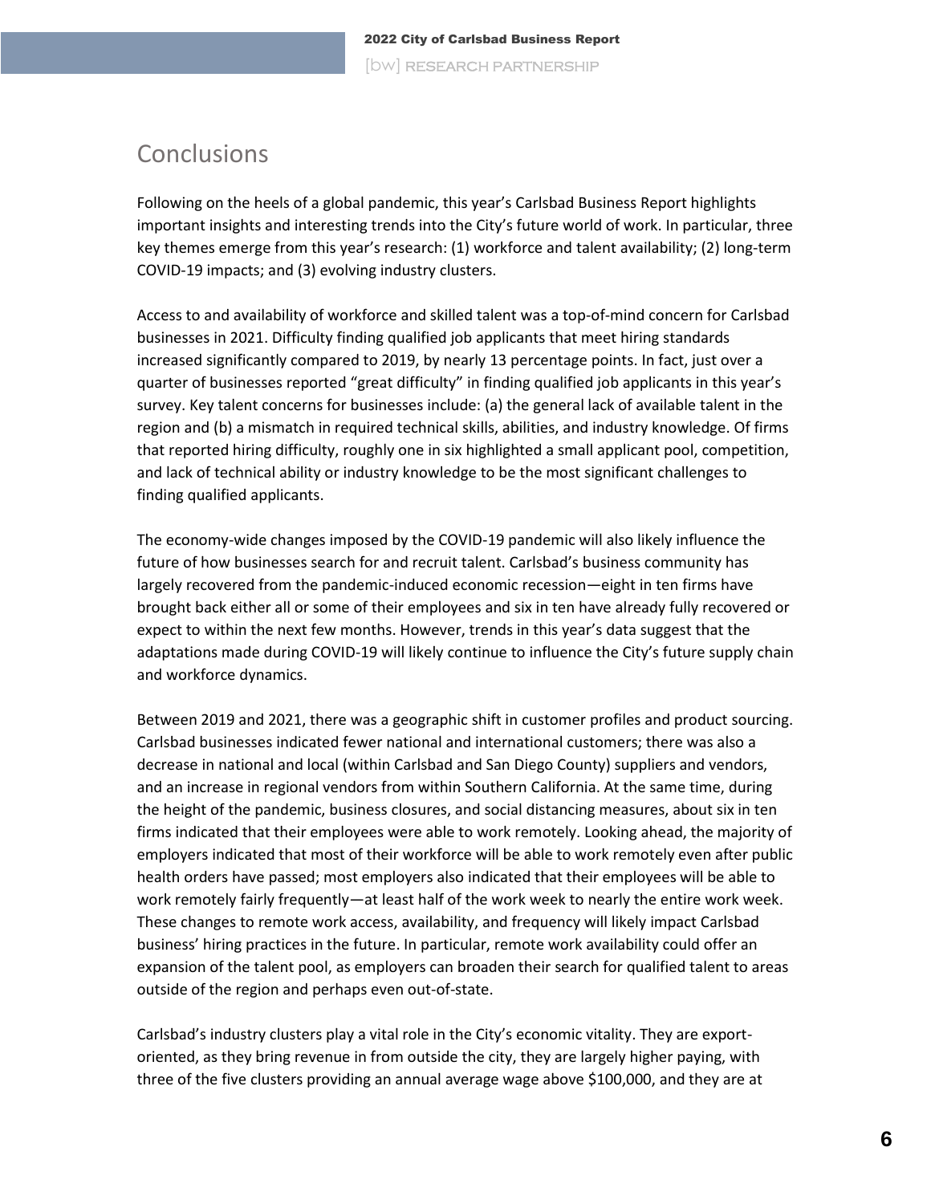## Conclusions

Following on the heels of a global pandemic, this year's Carlsbad Business Report highlights important insights and interesting trends into the City's future world of work. In particular, three key themes emerge from this year's research: (1) workforce and talent availability; (2) long-term COVID-19 impacts; and (3) evolving industry clusters.

Access to and availability of workforce and skilled talent was a top-of-mind concern for Carlsbad businesses in 2021. Difficulty finding qualified job applicants that meet hiring standards increased significantly compared to 2019, by nearly 13 percentage points. In fact, just over a quarter of businesses reported "great difficulty" in finding qualified job applicants in this year's survey. Key talent concerns for businesses include: (a) the general lack of available talent in the region and (b) a mismatch in required technical skills, abilities, and industry knowledge. Of firms that reported hiring difficulty, roughly one in six highlighted a small applicant pool, competition, and lack of technical ability or industry knowledge to be the most significant challenges to finding qualified applicants.

The economy-wide changes imposed by the COVID-19 pandemic will also likely influence the future of how businesses search for and recruit talent. Carlsbad's business community has largely recovered from the pandemic-induced economic recession—eight in ten firms have brought back either all or some of their employees and six in ten have already fully recovered or expect to within the next few months. However, trends in this year's data suggest that the adaptations made during COVID-19 will likely continue to influence the City's future supply chain and workforce dynamics.

Between 2019 and 2021, there was a geographic shift in customer profiles and product sourcing. Carlsbad businesses indicated fewer national and international customers; there was also a decrease in national and local (within Carlsbad and San Diego County) suppliers and vendors, and an increase in regional vendors from within Southern California. At the same time, during the height of the pandemic, business closures, and social distancing measures, about six in ten firms indicated that their employees were able to work remotely. Looking ahead, the majority of employers indicated that most of their workforce will be able to work remotely even after public health orders have passed; most employers also indicated that their employees will be able to work remotely fairly frequently—at least half of the work week to nearly the entire work week. These changes to remote work access, availability, and frequency will likely impact Carlsbad business' hiring practices in the future. In particular, remote work availability could offer an expansion of the talent pool, as employers can broaden their search for qualified talent to areas outside of the region and perhaps even out-of-state.

Carlsbad's industry clusters play a vital role in the City's economic vitality. They are export-oriented, as they bring revenue in from outside the city, they are largely higher paying, with three of the five clusters providing an annual average wage above $100,000, and they are at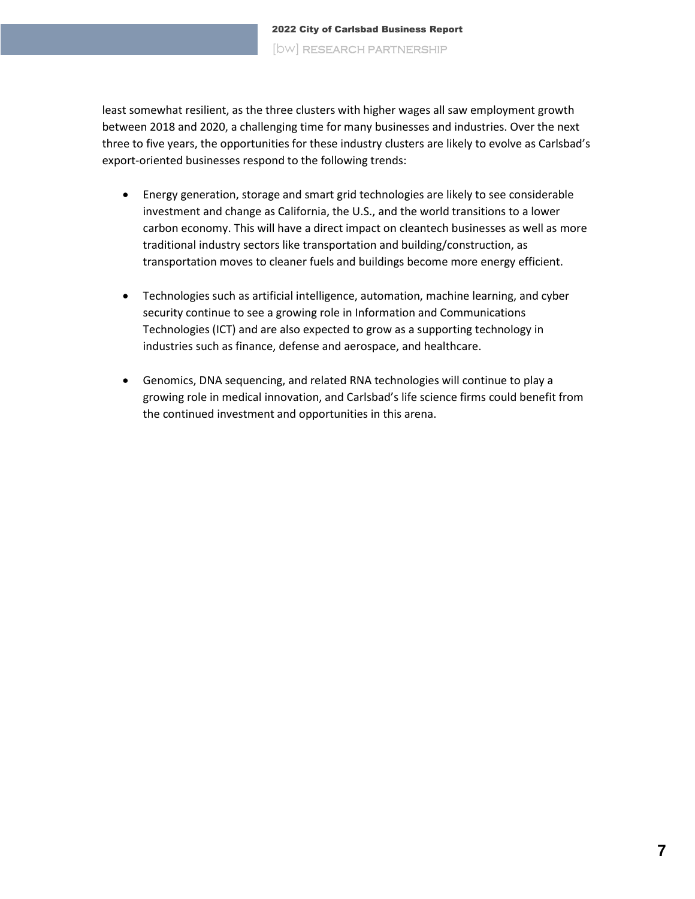least somewhat resilient, as the three clusters with higher wages all saw employment growth between 2018 and 2020, a challenging time for many businesses and industries. Over the next three to five years, the opportunities for these industry clusters are likely to evolve as Carlsbad's export-oriented businesses respond to the following trends:

- Energy generation, storage and smart grid technologies are likely to see considerable investment and change as California, the U.S., and the world transitions to a lower carbon economy. This will have a direct impact on cleantech businesses as well as more traditional industry sectors like transportation and building/construction, as transportation moves to cleaner fuels and buildings become more energy efficient.

- Technologies such as artificial intelligence, automation, machine learning, and cyber security continue to see a growing role in Information and Communications Technologies (ICT) and are also expected to grow as a supporting technology in industries such as finance, defense and aerospace, and healthcare.

- Genomics, DNA sequencing, and related RNA technologies will continue to play a growing role in medical innovation, and Carlsbad's life science firms could benefit from the continued investment and opportunities in this arena.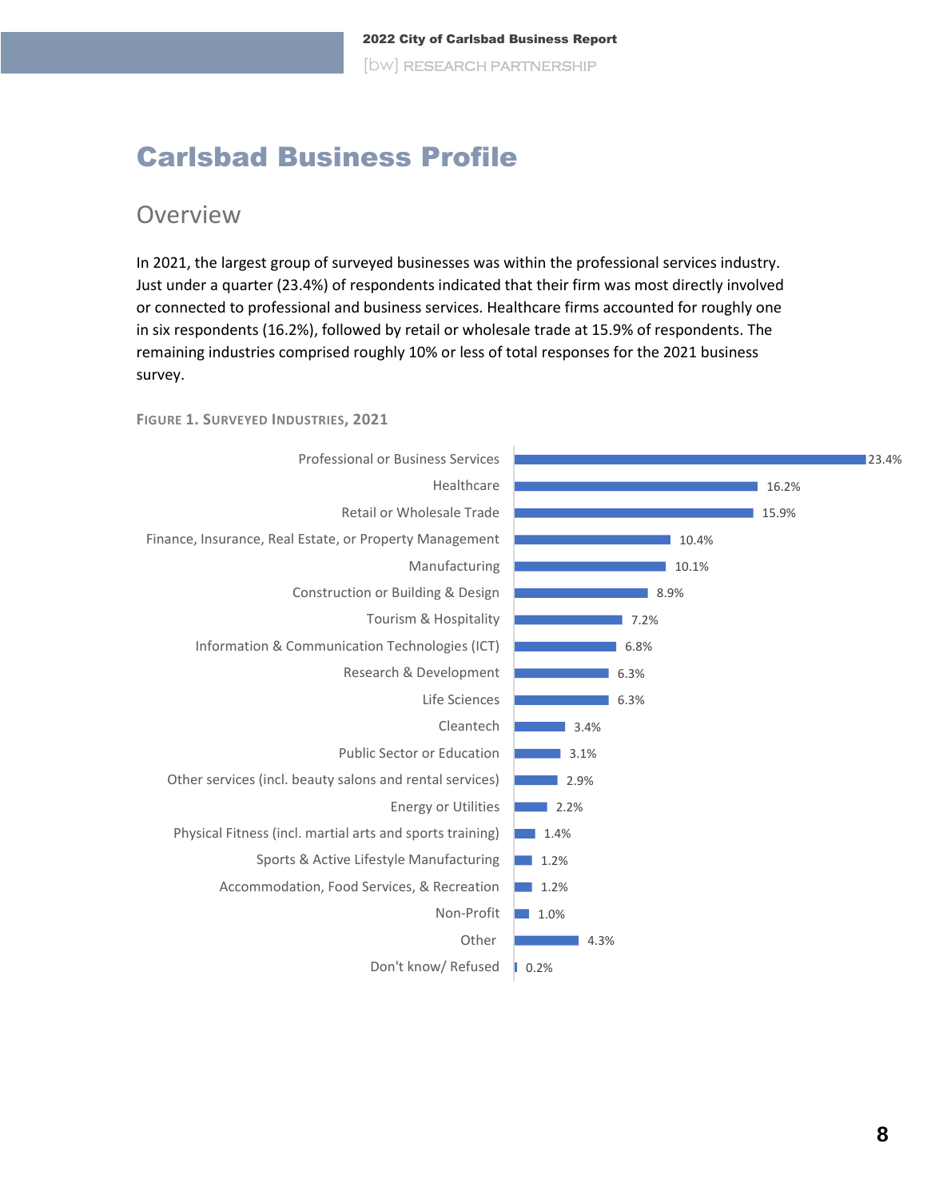# Carlsbad Business Profile

## Overview

In 2021, the largest group of surveyed businesses was within the professional services industry. Just under a quarter (23.4%) of respondents indicated that their firm was most directly involved or connected to professional and business services. Healthcare firms accounted for roughly one in six respondents (16.2%), followed by retail or wholesale trade at 15.9% of respondents. The remaining industries comprised roughly 10% or less of total responses for the 2021 business survey.

FIGURE 1. SURVEYED INDUSTRIES, 2021

| Industry | Percent |
|---|---|
| Professional or Business Services | 23.4% |
| Healthcare | 16.2% |
| Retail or Wholesale Trade | 15.9% |
| Finance, Insurance, Real Estate, or Property Management | 10.4% |
| Manufacturing | 10.1% |
| Construction or Building & Design | 8.9% |
| Tourism & Hospitality | 7.2% |
| Information & Communication Technologies (ICT) | 6.8% |
| Research & Development | 6.3% |
| Life Sciences | 6.3% |
| Cleantech | 3.4% |
| Public Sector or Education | 3.1% |
| Other services (incl. beauty salons and rental services) | 2.9% |
| Energy or Utilities | 2.2% |
| Physical Fitness (incl. martial arts and sports training) | 1.4% |
| Sports & Active Lifestyle Manufacturing | 1.2% |
| Accommodation, Food Services, & Recreation | 1.2% |
| Non-Profit | 1.0% |
| Other | 4.3% |
| Don't know/ Refused | 0.2% |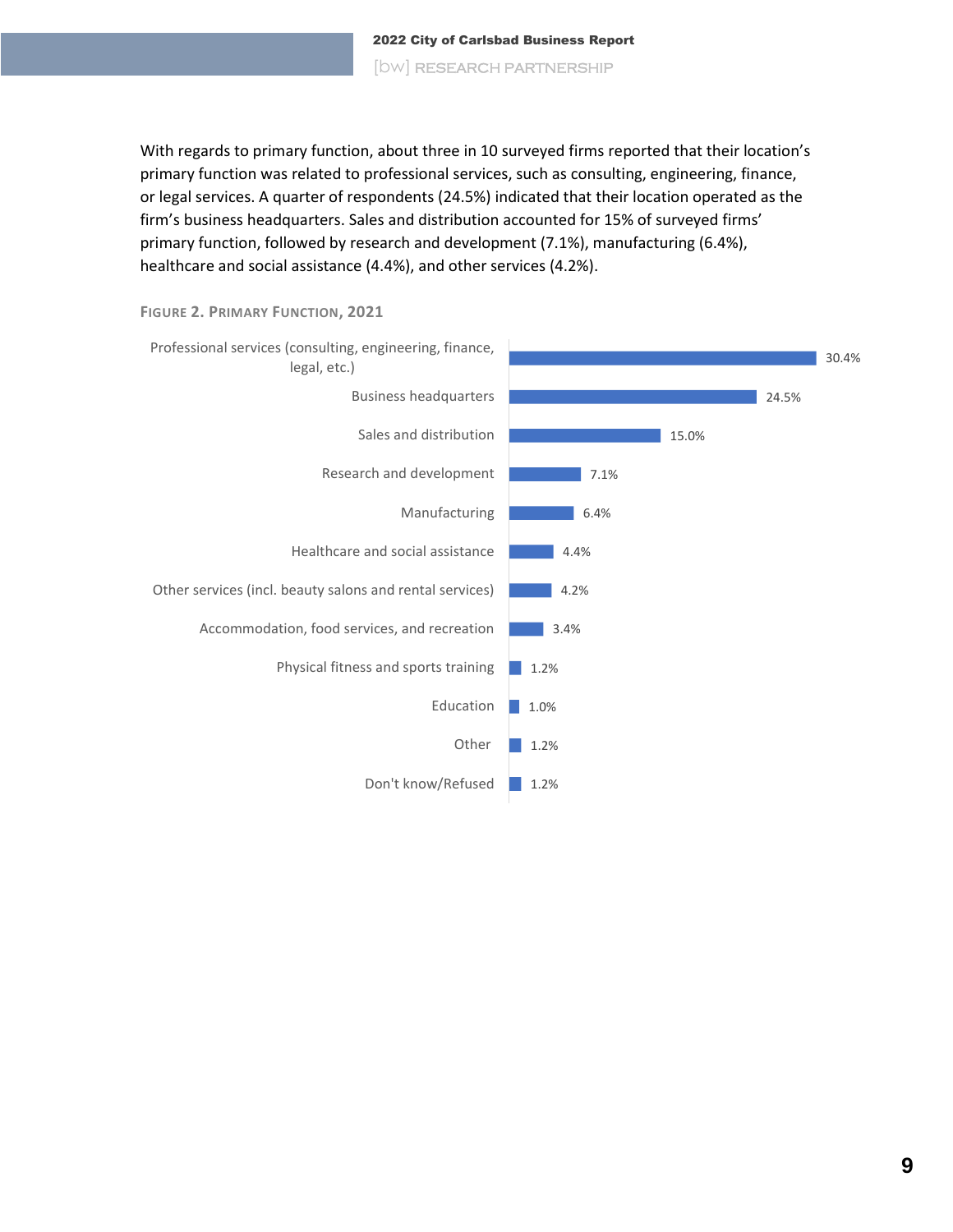With regards to primary function, about three in 10 surveyed firms reported that their location's primary function was related to professional services, such as consulting, engineering, finance, or legal services. A quarter of respondents (24.5%) indicated that their location operated as the firm's business headquarters. Sales and distribution accounted for 15% of surveyed firms' primary function, followed by research and development (7.1%), manufacturing (6.4%), healthcare and social assistance (4.4%), and other services (4.2%).

FIGURE 2. PRIMARY FUNCTION, 2021

| Primary Function | Percent |
| --- | --- |
| Professional services (consulting, engineering, finance, legal, etc.) | 30.4% |
| Business headquarters | 24.5% |
| Sales and distribution | 15.0% |
| Research and development | 7.1% |
| Manufacturing | 6.4% |
| Healthcare and social assistance | 4.4% |
| Other services (incl. beauty salons and rental services) | 4.2% |
| Accommodation, food services, and recreation | 3.4% |
| Physical fitness and sports training | 1.2% |
| Education | 1.0% |
| Other | 1.2% |
| Don't know/Refused | 1.2% |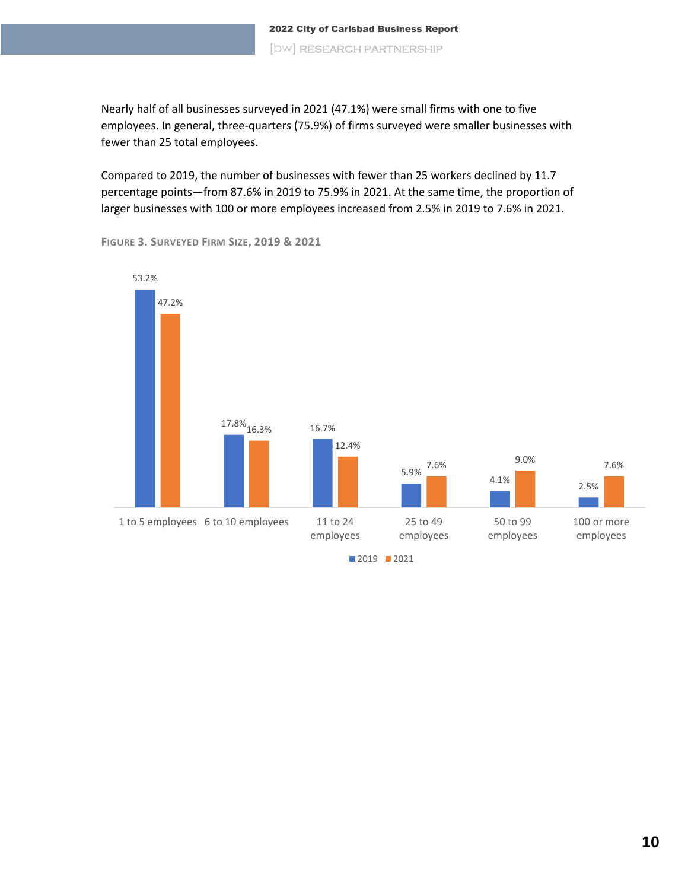Nearly half of all businesses surveyed in 2021 (47.1%) were small firms with one to five employees. In general, three-quarters (75.9%) of firms surveyed were smaller businesses with fewer than 25 total employees.

Compared to 2019, the number of businesses with fewer than 25 workers declined by 11.7 percentage points—from 87.6% in 2019 to 75.9% in 2021. At the same time, the proportion of larger businesses with 100 or more employees increased from 2.5% in 2019 to 7.6% in 2021.

**FIGURE 3. SURVEYED FIRM SIZE, 2019 & 2021**

| Firm Size | 2019 | 2021 |
|---|---|---|
| 1 to 5 employees | 53.2% | 47.2% |
| 6 to 10 employees | 17.8% | 16.3% |
| 11 to 24 employees | 16.7% | 12.4% |
| 25 to 49 employees | 5.9% | 7.6% |
| 50 to 99 employees | 4.1% | 9.0% |
| 100 or more employees | 2.5% | 7.6% |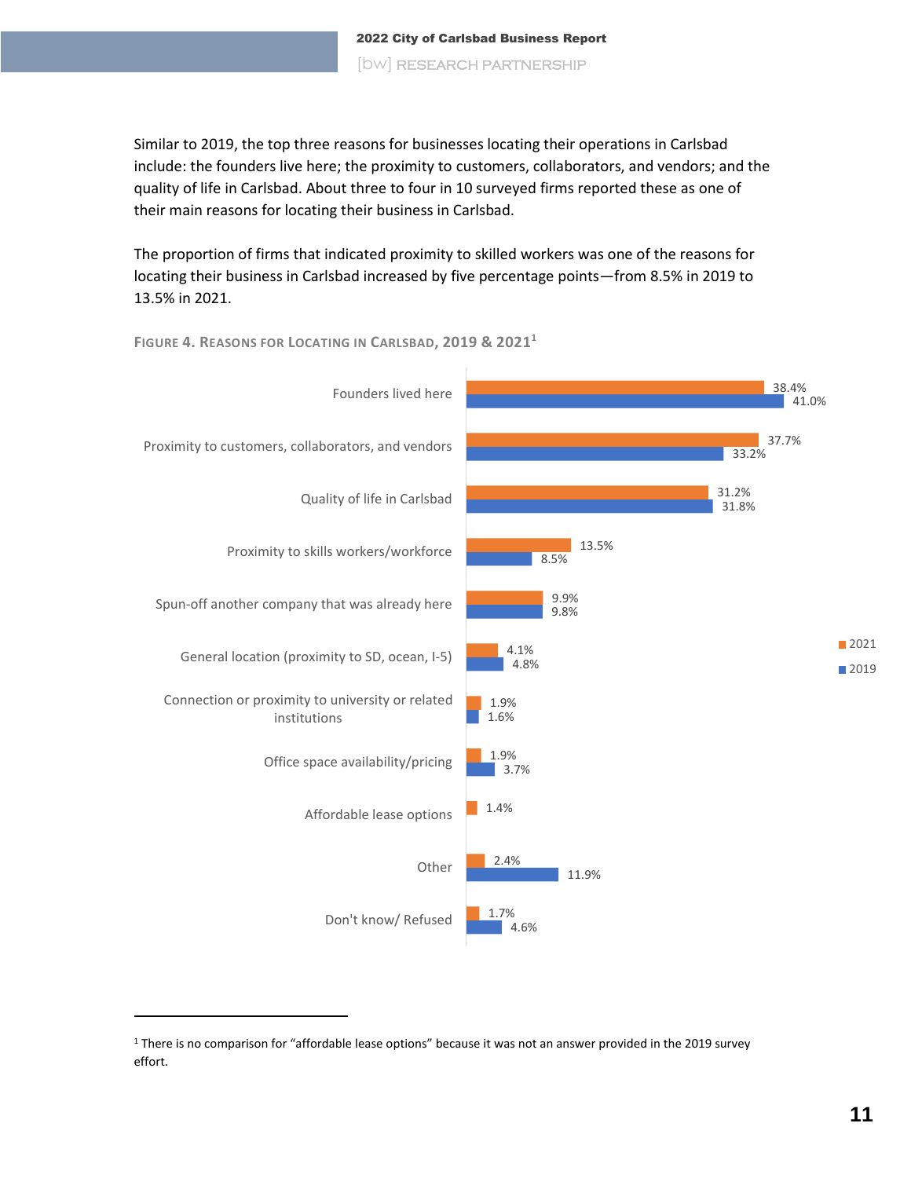Similar to 2019, the top three reasons for businesses locating their operations in Carlsbad include: the founders live here; the proximity to customers, collaborators, and vendors; and the quality of life in Carlsbad. About three to four in 10 surveyed firms reported these as one of their main reasons for locating their business in Carlsbad.

The proportion of firms that indicated proximity to skilled workers was one of the reasons for locating their business in Carlsbad increased by five percentage points—from 8.5% in 2019 to 13.5% in 2021.

FIGURE 4. REASONS FOR LOCATING IN CARLSBAD, 2019 & 2021[1]

| Reason | 2021 | 2019 |
|---|---|---|
| Founders lived here | 38.4% | 41.0% |
| Proximity to customers, collaborators, and vendors | 37.7% | 33.2% |
| Quality of life in Carlsbad | 31.2% | 31.8% |
| Proximity to skills workers/workforce | 13.5% | 8.5% |
| Spun-off another company that was already here | 9.9% | 9.8% |
| General location (proximity to SD, ocean, I-5) | 4.1% | 4.8% |
| Connection or proximity to university or related institutions | 1.9% | 1.6% |
| Office space availability/pricing | 1.9% | 3.7% |
| Affordable lease options | 1.4% | |
| Other | 2.4% | 11.9% |
| Don't know/ Refused | 1.7% | 4.6% |

[1] There is no comparison for "affordable lease options" because it was not an answer provided in the 2019 survey effort.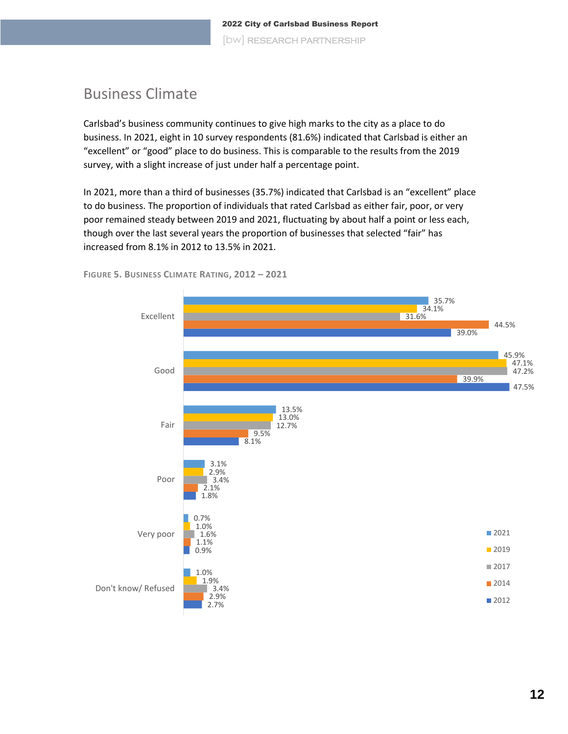## Business Climate

Carlsbad's business community continues to give high marks to the city as a place to do business. In 2021, eight in 10 survey respondents (81.6%) indicated that Carlsbad is either an "excellent" or "good" place to do business. This is comparable to the results from the 2019 survey, with a slight increase of just under half a percentage point.

In 2021, more than a third of businesses (35.7%) indicated that Carlsbad is an "excellent" place to do business. The proportion of individuals that rated Carlsbad as either fair, poor, or very poor remained steady between 2019 and 2021, fluctuating by about half a point or less each, though over the last several years the proportion of businesses that selected "fair" has increased from 8.1% in 2012 to 13.5% in 2021.

FIGURE 5. BUSINESS CLIMATE RATING, 2012 – 2021

| Rating | 2021 | 2019 | 2017 | 2014 | 2012 |
|---|---|---|---|---|---|
| Excellent | 35.7% | 34.1% | 31.6% | 44.5% | 39.0% |
| Good | 45.9% | 47.1% | 47.2% | 39.9% | 47.5% |
| Fair | 13.5% | 13.0% | 12.7% | 9.5% | 8.1% |
| Poor | 3.1% | 2.9% | 3.4% | 2.1% | 1.8% |
| Very poor | 0.7% | 1.0% | 1.6% | 1.1% | 0.9% |
| Don't know/ Refused | 1.0% | 1.9% | 3.4% | 2.9% | 2.7% |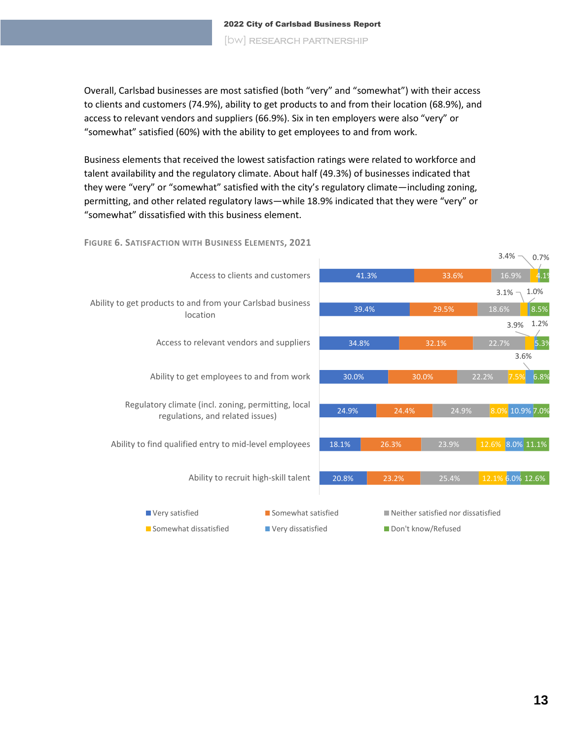Overall, Carlsbad businesses are most satisfied (both "very" and "somewhat") with their access to clients and customers (74.9%), ability to get products to and from their location (68.9%), and access to relevant vendors and suppliers (66.9%). Six in ten employers were also "very" or "somewhat" satisfied (60%) with the ability to get employees to and from work.

Business elements that received the lowest satisfaction ratings were related to workforce and talent availability and the regulatory climate. About half (49.3%) of businesses indicated that they were "very" or "somewhat" satisfied with the city's regulatory climate—including zoning, permitting, and other related regulatory laws—while 18.9% indicated that they were "very" or "somewhat" dissatisfied with this business element.

FIGURE 6. SATISFACTION WITH BUSINESS ELEMENTS, 2021

| Business element | Very satisfied | Somewhat satisfied | Neither satisfied nor dissatisfied | Somewhat dissatisfied | Very dissatisfied | Don't know/Refused |
|---|---|---|---|---|---|---|
| Access to clients and customers | 41.3% | 33.6% | 16.9% | 3.4% | 0.7% | 4.1% |
| Ability to get products to and from your Carlsbad business location | 39.4% | 29.5% | 18.6% | 3.1% | 1.0% | 8.5% |
| Access to relevant vendors and suppliers | 34.8% | 32.1% | 22.7% | 3.9% | 1.2% | 5.3% |
| Ability to get employees to and from work | 30.0% | 30.0% | 22.2% | 7.5% | 3.6% | 6.8% |
| Regulatory climate (incl. zoning, permitting, local regulations, and related issues) | 24.9% | 24.4% | 24.9% | 8.0% | 10.9% | 7.0% |
| Ability to find qualified entry to mid-level employees | 18.1% | 26.3% | 23.9% | 12.6% | 8.0% | 11.1% |
| Ability to recruit high-skill talent | 20.8% | 23.2% | 25.4% | 12.1% | 6.0% | 12.6% |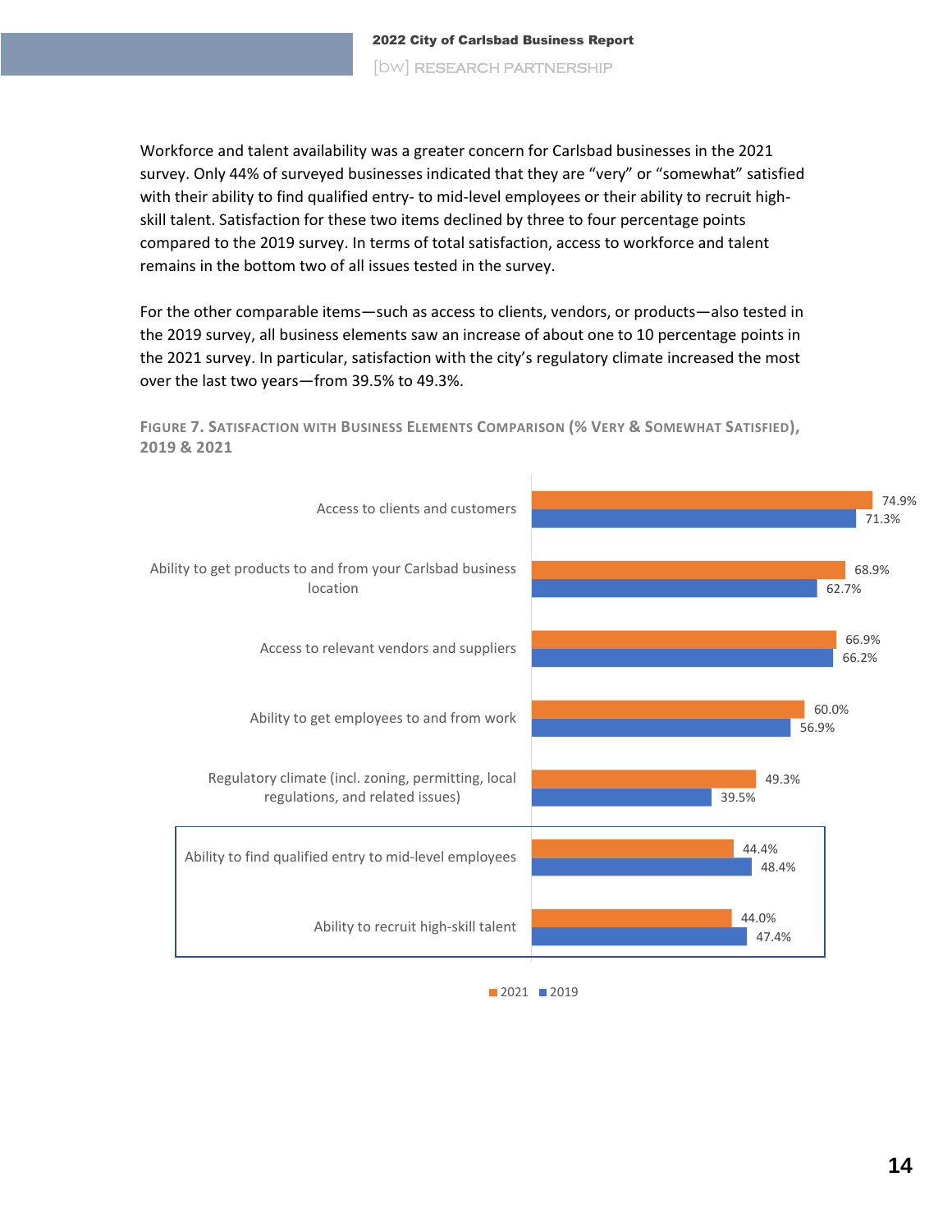Workforce and talent availability was a greater concern for Carlsbad businesses in the 2021 survey. Only 44% of surveyed businesses indicated that they are “very” or “somewhat” satisfied with their ability to find qualified entry- to mid-level employees or their ability to recruit high-skill talent. Satisfaction for these two items declined by three to four percentage points compared to the 2019 survey. In terms of total satisfaction, access to workforce and talent remains in the bottom two of all issues tested in the survey.

For the other comparable items—such as access to clients, vendors, or products—also tested in the 2019 survey, all business elements saw an increase of about one to 10 percentage points in the 2021 survey. In particular, satisfaction with the city’s regulatory climate increased the most over the last two years—from 39.5% to 49.3%.

**FIGURE 7. SATISFACTION WITH BUSINESS ELEMENTS COMPARISON (% VERY & SOMEWHAT SATISFIED), 2019 & 2021**

| Business Element | 2021 | 2019 |
|---|---|---|
| Access to clients and customers | 74.9% | 71.3% |
| Ability to get products to and from your Carlsbad business location | 68.9% | 62.7% |
| Access to relevant vendors and suppliers | 66.9% | 66.2% |
| Ability to get employees to and from work | 60.0% | 56.9% |
| Regulatory climate (incl. zoning, permitting, local regulations, and related issues) | 49.3% | 39.5% |
| Ability to find qualified entry to mid-level employees | 44.4% | 48.4% |
| Ability to recruit high-skill talent | 44.0% | 47.4% |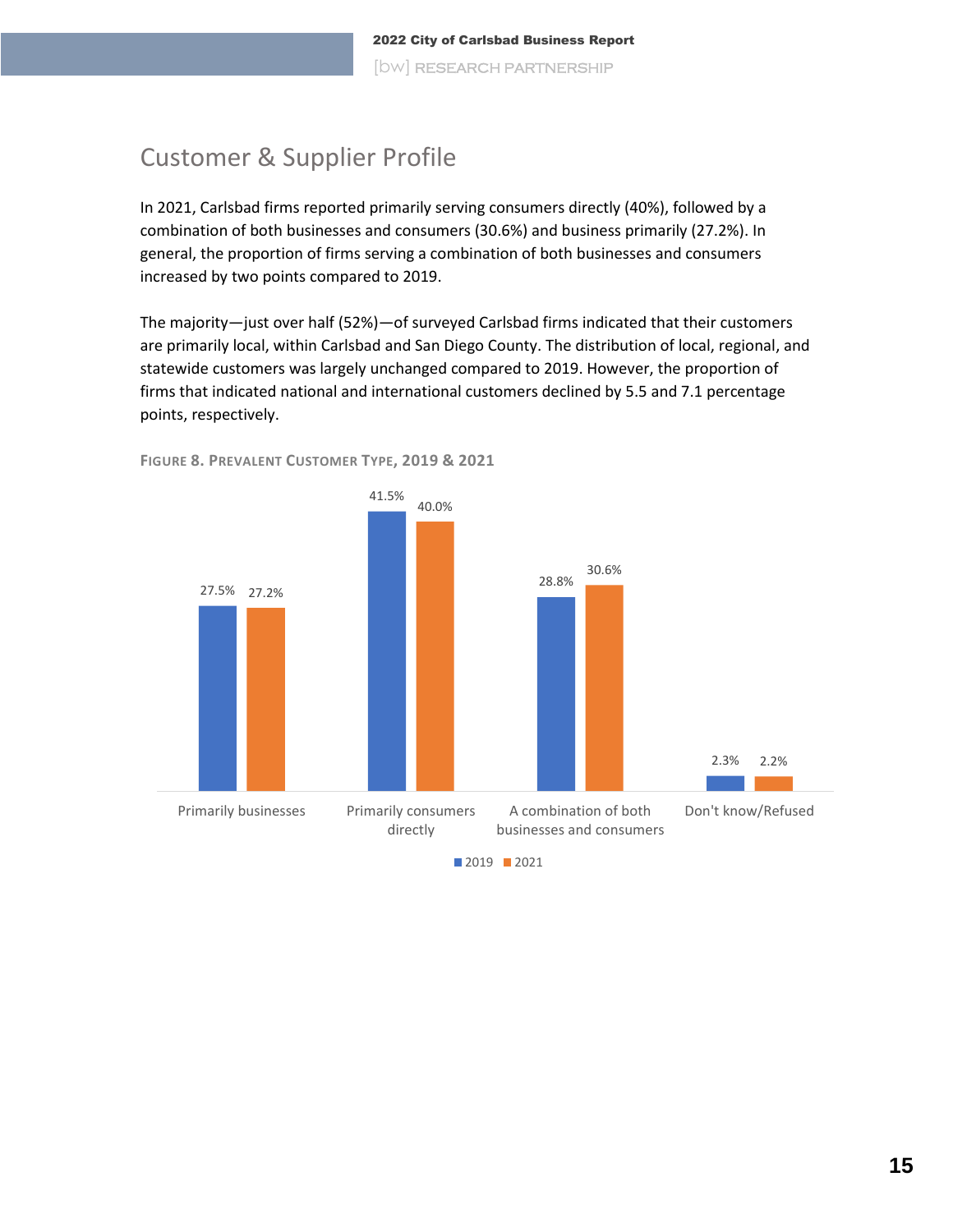## Customer & Supplier Profile

In 2021, Carlsbad firms reported primarily serving consumers directly (40%), followed by a combination of both businesses and consumers (30.6%) and business primarily (27.2%). In general, the proportion of firms serving a combination of both businesses and consumers increased by two points compared to 2019.

The majority—just over half (52%)—of surveyed Carlsbad firms indicated that their customers are primarily local, within Carlsbad and San Diego County. The distribution of local, regional, and statewide customers was largely unchanged compared to 2019. However, the proportion of firms that indicated national and international customers declined by 5.5 and 7.1 percentage points, respectively.

FIGURE 8. PREVALENT CUSTOMER TYPE, 2019 & 2021

| | 2019 | 2021 |
|---|---|---|
| Primarily businesses | 27.5% | 27.2% |
| Primarily consumers directly | 41.5% | 40.0% |
| A combination of both businesses and consumers | 28.8% | 30.6% |
| Don't know/Refused | 2.3% | 2.2% |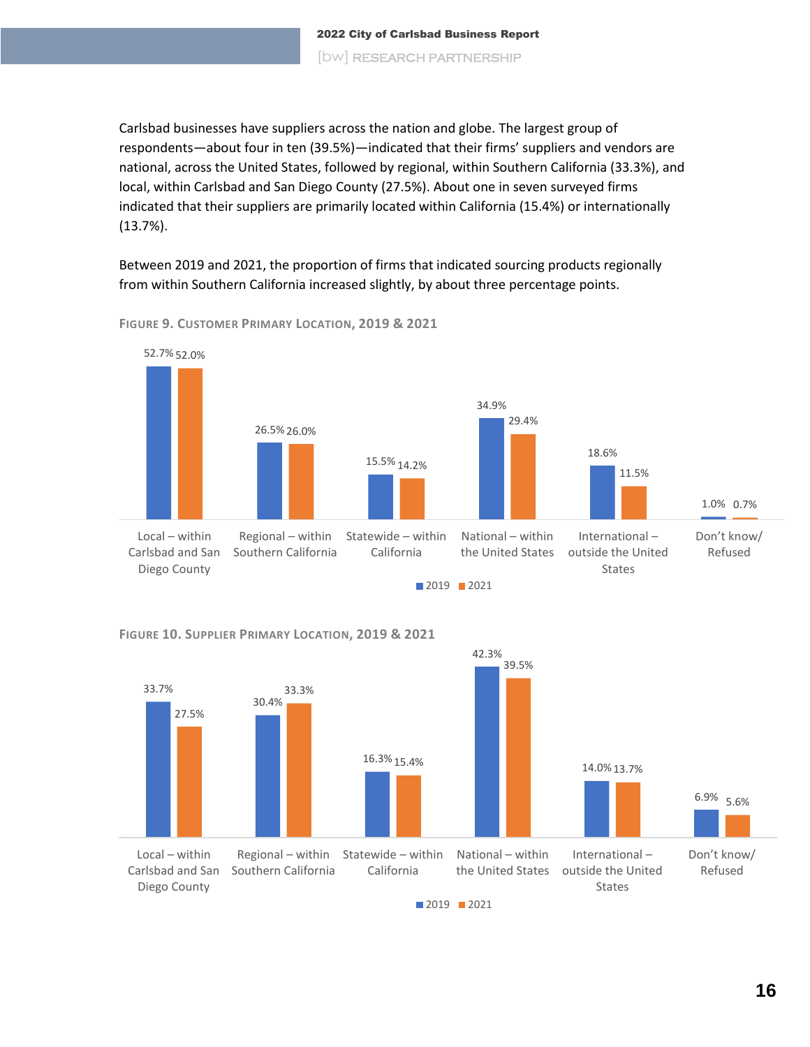Carlsbad businesses have suppliers across the nation and globe. The largest group of respondents—about four in ten (39.5%)—indicated that their firms' suppliers and vendors are national, across the United States, followed by regional, within Southern California (33.3%), and local, within Carlsbad and San Diego County (27.5%). About one in seven surveyed firms indicated that their suppliers are primarily located within California (15.4%) or internationally (13.7%).

Between 2019 and 2021, the proportion of firms that indicated sourcing products regionally from within Southern California increased slightly, by about three percentage points.

**FIGURE 9. CUSTOMER PRIMARY LOCATION, 2019 & 2021**

| Location | 2019 | 2021 |
|---|---|---|
| Local – within Carlsbad and San Diego County | 52.7% | 52.0% |
| Regional – within Southern California | 26.5% | 26.0% |
| Statewide – within California | 15.5% | 14.2% |
| National – within the United States | 34.9% | 29.4% |
| International – outside the United States | 18.6% | 11.5% |
| Don't know/ Refused | 1.0% | 0.7% |

**FIGURE 10. SUPPLIER PRIMARY LOCATION, 2019 & 2021**

| Location | 2019 | 2021 |
|---|---|---|
| Local – within Carlsbad and San Diego County | 33.7% | 27.5% |
| Regional – within Southern California | 30.4% | 33.3% |
| Statewide – within California | 16.3% | 15.4% |
| National – within the United States | 42.3% | 39.5% |
| International – outside the United States | 14.0% | 13.7% |
| Don't know/ Refused | 6.9% | 5.6% |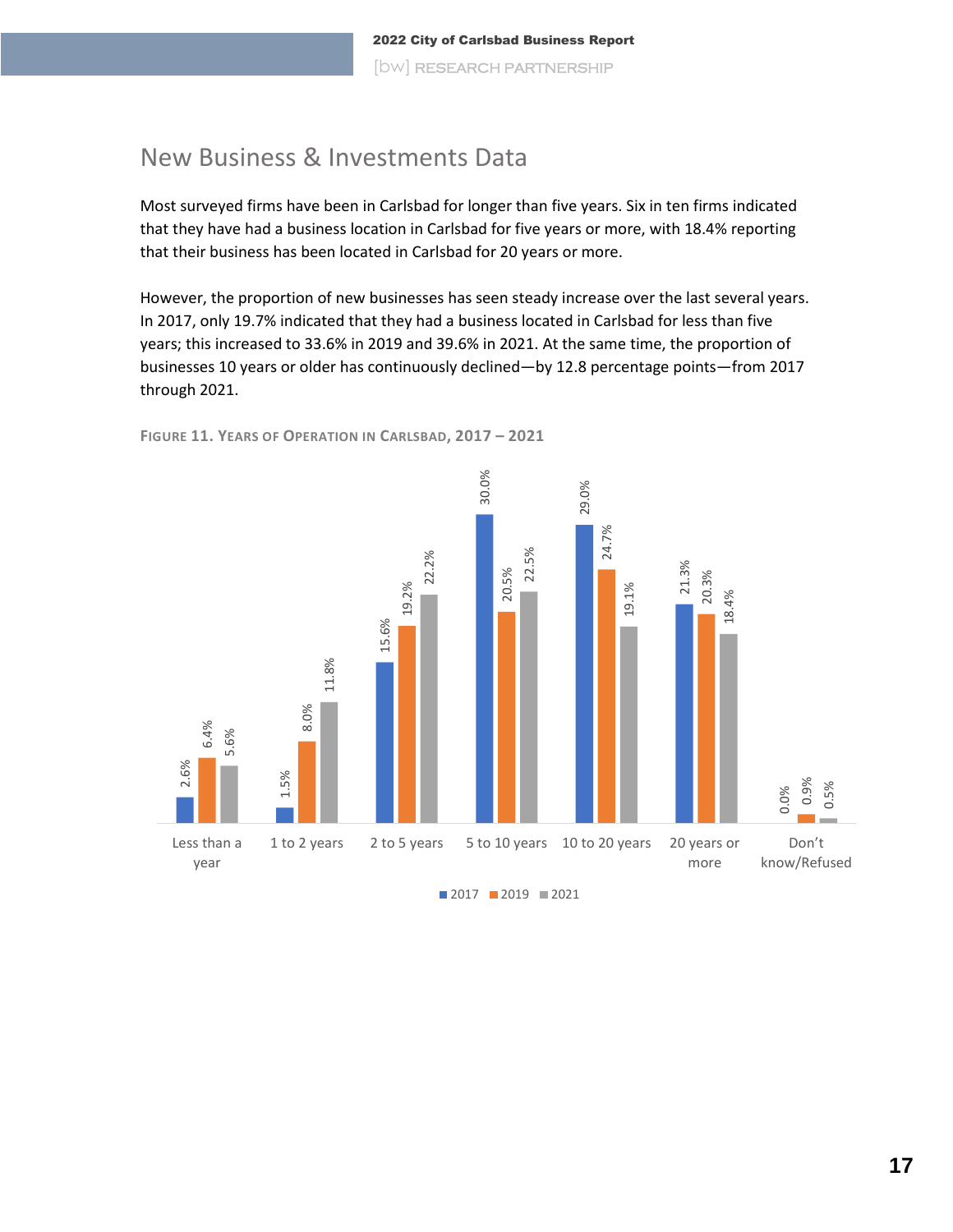## New Business & Investments Data

Most surveyed firms have been in Carlsbad for longer than five years. Six in ten firms indicated that they have had a business location in Carlsbad for five years or more, with 18.4% reporting that their business has been located in Carlsbad for 20 years or more.

However, the proportion of new businesses has seen steady increase over the last several years. In 2017, only 19.7% indicated that they had a business located in Carlsbad for less than five years; this increased to 33.6% in 2019 and 39.6% in 2021. At the same time, the proportion of businesses 10 years or older has continuously declined—by 12.8 percentage points—from 2017 through 2021.

FIGURE 11. YEARS OF OPERATION IN CARLSBAD, 2017 – 2021

| Years of Operation | 2017 | 2019 | 2021 |
|---|---|---|---|
| Less than a year | 2.6% | 6.4% | 5.6% |
| 1 to 2 years | 1.5% | 8.0% | 11.8% |
| 2 to 5 years | 15.6% | 19.2% | 22.2% |
| 5 to 10 years | 30.0% | 20.5% | 22.5% |
| 10 to 20 years | 29.0% | 24.7% | 19.1% |
| 20 years or more | 21.3% | 20.3% | 18.4% |
| Don't know/Refused | 0.0% | 0.9% | 0.5% |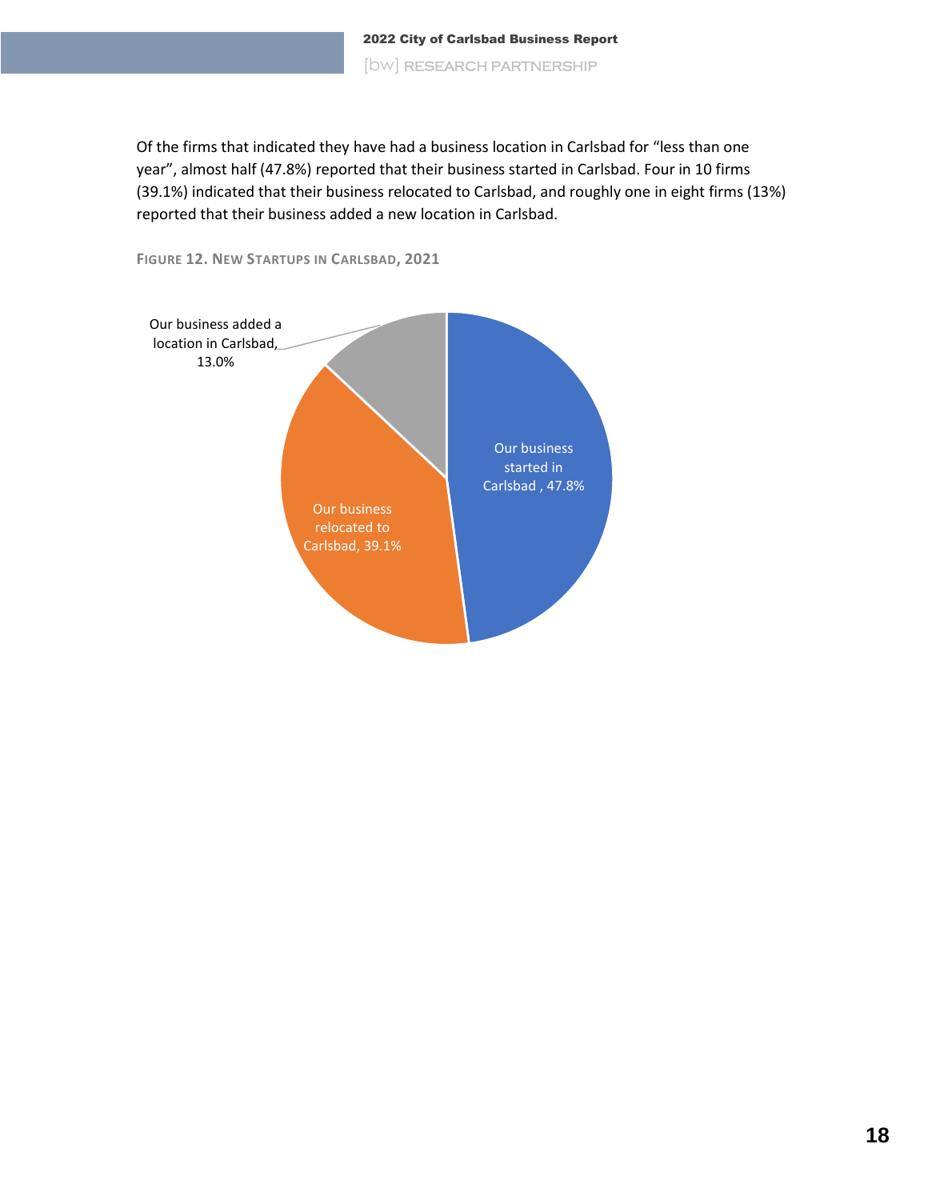Of the firms that indicated they have had a business location in Carlsbad for "less than one year", almost half (47.8%) reported that their business started in Carlsbad. Four in 10 firms (39.1%) indicated that their business relocated to Carlsbad, and roughly one in eight firms (13%) reported that their business added a new location in Carlsbad.

**FIGURE 12. NEW STARTUPS IN CARLSBAD, 2021**

| Category | Percent |
|---|---|
| Our business started in Carlsbad | 47.8% |
| Our business relocated to Carlsbad | 39.1% |
| Our business added a location in Carlsbad | 13.0% |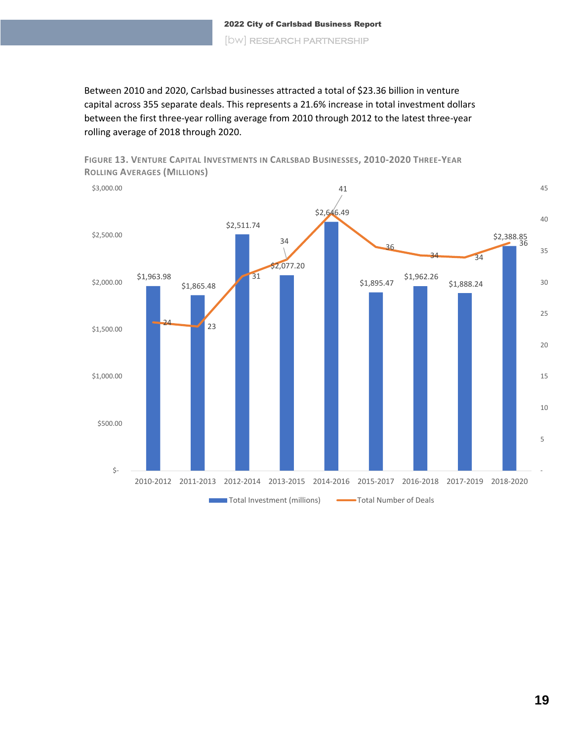Between 2010 and 2020, Carlsbad businesses attracted a total of $23.36 billion in venture capital across 355 separate deals. This represents a 21.6% increase in total investment dollars between the first three-year rolling average from 2010 through 2012 to the latest three-year rolling average of 2018 through 2020.

**FIGURE 13. VENTURE CAPITAL INVESTMENTS IN CARLSBAD BUSINESSES, 2010-2020 THREE-YEAR ROLLING AVERAGES (MILLIONS)**

| Period | Total Investment (millions) | Total Number of Deals |
|---|---|---|
| 2010-2012 | $1,963.98 | 24 |
| 2011-2013 | $1,865.48 | 23 |
| 2012-2014 | $2,511.74 | 31 |
| 2013-2015 | $2,077.20 | 34 |
| 2014-2016 | $2,646.49 | 41 |
| 2015-2017 | $1,895.47 | 36 |
| 2016-2018 | $1,962.26 | 34 |
| 2017-2019 | $1,888.24 | 34 |
| 2018-2020 | $2,388.85 | 36 |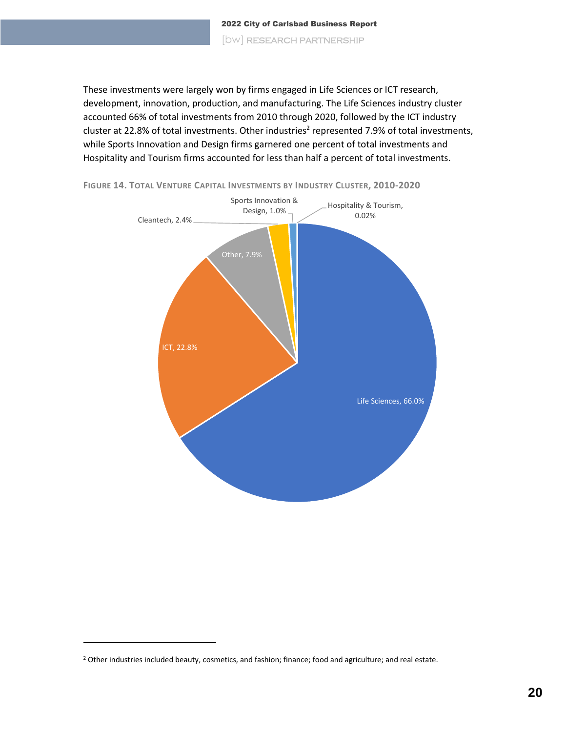These investments were largely won by firms engaged in Life Sciences or ICT research, development, innovation, production, and manufacturing. The Life Sciences industry cluster accounted 66% of total investments from 2010 through 2020, followed by the ICT industry cluster at 22.8% of total investments. Other industries[2] represented 7.9% of total investments, while Sports Innovation and Design firms garnered one percent of total investments and Hospitality and Tourism firms accounted for less than half a percent of total investments.

**FIGURE 14. TOTAL VENTURE CAPITAL INVESTMENTS BY INDUSTRY CLUSTER, 2010-2020**

| Industry Cluster | Share of Total Investments |
| --- | --- |
| Life Sciences | 66.0% |
| ICT | 22.8% |
| Other | 7.9% |
| Cleantech | 2.4% |
| Sports Innovation & Design | 1.0% |
| Hospitality & Tourism | 0.02% |

[2] Other industries included beauty, cosmetics, and fashion; finance; food and agriculture; and real estate.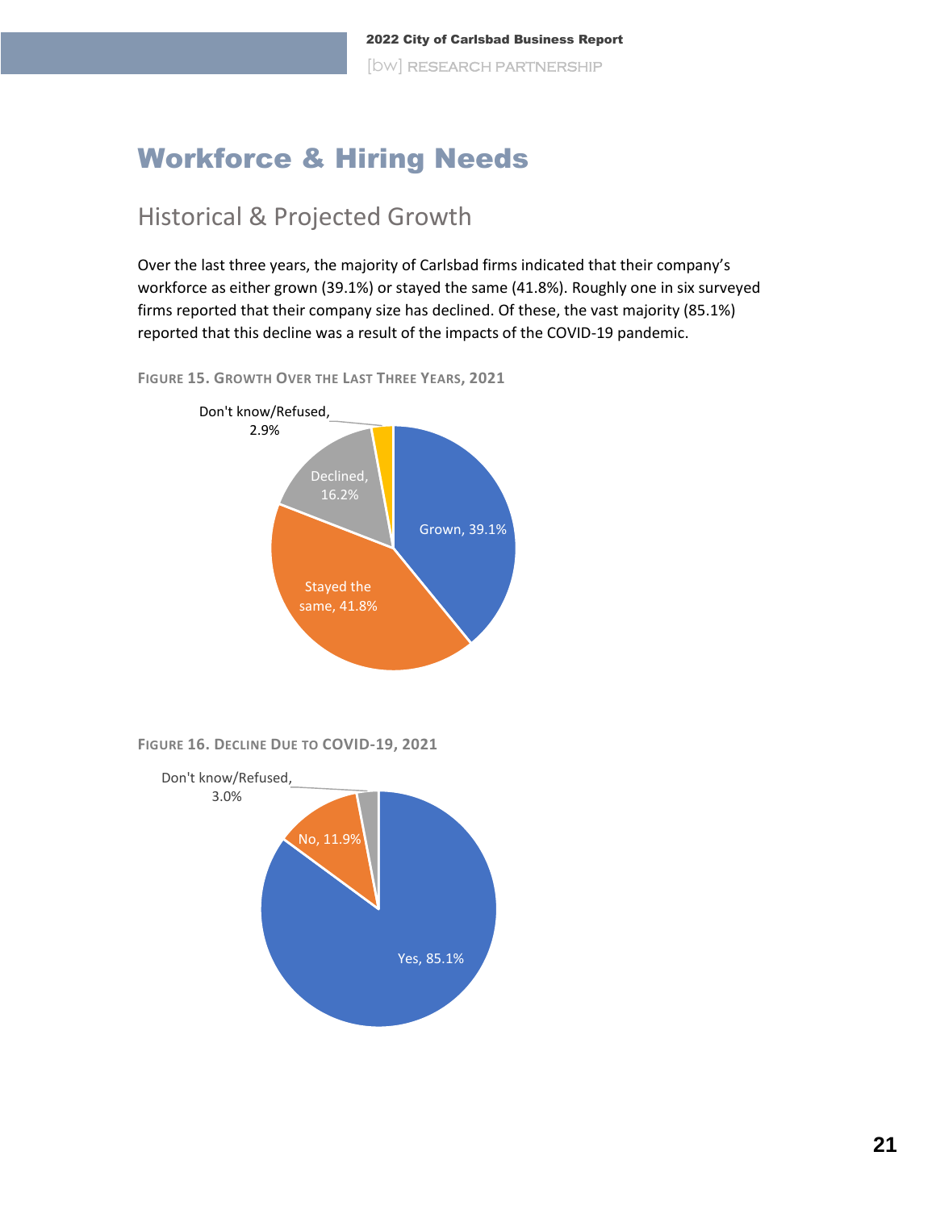# Workforce & Hiring Needs

## Historical & Projected Growth

Over the last three years, the majority of Carlsbad firms indicated that their company's workforce as either grown (39.1%) or stayed the same (41.8%). Roughly one in six surveyed firms reported that their company size has declined. Of these, the vast majority (85.1%) reported that this decline was a result of the impacts of the COVID-19 pandemic.

FIGURE 15. GROWTH OVER THE LAST THREE YEARS, 2021

| Response | Percent |
|---|---|
| Grown | 39.1% |
| Stayed the same | 41.8% |
| Declined | 16.2% |
| Don't know/Refused | 2.9% |

FIGURE 16. DECLINE DUE TO COVID-19, 2021

| Response | Percent |
|---|---|
| Yes | 85.1% |
| No | 11.9% |
| Don't know/Refused | 3.0% |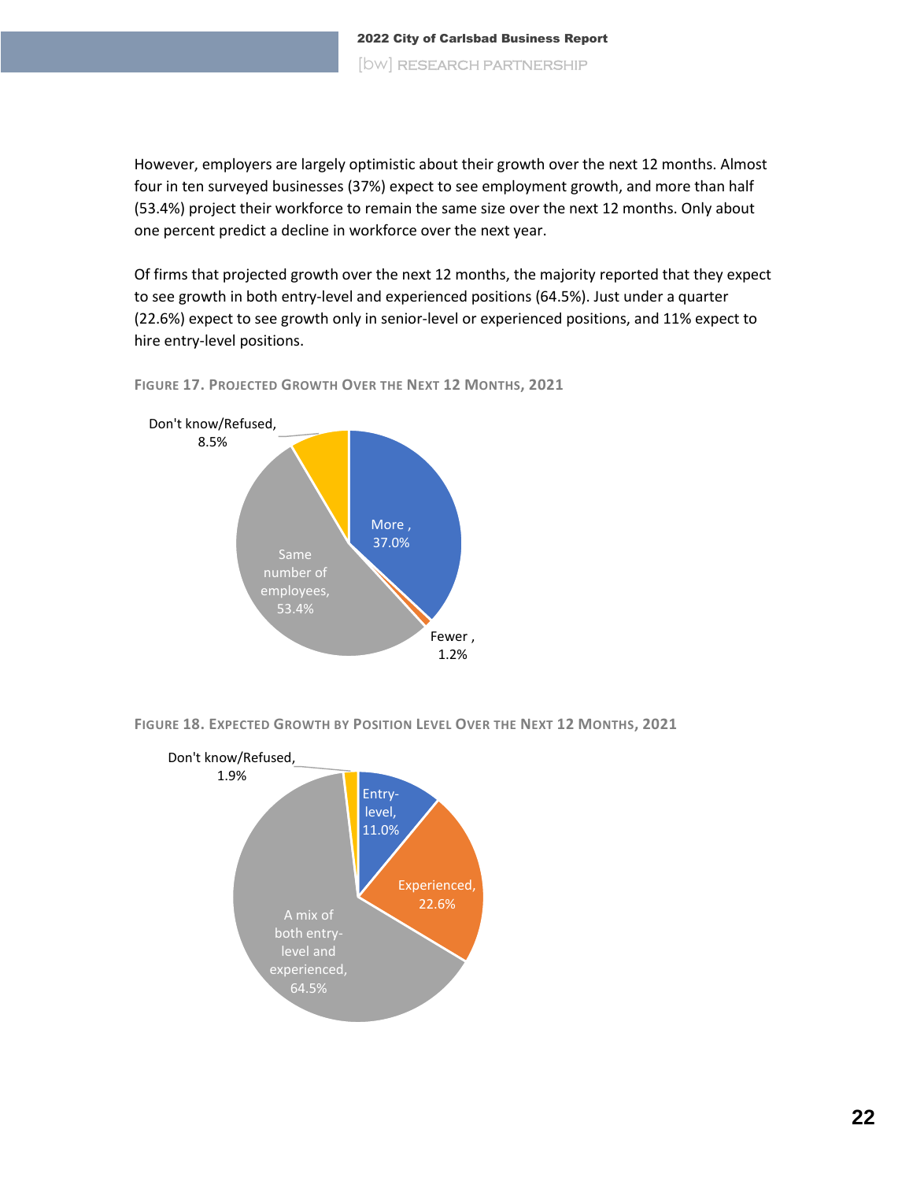However, employers are largely optimistic about their growth over the next 12 months. Almost four in ten surveyed businesses (37%) expect to see employment growth, and more than half (53.4%) project their workforce to remain the same size over the next 12 months. Only about one percent predict a decline in workforce over the next year.

Of firms that projected growth over the next 12 months, the majority reported that they expect to see growth in both entry-level and experienced positions (64.5%). Just under a quarter (22.6%) expect to see growth only in senior-level or experienced positions, and 11% expect to hire entry-level positions.

**FIGURE 17. PROJECTED GROWTH OVER THE NEXT 12 MONTHS, 2021**

| Response | Share |
| --- | --- |
| More | 37.0% |
| Fewer | 1.2% |
| Same number of employees | 53.4% |
| Don't know/Refused | 8.5% |

**FIGURE 18. EXPECTED GROWTH BY POSITION LEVEL OVER THE NEXT 12 MONTHS, 2021**

| Position Level | Share |
| --- | --- |
| Entry-level | 11.0% |
| Experienced | 22.6% |
| A mix of both entry-level and experienced | 64.5% |
| Don't know/Refused | 1.9% |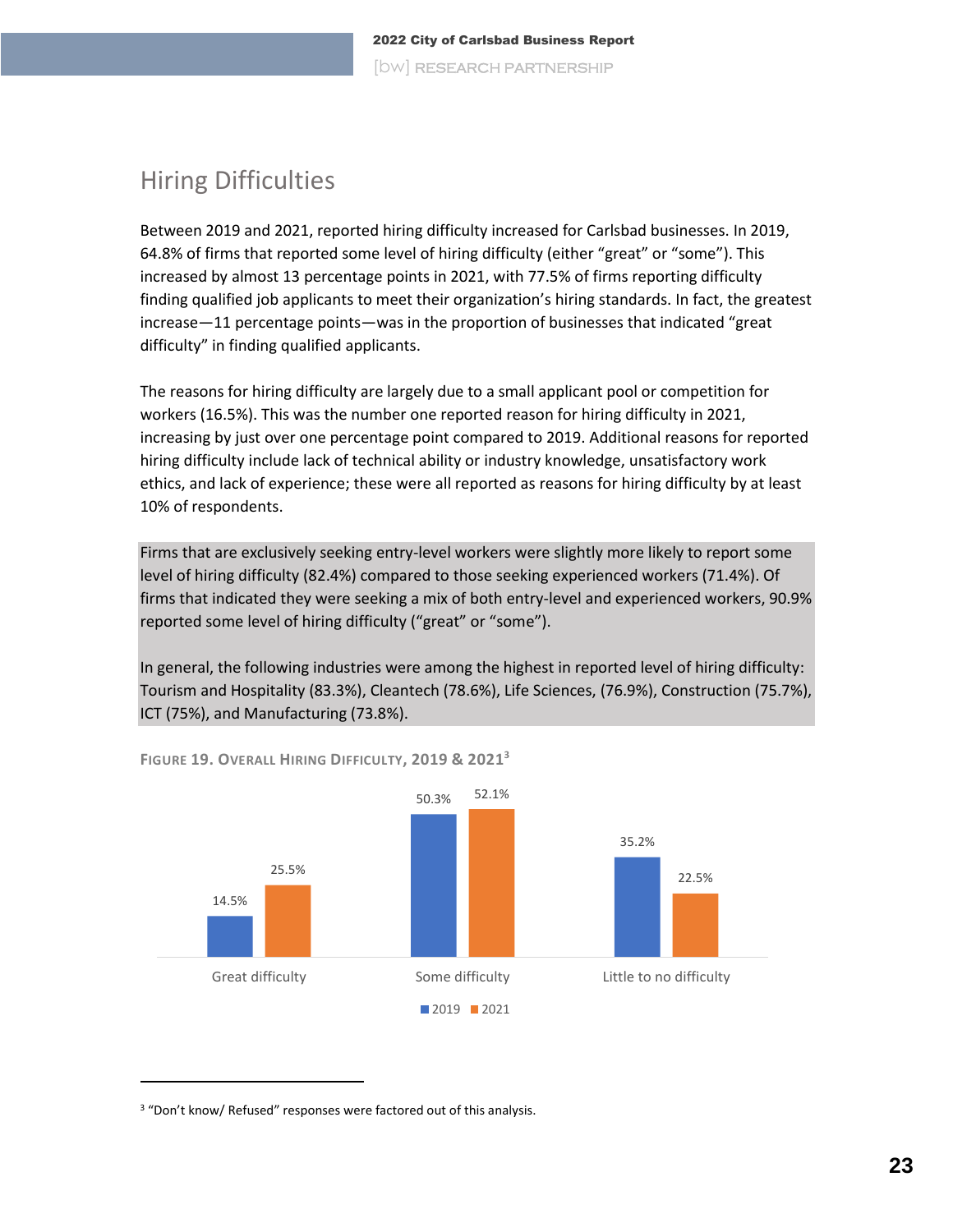## Hiring Difficulties

Between 2019 and 2021, reported hiring difficulty increased for Carlsbad businesses. In 2019, 64.8% of firms that reported some level of hiring difficulty (either "great" or "some"). This increased by almost 13 percentage points in 2021, with 77.5% of firms reporting difficulty finding qualified job applicants to meet their organization's hiring standards. In fact, the greatest increase—11 percentage points—was in the proportion of businesses that indicated "great difficulty" in finding qualified applicants.

The reasons for hiring difficulty are largely due to a small applicant pool or competition for workers (16.5%). This was the number one reported reason for hiring difficulty in 2021, increasing by just over one percentage point compared to 2019. Additional reasons for reported hiring difficulty include lack of technical ability or industry knowledge, unsatisfactory work ethics, and lack of experience; these were all reported as reasons for hiring difficulty by at least 10% of respondents.

Firms that are exclusively seeking entry-level workers were slightly more likely to report some level of hiring difficulty (82.4%) compared to those seeking experienced workers (71.4%). Of firms that indicated they were seeking a mix of both entry-level and experienced workers, 90.9% reported some level of hiring difficulty ("great" or "some").

In general, the following industries were among the highest in reported level of hiring difficulty: Tourism and Hospitality (83.3%), Cleantech (78.6%), Life Sciences, (76.9%), Construction (75.7%), ICT (75%), and Manufacturing (73.8%).

**Figure 19. Overall Hiring Difficulty, 2019 & 2021**[3]

| | 2019 | 2021 |
|---|---|---|
| Great difficulty | 14.5% | 25.5% |
| Some difficulty | 50.3% | 52.1% |
| Little to no difficulty | 35.2% | 22.5% |

[3] "Don't know/ Refused" responses were factored out of this analysis.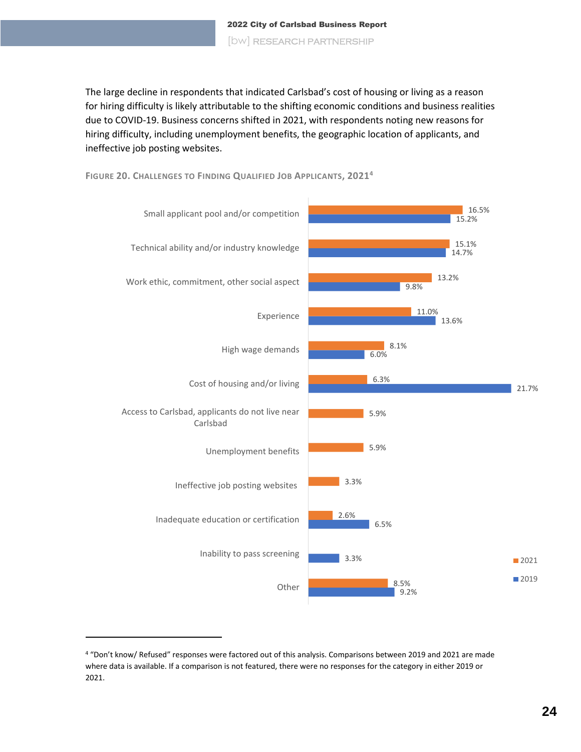The large decline in respondents that indicated Carlsbad's cost of housing or living as a reason for hiring difficulty is likely attributable to the shifting economic conditions and business realities due to COVID-19. Business concerns shifted in 2021, with respondents noting new reasons for hiring difficulty, including unemployment benefits, the geographic location of applicants, and ineffective job posting websites.

**FIGURE 20. CHALLENGES TO FINDING QUALIFIED JOB APPLICANTS, 2021**[4]

| Challenge | 2021 | 2019 |
|---|---|---|
| Small applicant pool and/or competition | 16.5% | 15.2% |
| Technical ability and/or industry knowledge | 15.1% | 14.7% |
| Work ethic, commitment, other social aspect | 13.2% | 9.8% |
| Experience | 11.0% | 13.6% |
| High wage demands | 8.1% | 6.0% |
| Cost of housing and/or living | 6.3% | 21.7% |
| Access to Carlsbad, applicants do not live near Carlsbad | 5.9% | |
| Unemployment benefits | 5.9% | |
| Ineffective job posting websites | 3.3% | |
| Inadequate education or certification | 2.6% | 6.5% |
| Inability to pass screening | | 3.3% |
| Other | 8.5% | 9.2% |

[4] "Don't know/ Refused" responses were factored out of this analysis. Comparisons between 2019 and 2021 are made where data is available. If a comparison is not featured, there were no responses for the category in either 2019 or 2021.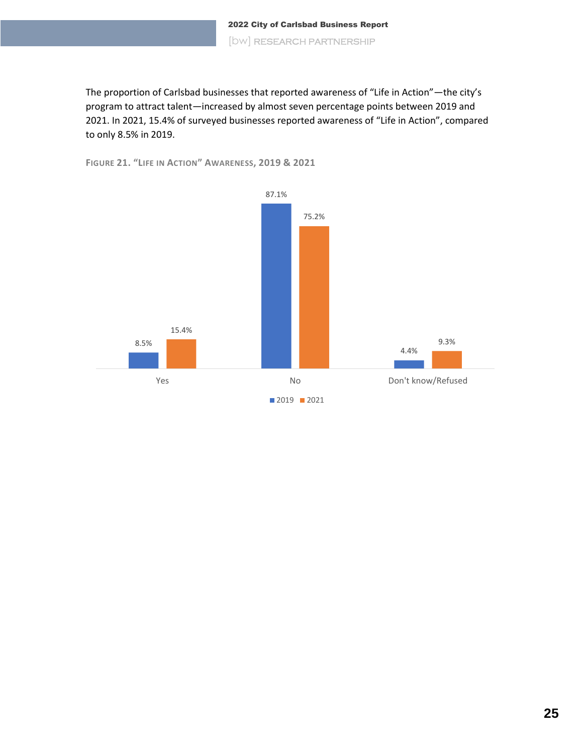The proportion of Carlsbad businesses that reported awareness of "Life in Action"—the city's program to attract talent—increased by almost seven percentage points between 2019 and 2021. In 2021, 15.4% of surveyed businesses reported awareness of "Life in Action", compared to only 8.5% in 2019.

FIGURE 21. "LIFE IN ACTION" AWARENESS, 2019 & 2021

| | 2019 | 2021 |
|---|---|---|
| Yes | 8.5% | 15.4% |
| No | 87.1% | 75.2% |
| Don't know/Refused | 4.4% | 9.3% |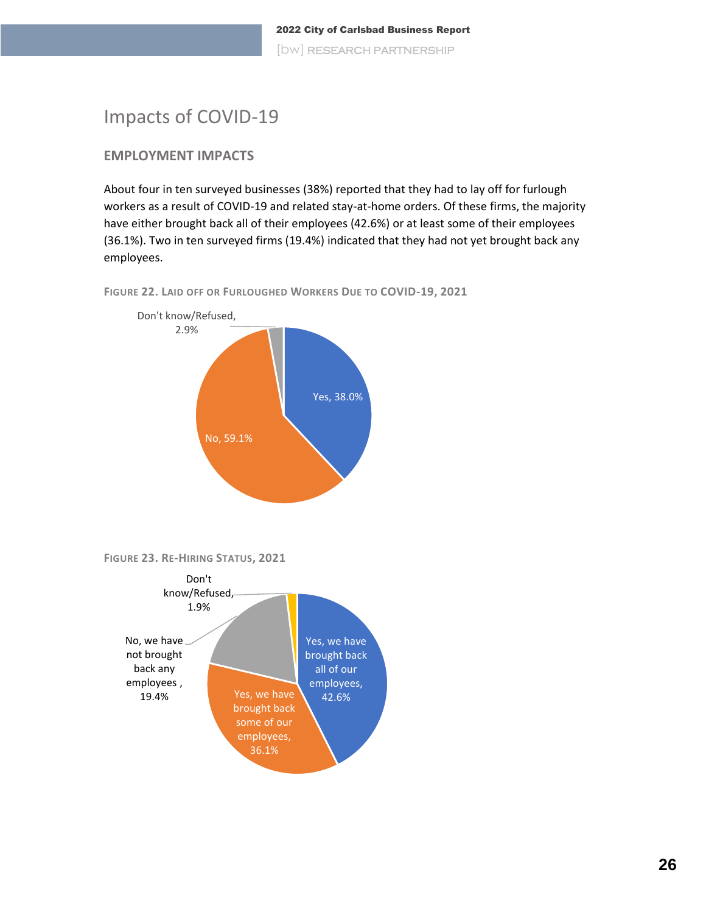# Impacts of COVID-19

### EMPLOYMENT IMPACTS

About four in ten surveyed businesses (38%) reported that they had to lay off for furlough workers as a result of COVID-19 and related stay-at-home orders. Of these firms, the majority have either brought back all of their employees (42.6%) or at least some of their employees (36.1%). Two in ten surveyed firms (19.4%) indicated that they had not yet brought back any employees.

FIGURE 22. LAID OFF OR FURLOUGHED WORKERS DUE TO COVID-19, 2021

| Response | Percent |
|---|---|
| Yes | 38.0% |
| No | 59.1% |
| Don't know/Refused | 2.9% |

FIGURE 23. RE-HIRING STATUS, 2021

| Response | Percent |
|---|---|
| Yes, we have brought back all of our employees | 42.6% |
| Yes, we have brought back some of our employees | 36.1% |
| No, we have not brought back any employees | 19.4% |
| Don't know/Refused | 1.9% |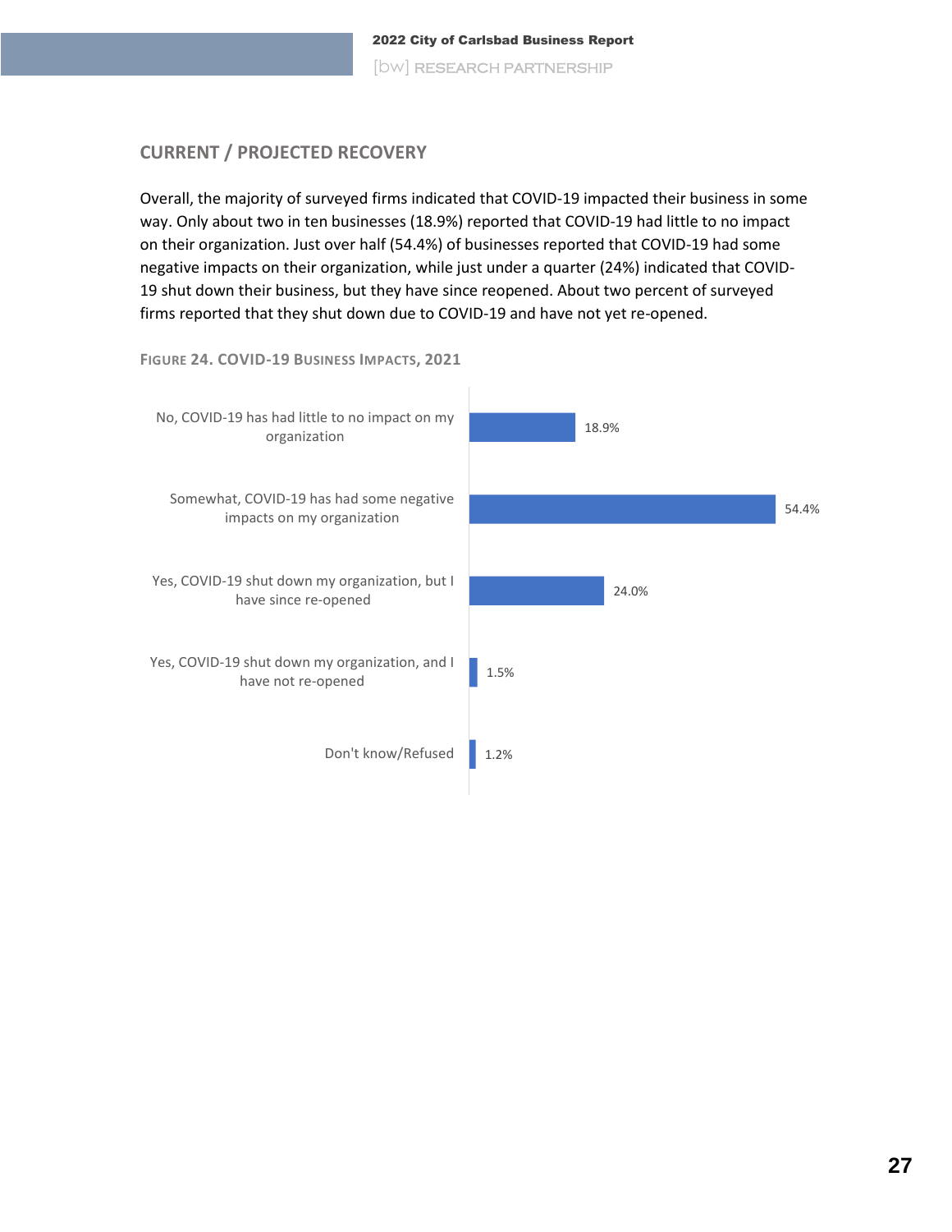## CURRENT / PROJECTED RECOVERY

Overall, the majority of surveyed firms indicated that COVID-19 impacted their business in some way. Only about two in ten businesses (18.9%) reported that COVID-19 had little to no impact on their organization. Just over half (54.4%) of businesses reported that COVID-19 had some negative impacts on their organization, while just under a quarter (24%) indicated that COVID-19 shut down their business, but they have since reopened. About two percent of surveyed firms reported that they shut down due to COVID-19 and have not yet re-opened.

FIGURE 24. COVID-19 BUSINESS IMPACTS, 2021

| Response | Percent |
|---|---|
| No, COVID-19 has had little to no impact on my organization | 18.9% |
| Somewhat, COVID-19 has had some negative impacts on my organization | 54.4% |
| Yes, COVID-19 shut down my organization, but I have since re-opened | 24.0% |
| Yes, COVID-19 shut down my organization, and I have not re-opened | 1.5% |
| Don't know/Refused | 1.2% |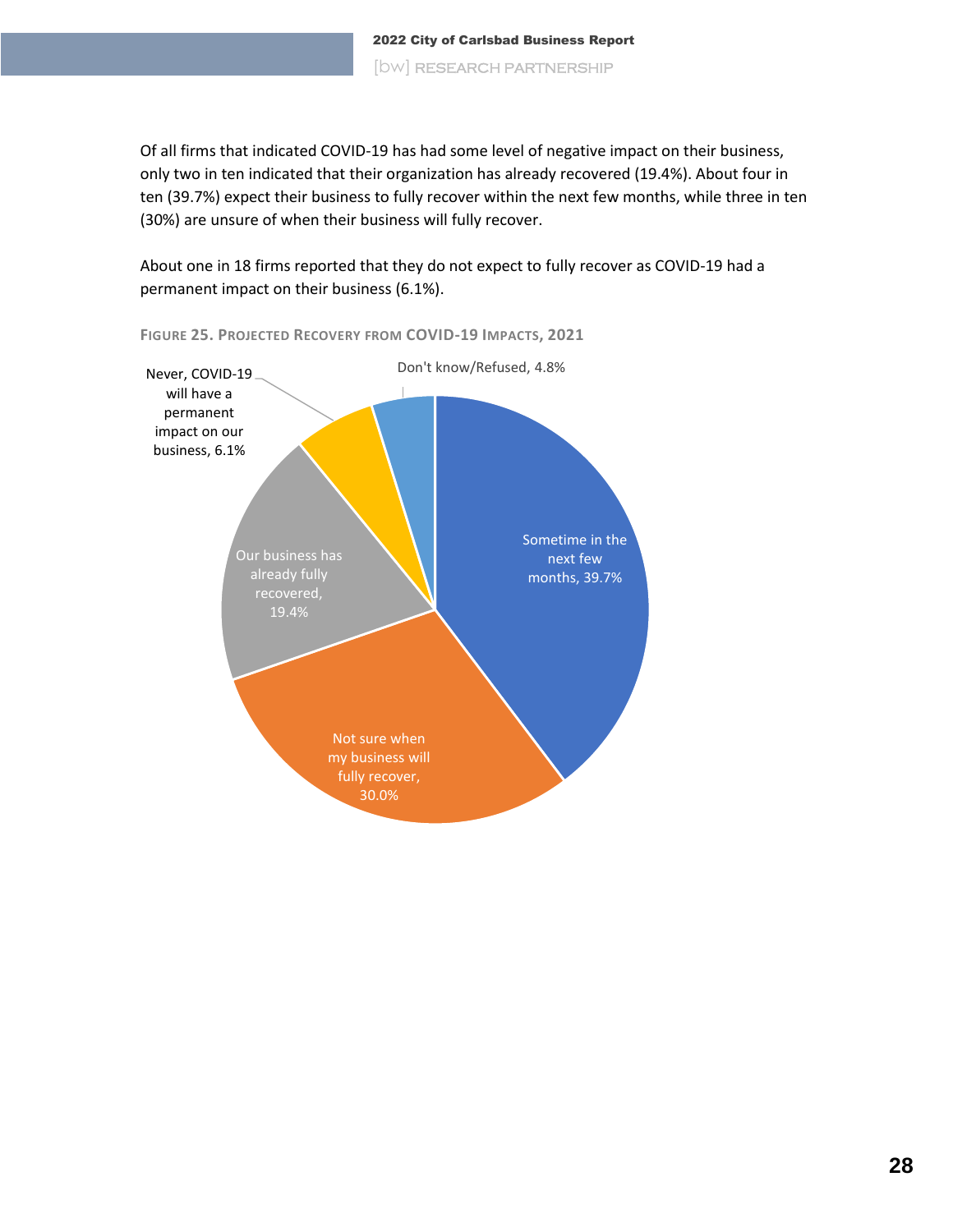Of all firms that indicated COVID-19 has had some level of negative impact on their business, only two in ten indicated that their organization has already recovered (19.4%). About four in ten (39.7%) expect their business to fully recover within the next few months, while three in ten (30%) are unsure of when their business will fully recover.

About one in 18 firms reported that they do not expect to fully recover as COVID-19 had a permanent impact on their business (6.1%).

**FIGURE 25. PROJECTED RECOVERY FROM COVID-19 IMPACTS, 2021**

| Response | Percent |
|---|---|
| Sometime in the next few months | 39.7% |
| Not sure when my business will fully recover | 30.0% |
| Our business has already fully recovered | 19.4% |
| Never, COVID-19 will have a permanent impact on our business | 6.1% |
| Don't know/Refused | 4.8% |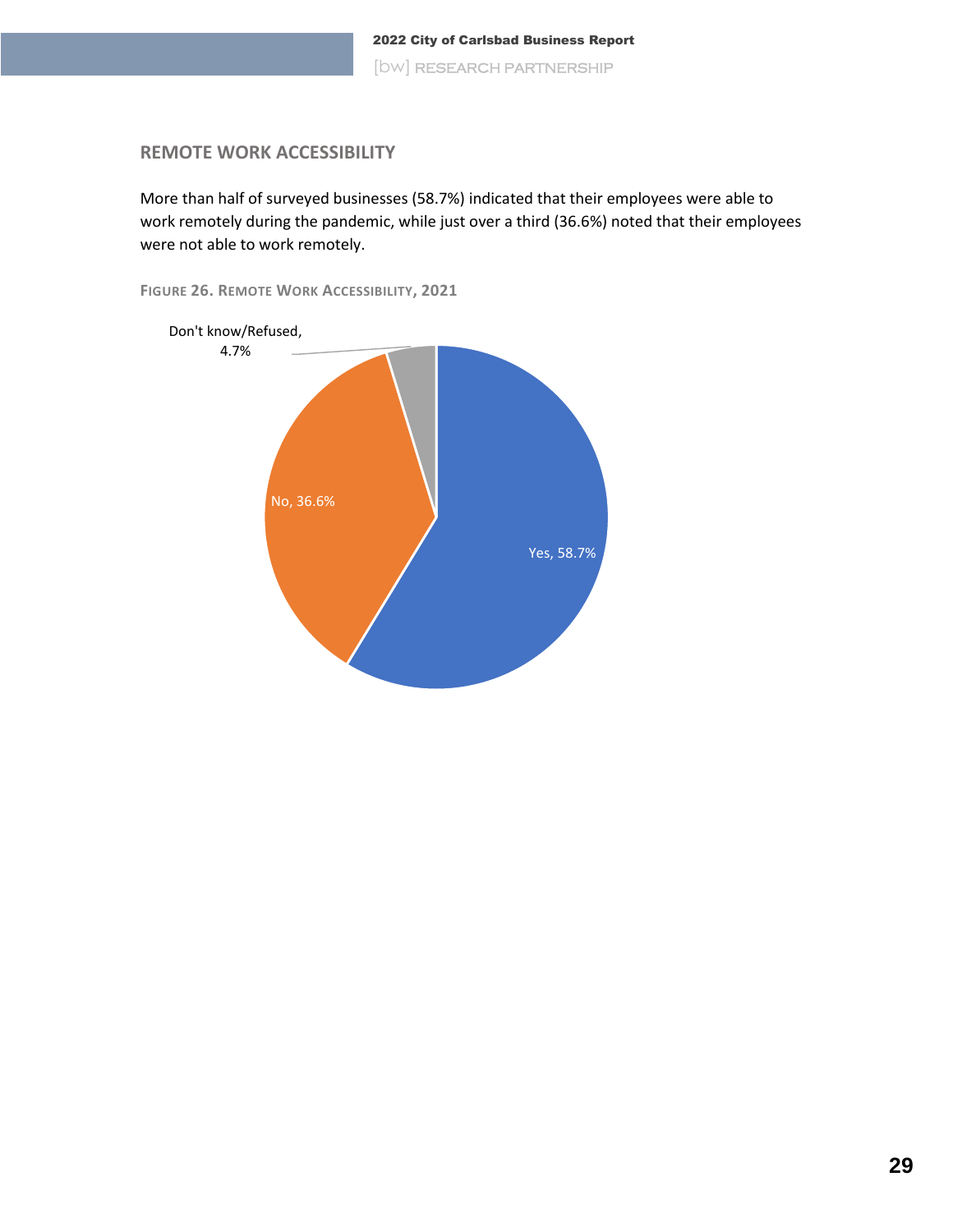## REMOTE WORK ACCESSIBILITY

More than half of surveyed businesses (58.7%) indicated that their employees were able to work remotely during the pandemic, while just over a third (36.6%) noted that their employees were not able to work remotely.

FIGURE 26. REMOTE WORK ACCESSIBILITY, 2021

Don't know/Refused, 4.7%

No, 36.6%

Yes, 58.7%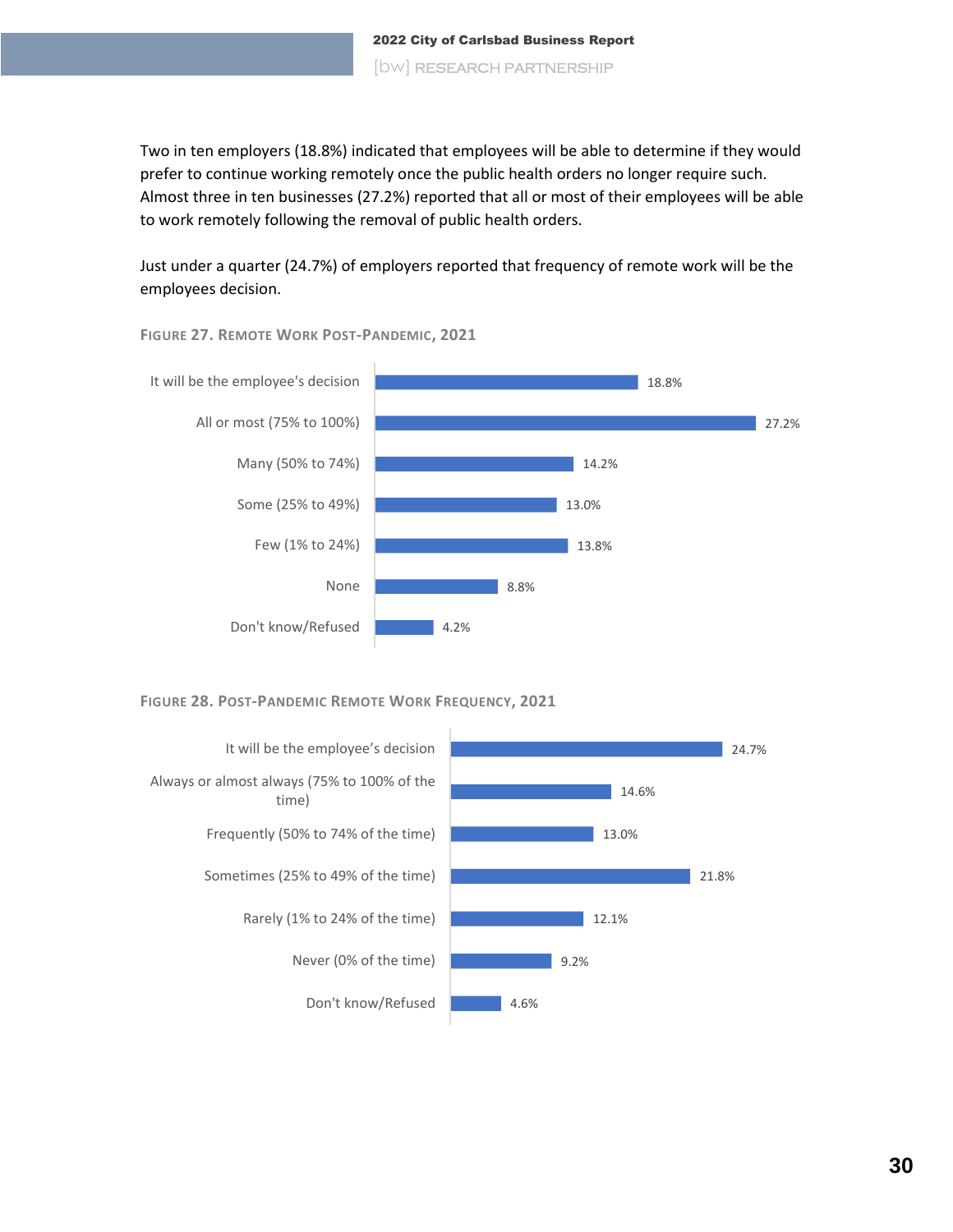Two in ten employers (18.8%) indicated that employees will be able to determine if they would prefer to continue working remotely once the public health orders no longer require such. Almost three in ten businesses (27.2%) reported that all or most of their employees will be able to work remotely following the removal of public health orders.

Just under a quarter (24.7%) of employers reported that frequency of remote work will be the employees decision.

FIGURE 27. REMOTE WORK POST-PANDEMIC, 2021

| Response | Percent |
|---|---|
| It will be the employee's decision | 18.8% |
| All or most (75% to 100%) | 27.2% |
| Many (50% to 74%) | 14.2% |
| Some (25% to 49%) | 13.0% |
| Few (1% to 24%) | 13.8% |
| None | 8.8% |
| Don't know/Refused | 4.2% |

FIGURE 28. POST-PANDEMIC REMOTE WORK FREQUENCY, 2021

| Response | Percent |
|---|---|
| It will be the employee's decision | 24.7% |
| Always or almost always (75% to 100% of the time) | 14.6% |
| Frequently (50% to 74% of the time) | 13.0% |
| Sometimes (25% to 49% of the time) | 21.8% |
| Rarely (1% to 24% of the time) | 12.1% |
| Never (0% of the time) | 9.2% |
| Don't know/Refused | 4.6% |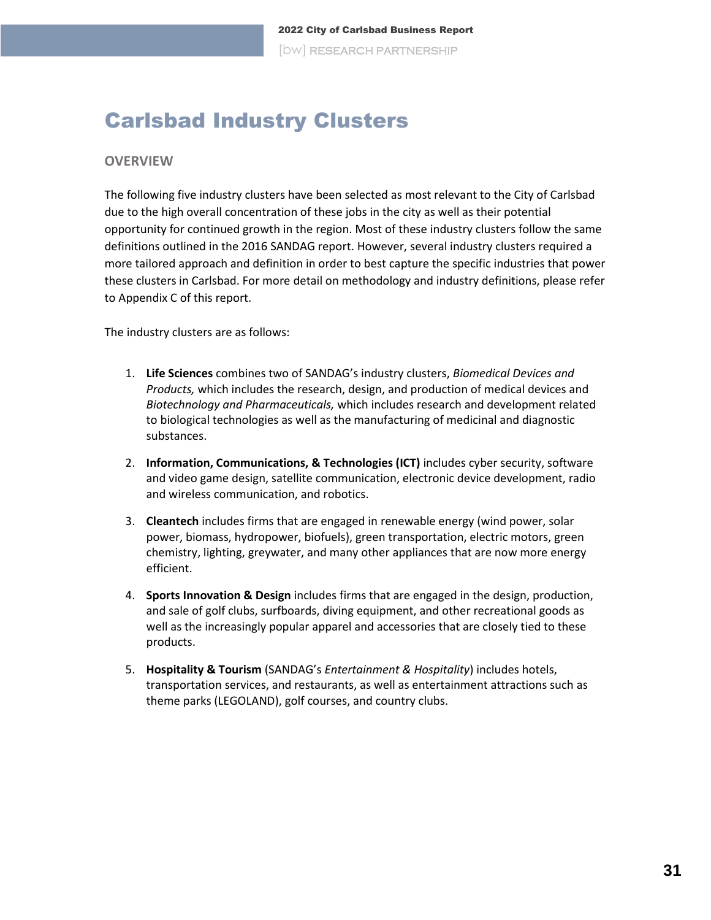# Carlsbad Industry Clusters

## OVERVIEW

The following five industry clusters have been selected as most relevant to the City of Carlsbad due to the high overall concentration of these jobs in the city as well as their potential opportunity for continued growth in the region. Most of these industry clusters follow the same definitions outlined in the 2016 SANDAG report. However, several industry clusters required a more tailored approach and definition in order to best capture the specific industries that power these clusters in Carlsbad. For more detail on methodology and industry definitions, please refer to Appendix C of this report.

The industry clusters are as follows:

1. **Life Sciences** combines two of SANDAG's industry clusters, *Biomedical Devices and Products,* which includes the research, design, and production of medical devices and *Biotechnology and Pharmaceuticals,* which includes research and development related to biological technologies as well as the manufacturing of medicinal and diagnostic substances.
2. **Information, Communications, & Technologies (ICT)** includes cyber security, software and video game design, satellite communication, electronic device development, radio and wireless communication, and robotics.
3. **Cleantech** includes firms that are engaged in renewable energy (wind power, solar power, biomass, hydropower, biofuels), green transportation, electric motors, green chemistry, lighting, greywater, and many other appliances that are now more energy efficient.
4. **Sports Innovation & Design** includes firms that are engaged in the design, production, and sale of golf clubs, surfboards, diving equipment, and other recreational goods as well as the increasingly popular apparel and accessories that are closely tied to these products.
5. **Hospitality & Tourism** (SANDAG's *Entertainment & Hospitality*) includes hotels, transportation services, and restaurants, as well as entertainment attractions such as theme parks (LEGOLAND), golf courses, and country clubs.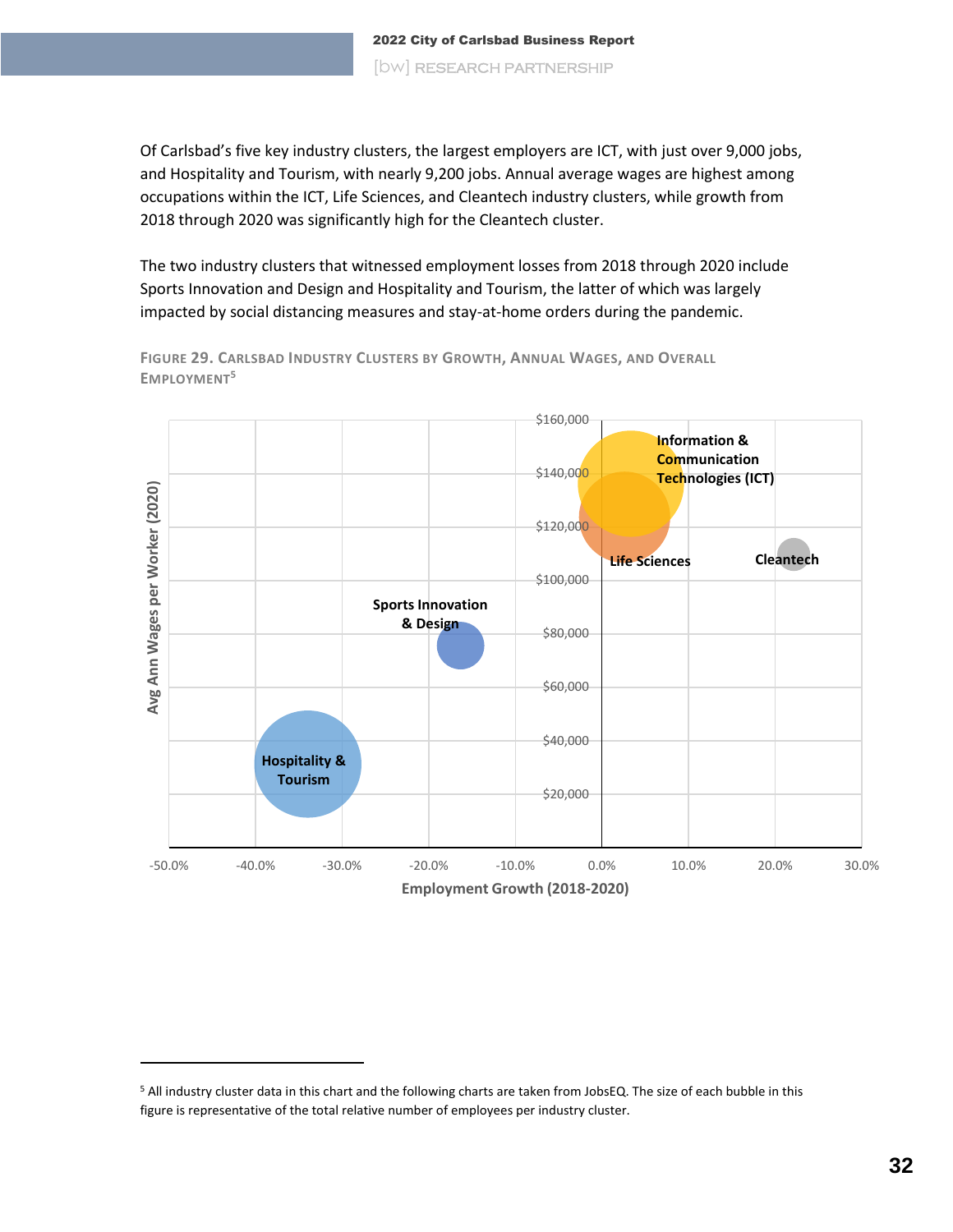Of Carlsbad's five key industry clusters, the largest employers are ICT, with just over 9,000 jobs, and Hospitality and Tourism, with nearly 9,200 jobs. Annual average wages are highest among occupations within the ICT, Life Sciences, and Cleantech industry clusters, while growth from 2018 through 2020 was significantly high for the Cleantech cluster.

The two industry clusters that witnessed employment losses from 2018 through 2020 include Sports Innovation and Design and Hospitality and Tourism, the latter of which was largely impacted by social distancing measures and stay-at-home orders during the pandemic.

FIGURE 29. CARLSBAD INDUSTRY CLUSTERS BY GROWTH, ANNUAL WAGES, AND OVERALL EMPLOYMENT[5]

---

[5] All industry cluster data in this chart and the following charts are taken from JobsEQ. The size of each bubble in this figure is representative of the total relative number of employees per industry cluster.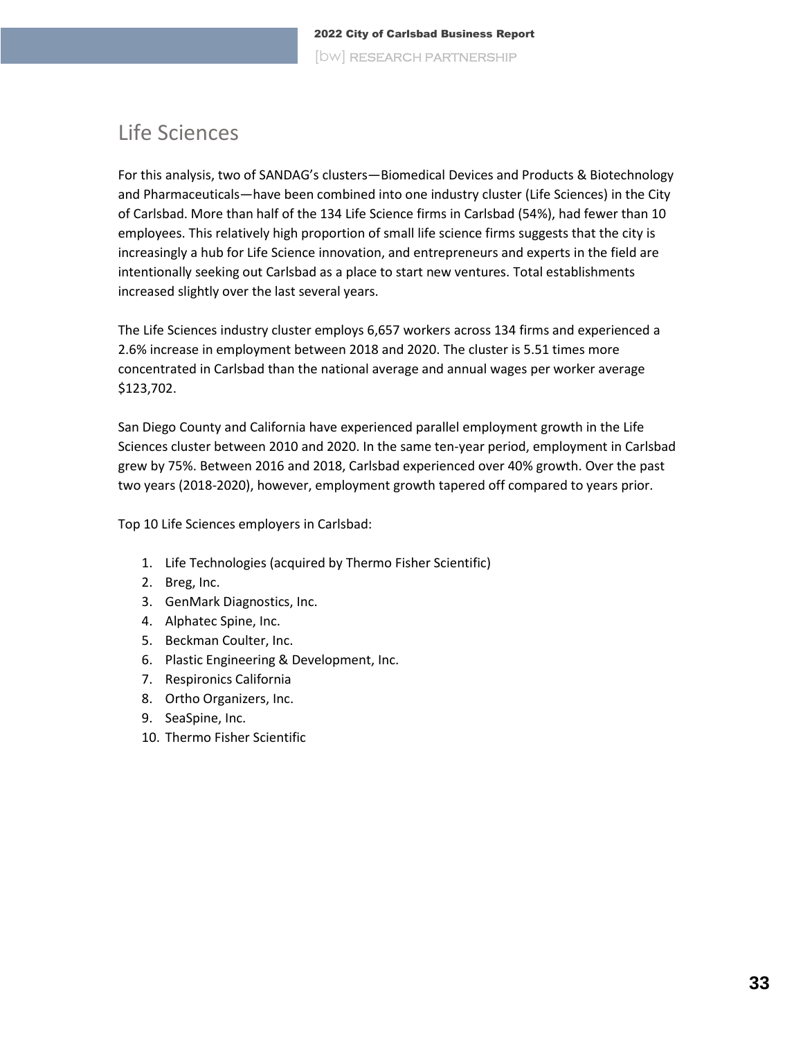## Life Sciences

For this analysis, two of SANDAG's clusters—Biomedical Devices and Products & Biotechnology and Pharmaceuticals—have been combined into one industry cluster (Life Sciences) in the City of Carlsbad. More than half of the 134 Life Science firms in Carlsbad (54%), had fewer than 10 employees. This relatively high proportion of small life science firms suggests that the city is increasingly a hub for Life Science innovation, and entrepreneurs and experts in the field are intentionally seeking out Carlsbad as a place to start new ventures. Total establishments increased slightly over the last several years.

The Life Sciences industry cluster employs 6,657 workers across 134 firms and experienced a 2.6% increase in employment between 2018 and 2020. The cluster is 5.51 times more concentrated in Carlsbad than the national average and annual wages per worker average $123,702.

San Diego County and California have experienced parallel employment growth in the Life Sciences cluster between 2010 and 2020. In the same ten-year period, employment in Carlsbad grew by 75%. Between 2016 and 2018, Carlsbad experienced over 40% growth. Over the past two years (2018-2020), however, employment growth tapered off compared to years prior.

Top 10 Life Sciences employers in Carlsbad:

1. Life Technologies (acquired by Thermo Fisher Scientific)
2. Breg, Inc.
3. GenMark Diagnostics, Inc.
4. Alphatec Spine, Inc.
5. Beckman Coulter, Inc.
6. Plastic Engineering & Development, Inc.
7. Respironics California
8. Ortho Organizers, Inc.
9. SeaSpine, Inc.
10. Thermo Fisher Scientific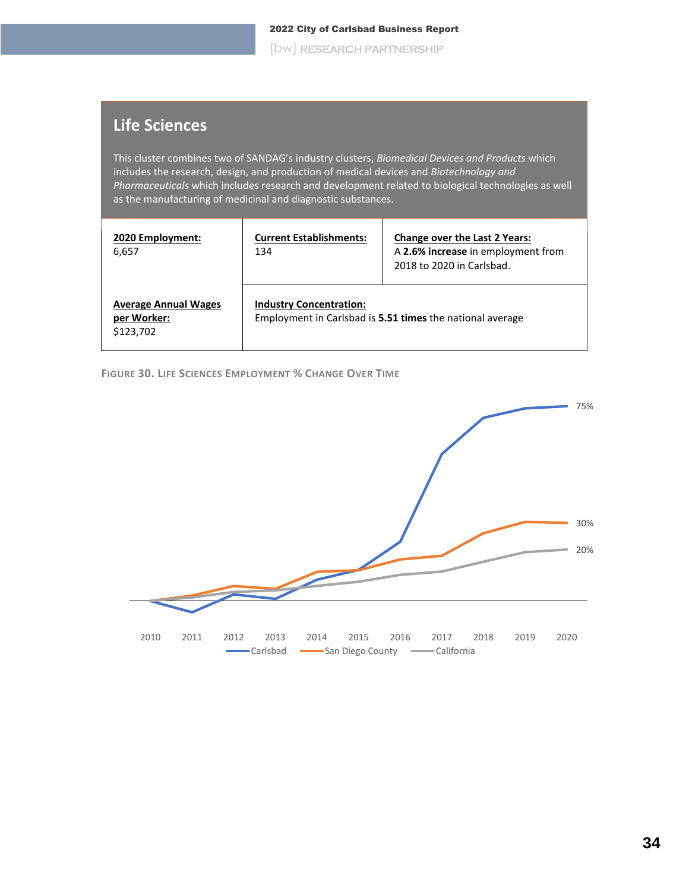## Life Sciences

This cluster combines two of SANDAG's industry clusters, *Biomedical Devices and Products* which includes the research, design, and production of medical devices and *Biotechnology and Pharmaceuticals* which includes research and development related to biological technologies as well as the manufacturing of medicinal and diagnostic substances.

| **2020 Employment:** 6,657 | **Current Establishments:** 134 | **Change over the Last 2 Years:** A **2.6% increase** in employment from 2018 to 2020 in Carlsbad. |
|---|---|---|
| **Average Annual Wages per Worker:** $123,702 | **Industry Concentration:** Employment in Carlsbad is **5.51 times** the national average | |

FIGURE 30. LIFE SCIENCES EMPLOYMENT % CHANGE OVER TIME

75%

30%

20%

2010 2011 2012 2013 2014 2015 2016 2017 2018 2019 2020

Carlsbad San Diego County California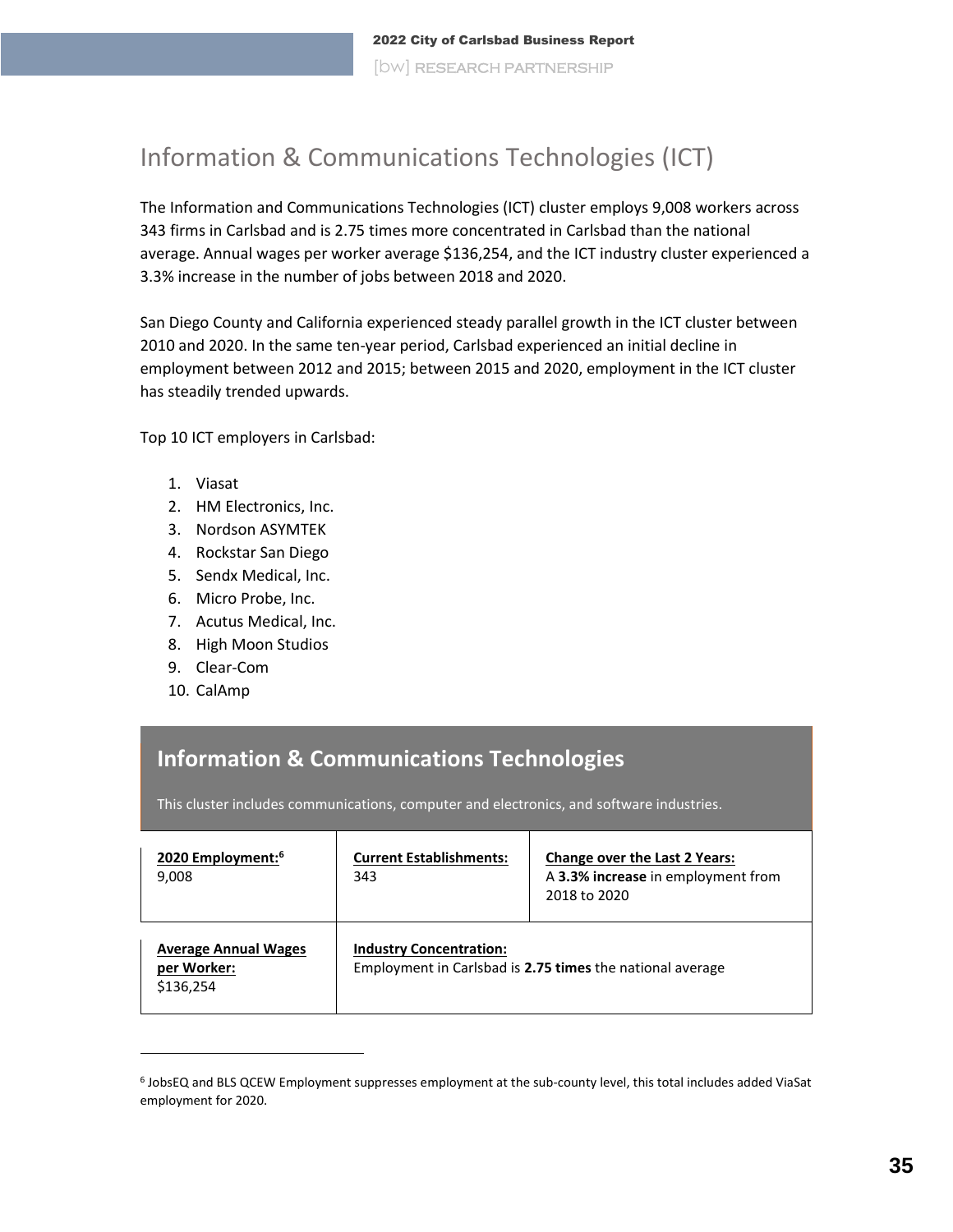## Information & Communications Technologies (ICT)

The Information and Communications Technologies (ICT) cluster employs 9,008 workers across 343 firms in Carlsbad and is 2.75 times more concentrated in Carlsbad than the national average. Annual wages per worker average $136,254, and the ICT industry cluster experienced a 3.3% increase in the number of jobs between 2018 and 2020.

San Diego County and California experienced steady parallel growth in the ICT cluster between 2010 and 2020. In the same ten-year period, Carlsbad experienced an initial decline in employment between 2012 and 2015; between 2015 and 2020, employment in the ICT cluster has steadily trended upwards.

Top 10 ICT employers in Carlsbad:

1. Viasat
2. HM Electronics, Inc.
3. Nordson ASYMTEK
4. Rockstar San Diego
5. Sendx Medical, Inc.
6. Micro Probe, Inc.
7. Acutus Medical, Inc.
8. High Moon Studios
9. Clear-Com
10. CalAmp

### Information & Communications Technologies

This cluster includes communications, computer and electronics, and software industries.

| **2020 Employment:**[6] 9,008 | **Current Establishments:** 343 | **Change over the Last 2 Years:** A **3.3% increase** in employment from 2018 to 2020 |
|---|---|---|
| **Average Annual Wages per Worker:** $136,254 | **Industry Concentration:** Employment in Carlsbad is **2.75 times** the national average | |

[6] JobsEQ and BLS QCEW Employment suppresses employment at the sub-county level, this total includes added ViaSat employment for 2020.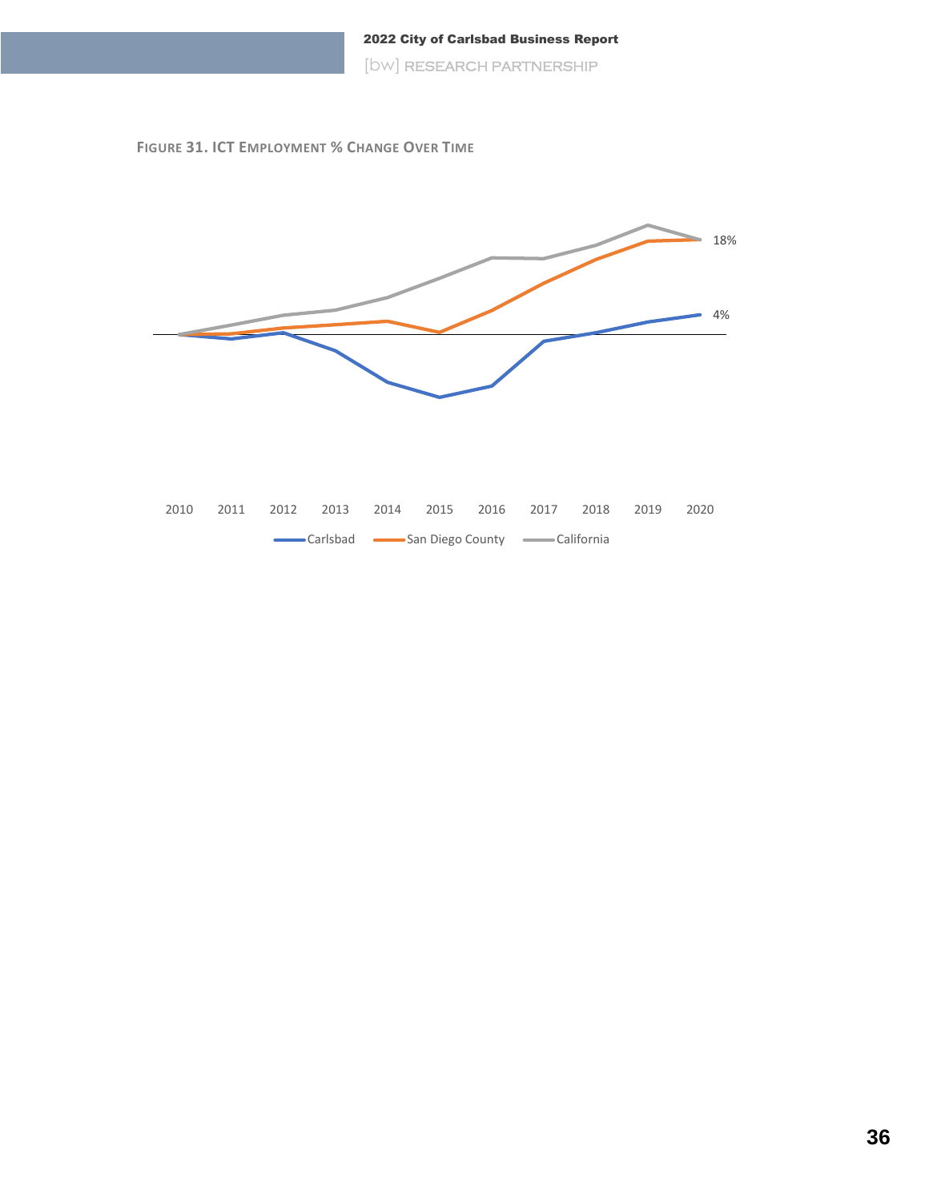**FIGURE 31. ICT EMPLOYMENT % CHANGE OVER TIME**

18%

4%

2010 2011 2012 2013 2014 2015 2016 2017 2018 2019 2020

Carlsbad San Diego County California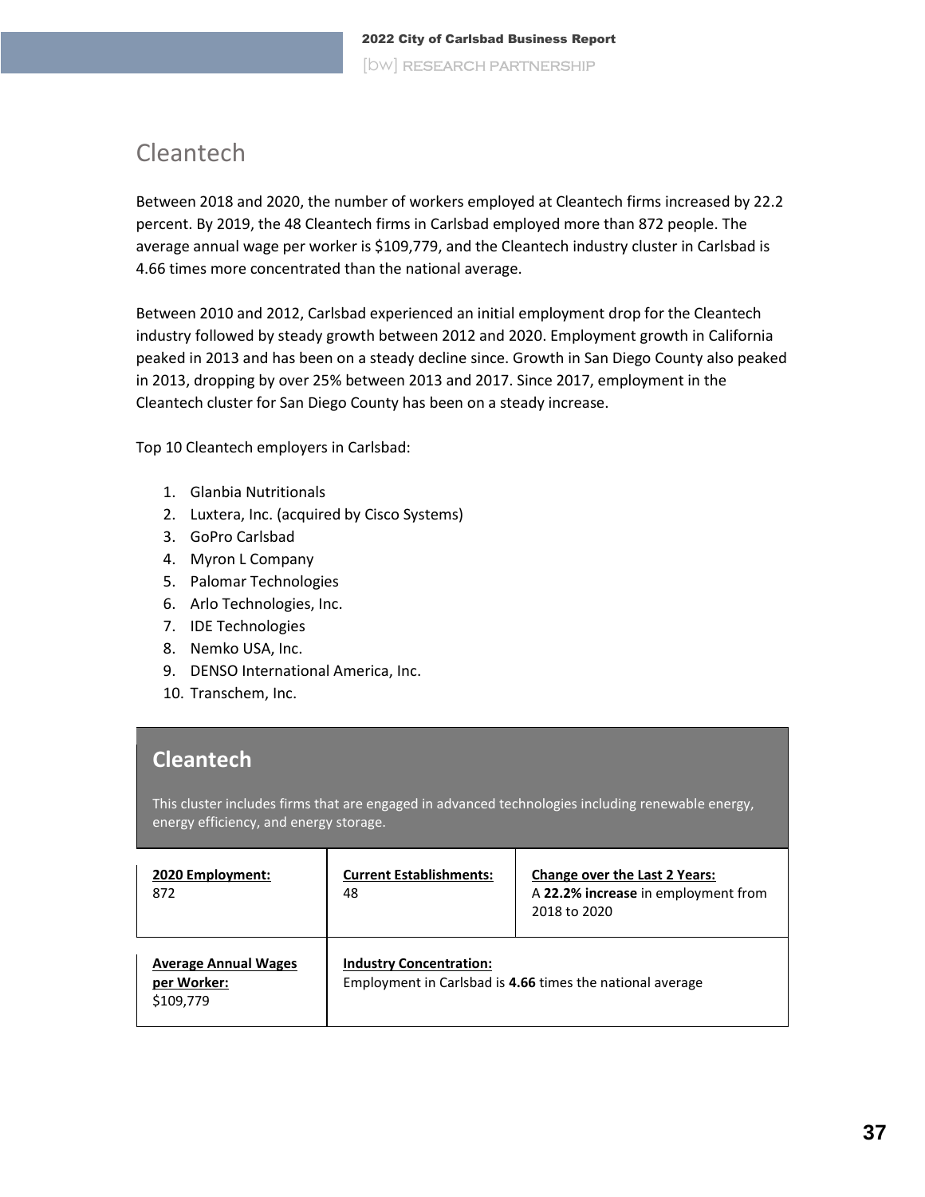## Cleantech

Between 2018 and 2020, the number of workers employed at Cleantech firms increased by 22.2 percent. By 2019, the 48 Cleantech firms in Carlsbad employed more than 872 people. The average annual wage per worker is $109,779, and the Cleantech industry cluster in Carlsbad is 4.66 times more concentrated than the national average.

Between 2010 and 2012, Carlsbad experienced an initial employment drop for the Cleantech industry followed by steady growth between 2012 and 2020. Employment growth in California peaked in 2013 and has been on a steady decline since. Growth in San Diego County also peaked in 2013, dropping by over 25% between 2013 and 2017. Since 2017, employment in the Cleantech cluster for San Diego County has been on a steady increase.

Top 10 Cleantech employers in Carlsbad:

1. Glanbia Nutritionals
2. Luxtera, Inc. (acquired by Cisco Systems)
3. GoPro Carlsbad
4. Myron L Company
5. Palomar Technologies
6. Arlo Technologies, Inc.
7. IDE Technologies
8. Nemko USA, Inc.
9. DENSO International America, Inc.
10. Transchem, Inc.

### Cleantech

This cluster includes firms that are engaged in advanced technologies including renewable energy, energy efficiency, and energy storage.

| **2020 Employment:** | **Current Establishments:** | **Change over the Last 2 Years:** |
|---|---|---|
| 872 | 48 | A **22.2% increase** in employment from 2018 to 2020 |
| **Average Annual Wages per Worker:** $109,779 | **Industry Concentration:** Employment in Carlsbad is **4.66** times the national average | |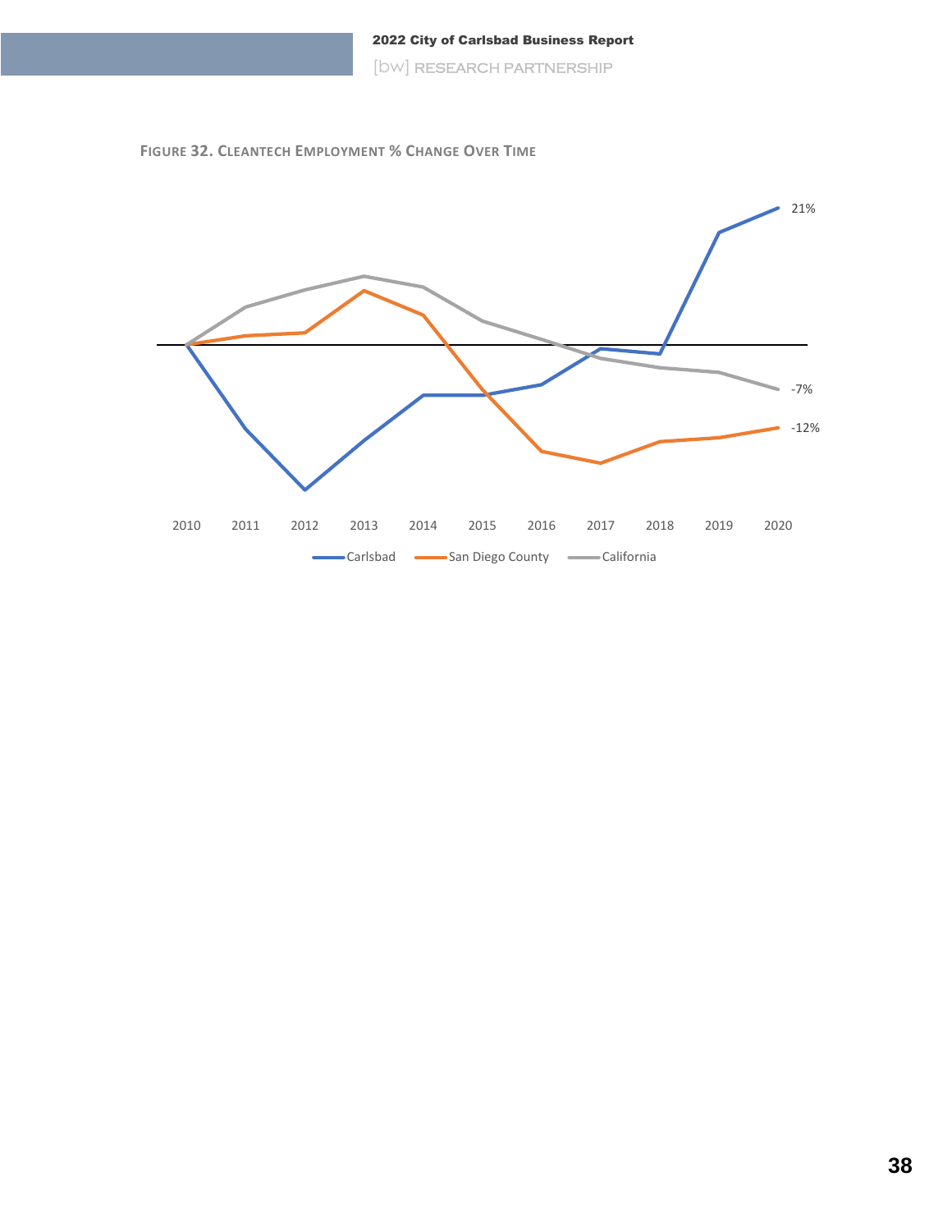**FIGURE 32. CLEANTECH EMPLOYMENT % CHANGE OVER TIME**

21%

-7%

-12%

2010 2011 2012 2013 2014 2015 2016 2017 2018 2019 2020

Carlsbad San Diego County California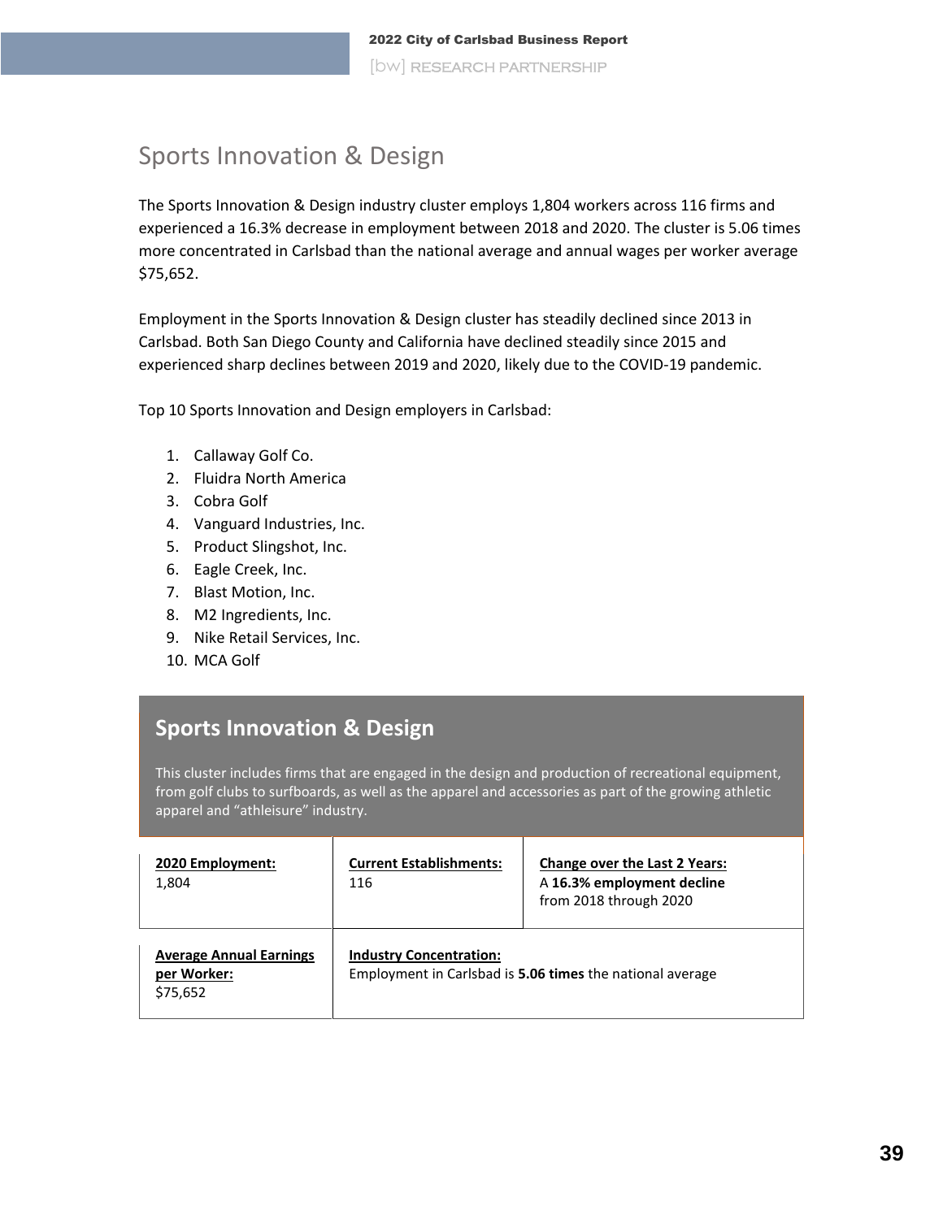## Sports Innovation & Design

The Sports Innovation & Design industry cluster employs 1,804 workers across 116 firms and experienced a 16.3% decrease in employment between 2018 and 2020. The cluster is 5.06 times more concentrated in Carlsbad than the national average and annual wages per worker average $75,652.

Employment in the Sports Innovation & Design cluster has steadily declined since 2013 in Carlsbad. Both San Diego County and California have declined steadily since 2015 and experienced sharp declines between 2019 and 2020, likely due to the COVID-19 pandemic.

Top 10 Sports Innovation and Design employers in Carlsbad:

1. Callaway Golf Co.
2. Fluidra North America
3. Cobra Golf
4. Vanguard Industries, Inc.
5. Product Slingshot, Inc.
6. Eagle Creek, Inc.
7. Blast Motion, Inc.
8. M2 Ingredients, Inc.
9. Nike Retail Services, Inc.
10. MCA Golf

### Sports Innovation & Design

This cluster includes firms that are engaged in the design and production of recreational equipment, from golf clubs to surfboards, as well as the apparel and accessories as part of the growing athletic apparel and "athleisure" industry.

| **2020 Employment:** | **Current Establishments:** | **Change over the Last 2 Years:** |
|---|---|---|
| 1,804 | 116 | A **16.3% employment decline** from 2018 through 2020 |
| **Average Annual Earnings per Worker:** $75,652 | **Industry Concentration:** Employment in Carlsbad is **5.06 times** the national average | |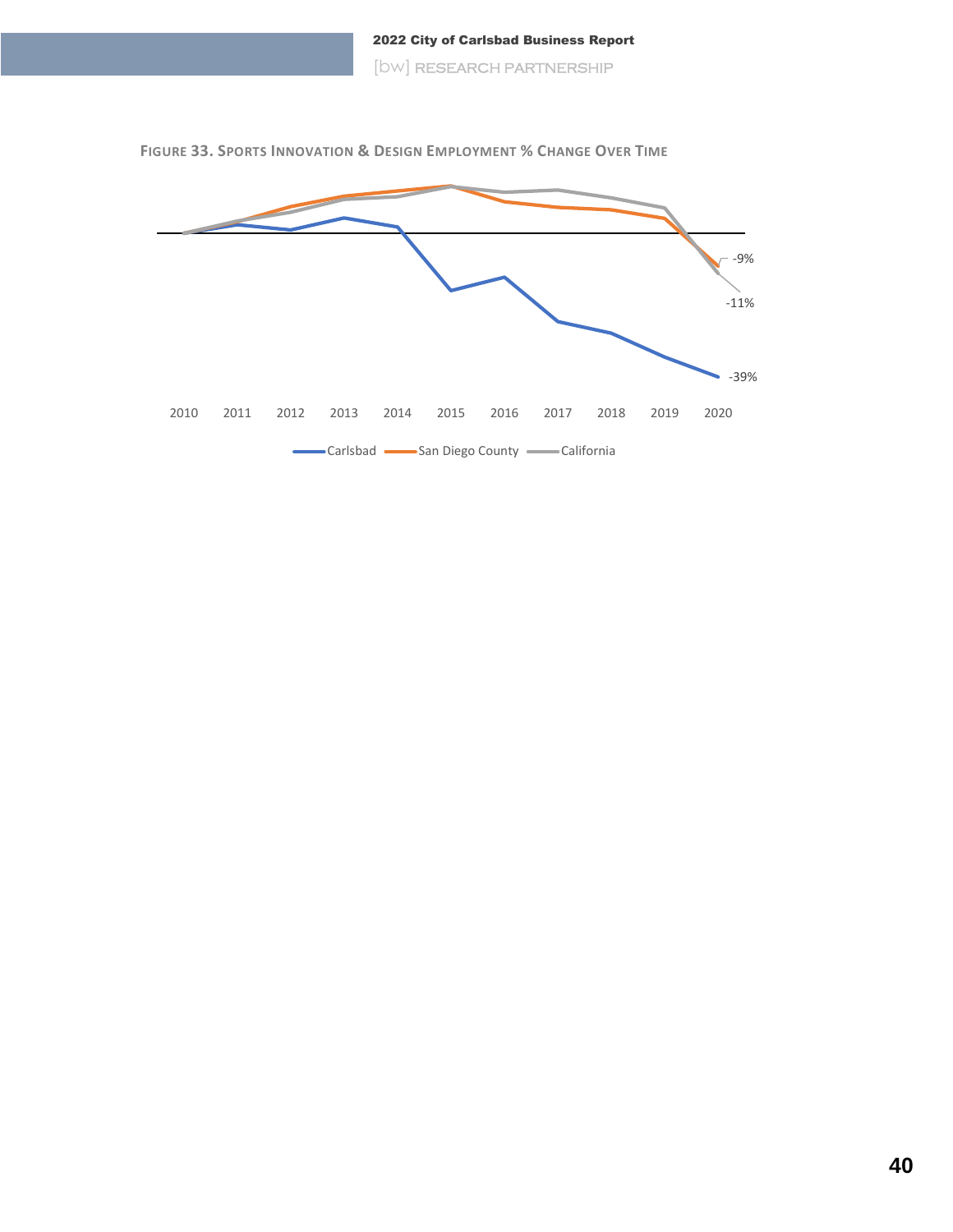FIGURE 33. SPORTS INNOVATION & DESIGN EMPLOYMENT % CHANGE OVER TIME

-9%

-11%

-39%

2010 2011 2012 2013 2014 2015 2016 2017 2018 2019 2020

Carlsbad San Diego County California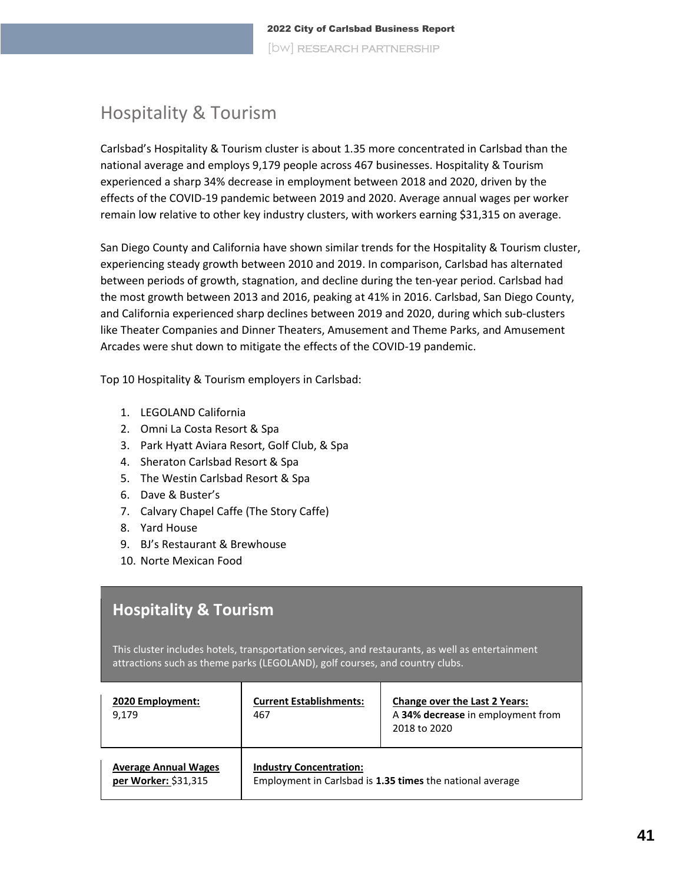## Hospitality & Tourism

Carlsbad's Hospitality & Tourism cluster is about 1.35 more concentrated in Carlsbad than the national average and employs 9,179 people across 467 businesses. Hospitality & Tourism experienced a sharp 34% decrease in employment between 2018 and 2020, driven by the effects of the COVID-19 pandemic between 2019 and 2020. Average annual wages per worker remain low relative to other key industry clusters, with workers earning $31,315 on average.

San Diego County and California have shown similar trends for the Hospitality & Tourism cluster, experiencing steady growth between 2010 and 2019. In comparison, Carlsbad has alternated between periods of growth, stagnation, and decline during the ten-year period. Carlsbad had the most growth between 2013 and 2016, peaking at 41% in 2016. Carlsbad, San Diego County, and California experienced sharp declines between 2019 and 2020, during which sub-clusters like Theater Companies and Dinner Theaters, Amusement and Theme Parks, and Amusement Arcades were shut down to mitigate the effects of the COVID-19 pandemic.

Top 10 Hospitality & Tourism employers in Carlsbad:

1. LEGOLAND California
2. Omni La Costa Resort & Spa
3. Park Hyatt Aviara Resort, Golf Club, & Spa
4. Sheraton Carlsbad Resort & Spa
5. The Westin Carlsbad Resort & Spa
6. Dave & Buster's
7. Calvary Chapel Caffe (The Story Caffe)
8. Yard House
9. BJ's Restaurant & Brewhouse
10. Norte Mexican Food

### Hospitality & Tourism

This cluster includes hotels, transportation services, and restaurants, as well as entertainment attractions such as theme parks (LEGOLAND), golf courses, and country clubs.

| **2020 Employment:** 9,179 | **Current Establishments:** 467 | **Change over the Last 2 Years:** A **34% decrease** in employment from 2018 to 2020 |
|---|---|---|
| **Average Annual Wages per Worker:** $31,315 | **Industry Concentration:** Employment in Carlsbad is **1.35 times** the national average | |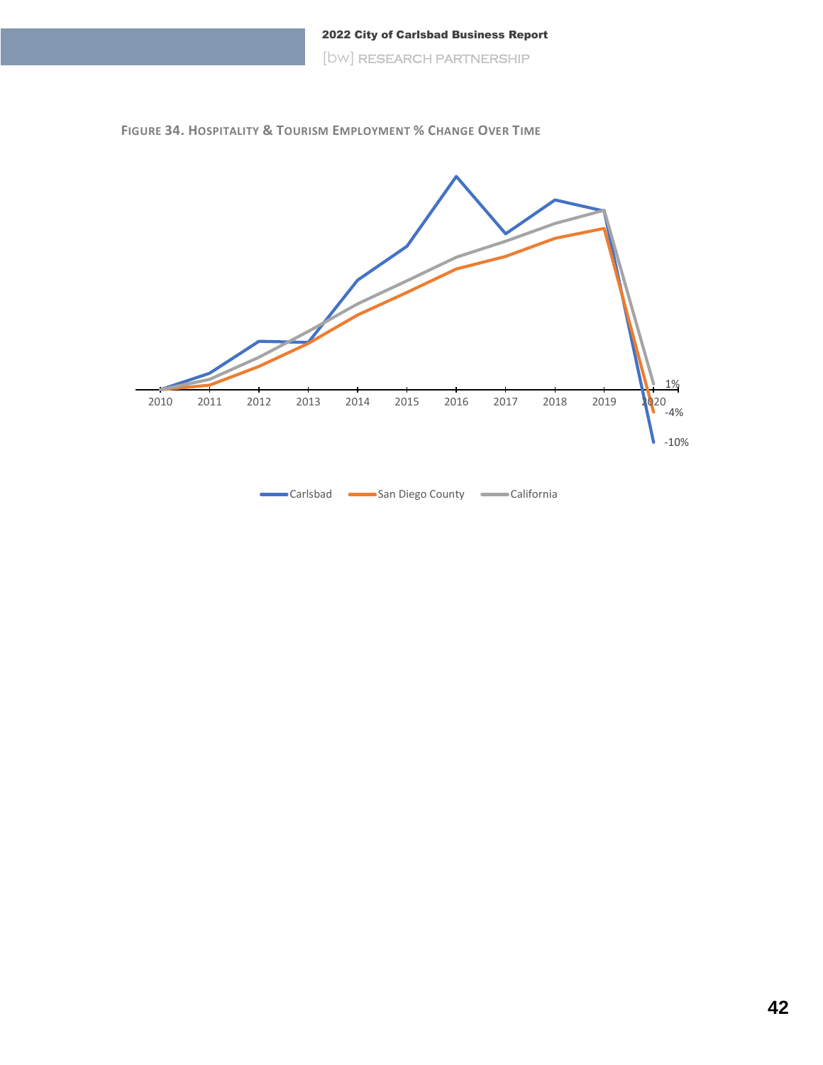**FIGURE 34. HOSPITALITY & TOURISM EMPLOYMENT % CHANGE OVER TIME**

2010 2011 2012 2013 2014 2015 2016 2017 2018 2019 2020

1%
-4%
-10%

Carlsbad San Diego County California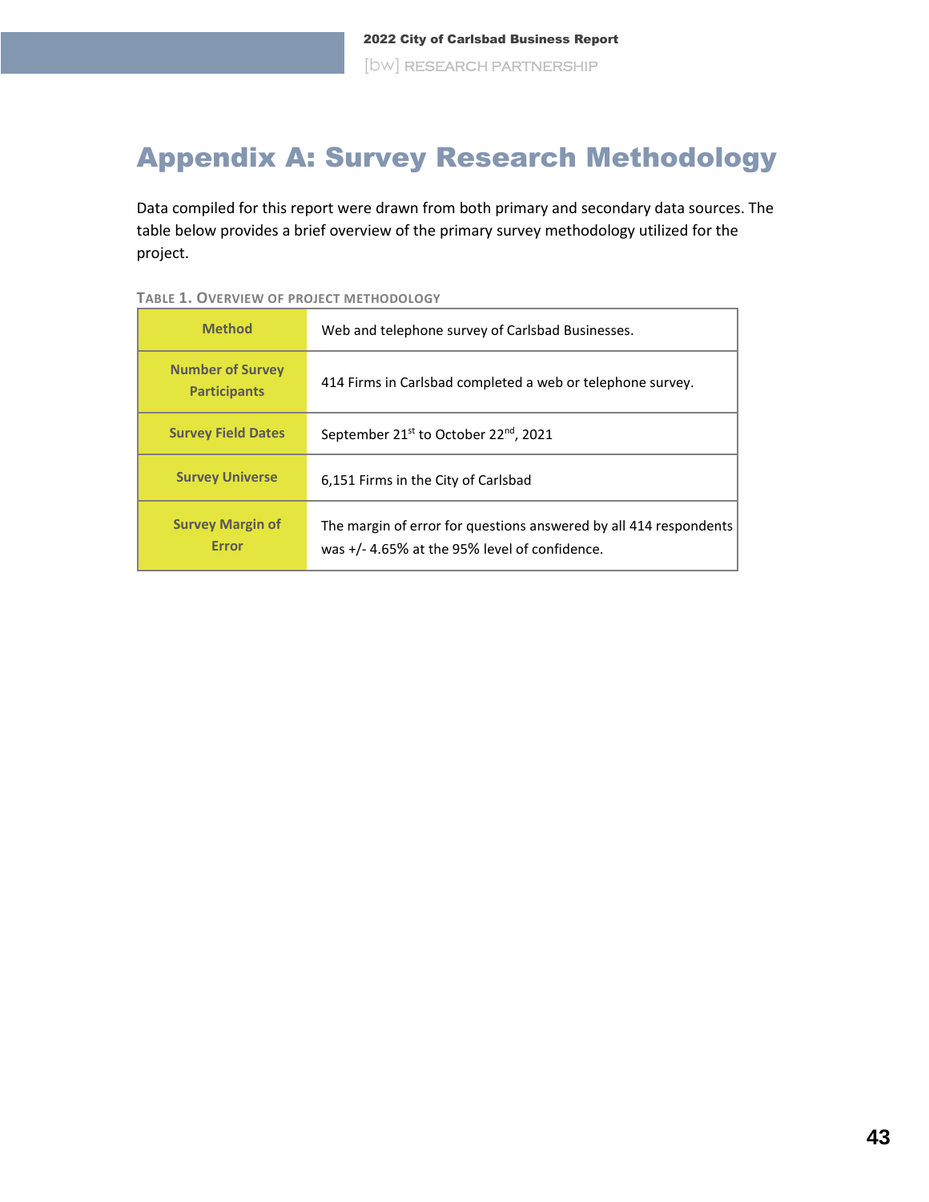# Appendix A: Survey Research Methodology

Data compiled for this report were drawn from both primary and secondary data sources. The table below provides a brief overview of the primary survey methodology utilized for the project.

TABLE 1. OVERVIEW OF PROJECT METHODOLOGY

| | |
|---|---|
| **Method** | Web and telephone survey of Carlsbad Businesses. |
| **Number of Survey Participants** | 414 Firms in Carlsbad completed a web or telephone survey. |
| **Survey Field Dates** | September 21st to October 22nd, 2021 |
| **Survey Universe** | 6,151 Firms in the City of Carlsbad |
| **Survey Margin of Error** | The margin of error for questions answered by all 414 respondents was +/- 4.65% at the 95% level of confidence. |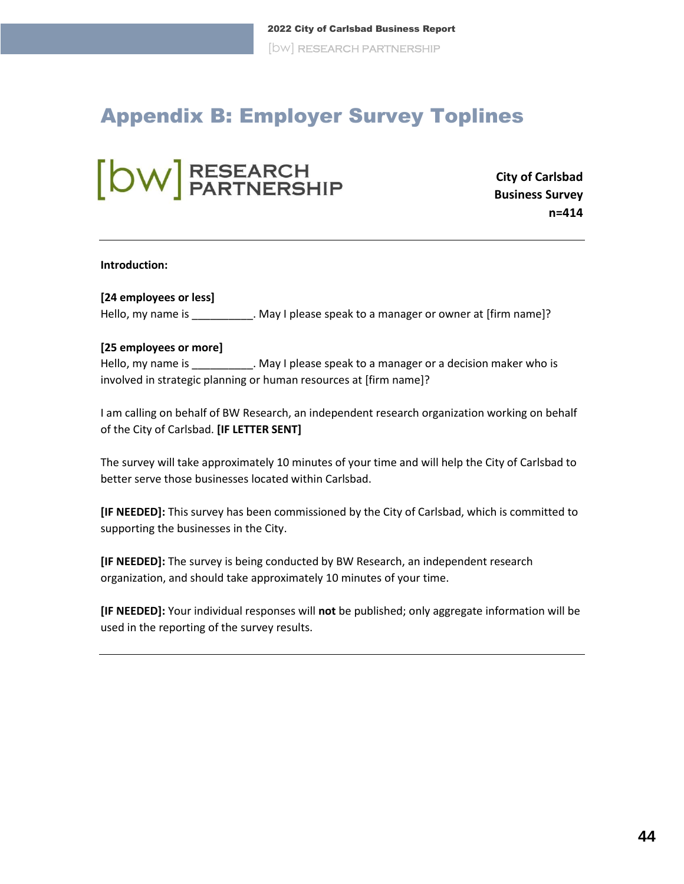# Appendix B: Employer Survey Toplines

[bw] RESEARCH PARTNERSHIP

**City of Carlsbad**
**Business Survey**
**n=414**

---

**Introduction:**

**[24 employees or less]**
Hello, my name is __________. May I please speak to a manager or owner at [firm name]?

**[25 employees or more]**
Hello, my name is __________. May I please speak to a manager or a decision maker who is involved in strategic planning or human resources at [firm name]?

I am calling on behalf of BW Research, an independent research organization working on behalf of the City of Carlsbad. **[IF LETTER SENT]**

The survey will take approximately 10 minutes of your time and will help the City of Carlsbad to better serve those businesses located within Carlsbad.

**[IF NEEDED]:** This survey has been commissioned by the City of Carlsbad, which is committed to supporting the businesses in the City.

**[IF NEEDED]:** The survey is being conducted by BW Research, an independent research organization, and should take approximately 10 minutes of your time.

**[IF NEEDED]:** Your individual responses will **not** be published; only aggregate information will be used in the reporting of the survey results.

---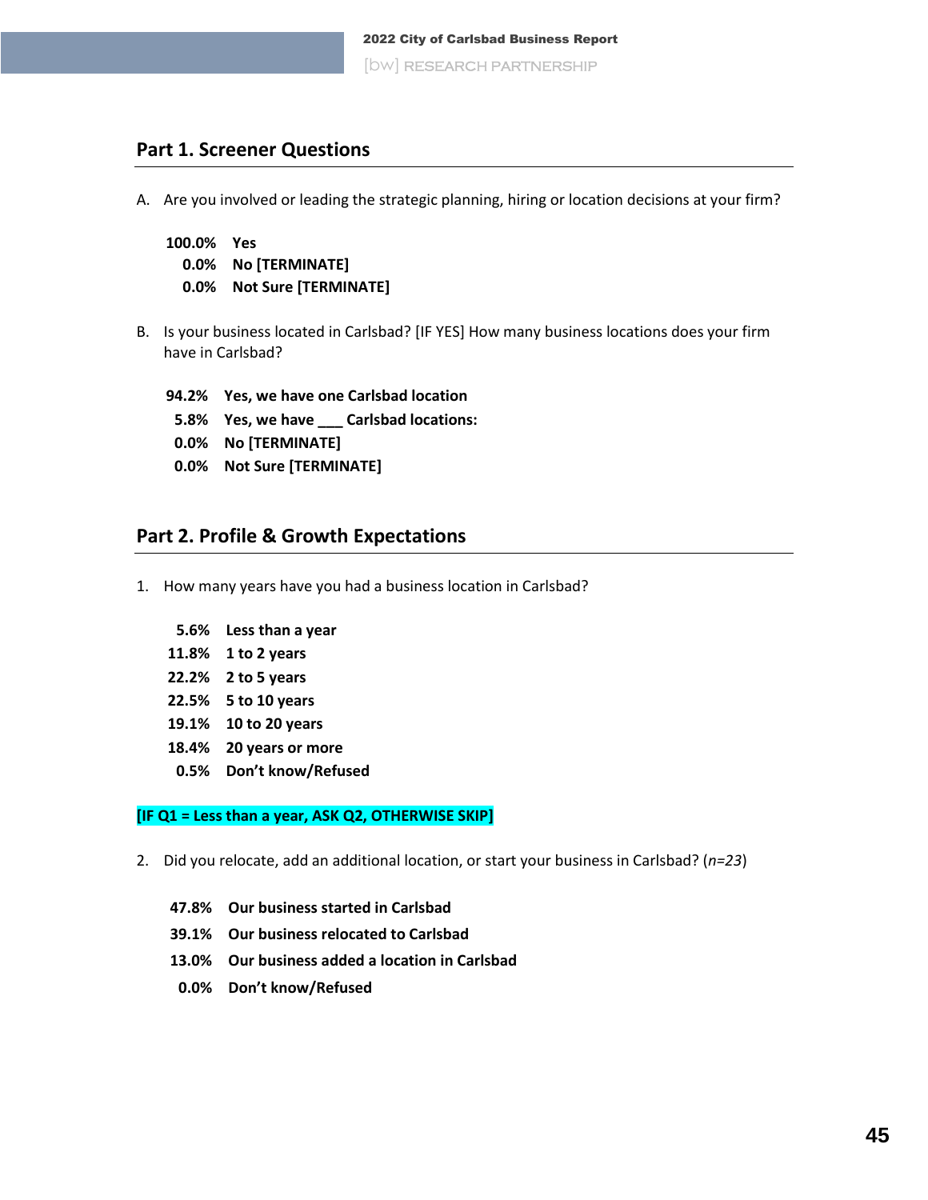## Part 1. Screener Questions

A. Are you involved or leading the strategic planning, hiring or location decisions at your firm?

**100.0% Yes**
**0.0% No [TERMINATE]**
**0.0% Not Sure [TERMINATE]**

B. Is your business located in Carlsbad? [IF YES] How many business locations does your firm have in Carlsbad?

**94.2% Yes, we have one Carlsbad location**
**5.8% Yes, we have ___ Carlsbad locations:**
**0.0% No [TERMINATE]**
**0.0% Not Sure [TERMINATE]**

## Part 2. Profile & Growth Expectations

1. How many years have you had a business location in Carlsbad?

**5.6% Less than a year**
**11.8% 1 to 2 years**
**22.2% 2 to 5 years**
**22.5% 5 to 10 years**
**19.1% 10 to 20 years**
**18.4% 20 years or more**
**0.5% Don't know/Refused**

**[IF Q1 = Less than a year, ASK Q2, OTHERWISE SKIP]**

2. Did you relocate, add an additional location, or start your business in Carlsbad? (*n=23*)

**47.8% Our business started in Carlsbad**
**39.1% Our business relocated to Carlsbad**
**13.0% Our business added a location in Carlsbad**
**0.0% Don't know/Refused**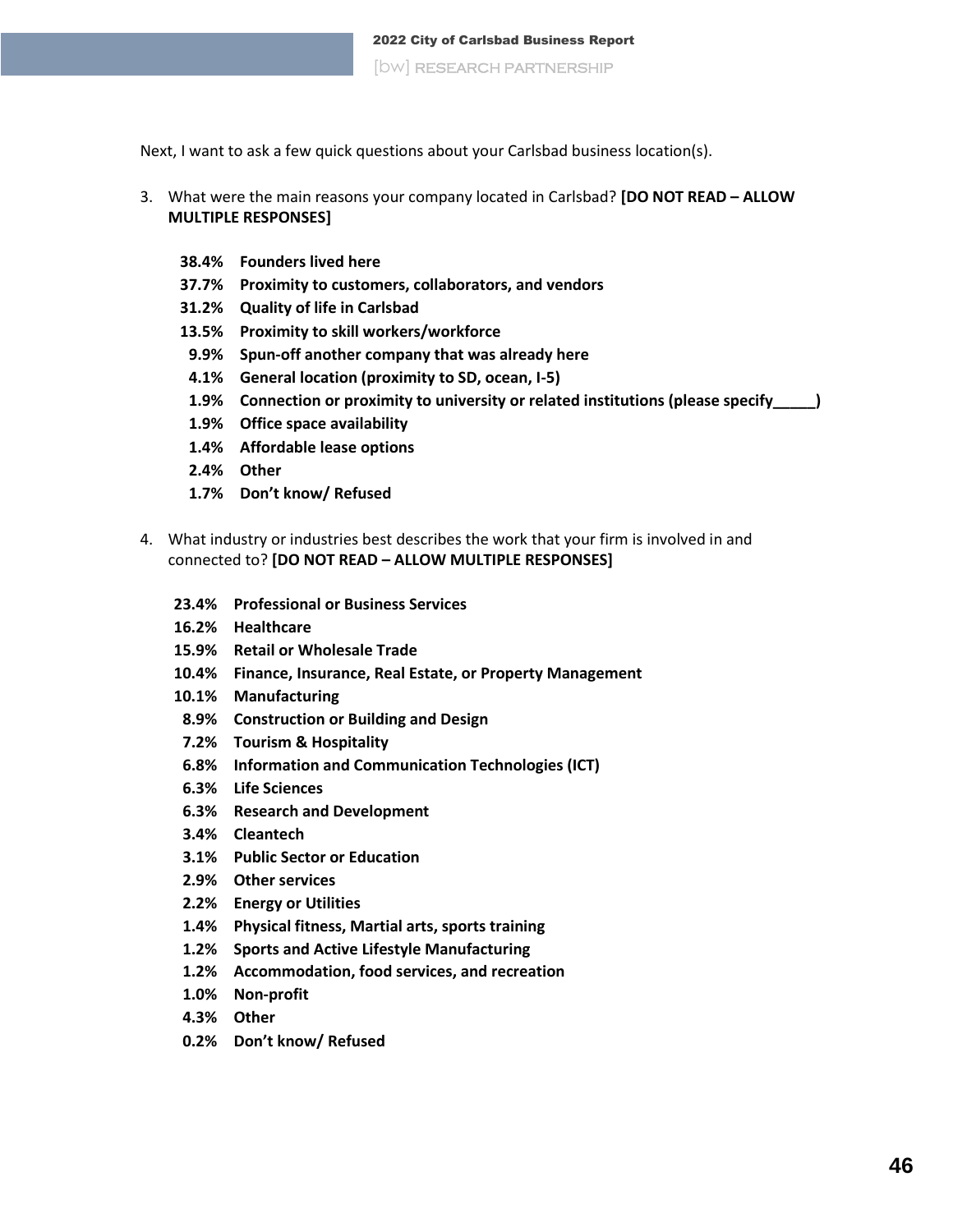Next, I want to ask a few quick questions about your Carlsbad business location(s).

3. What were the main reasons your company located in Carlsbad? **[DO NOT READ – ALLOW MULTIPLE RESPONSES]**

   - **38.4% Founders lived here**
   - **37.7% Proximity to customers, collaborators, and vendors**
   - **31.2% Quality of life in Carlsbad**
   - **13.5% Proximity to skill workers/workforce**
   - **9.9% Spun-off another company that was already here**
   - **4.1% General location (proximity to SD, ocean, I-5)**
   - **1.9% Connection or proximity to university or related institutions (please specify_____)**
   - **1.9% Office space availability**
   - **1.4% Affordable lease options**
   - **2.4% Other**
   - **1.7% Don't know/ Refused**

4. What industry or industries best describes the work that your firm is involved in and connected to? **[DO NOT READ – ALLOW MULTIPLE RESPONSES]**

   - **23.4% Professional or Business Services**
   - **16.2% Healthcare**
   - **15.9% Retail or Wholesale Trade**
   - **10.4% Finance, Insurance, Real Estate, or Property Management**
   - **10.1% Manufacturing**
   - **8.9% Construction or Building and Design**
   - **7.2% Tourism & Hospitality**
   - **6.8% Information and Communication Technologies (ICT)**
   - **6.3% Life Sciences**
   - **6.3% Research and Development**
   - **3.4% Cleantech**
   - **3.1% Public Sector or Education**
   - **2.9% Other services**
   - **2.2% Energy or Utilities**
   - **1.4% Physical fitness, Martial arts, sports training**
   - **1.2% Sports and Active Lifestyle Manufacturing**
   - **1.2% Accommodation, food services, and recreation**
   - **1.0% Non-profit**
   - **4.3% Other**
   - **0.2% Don't know/ Refused**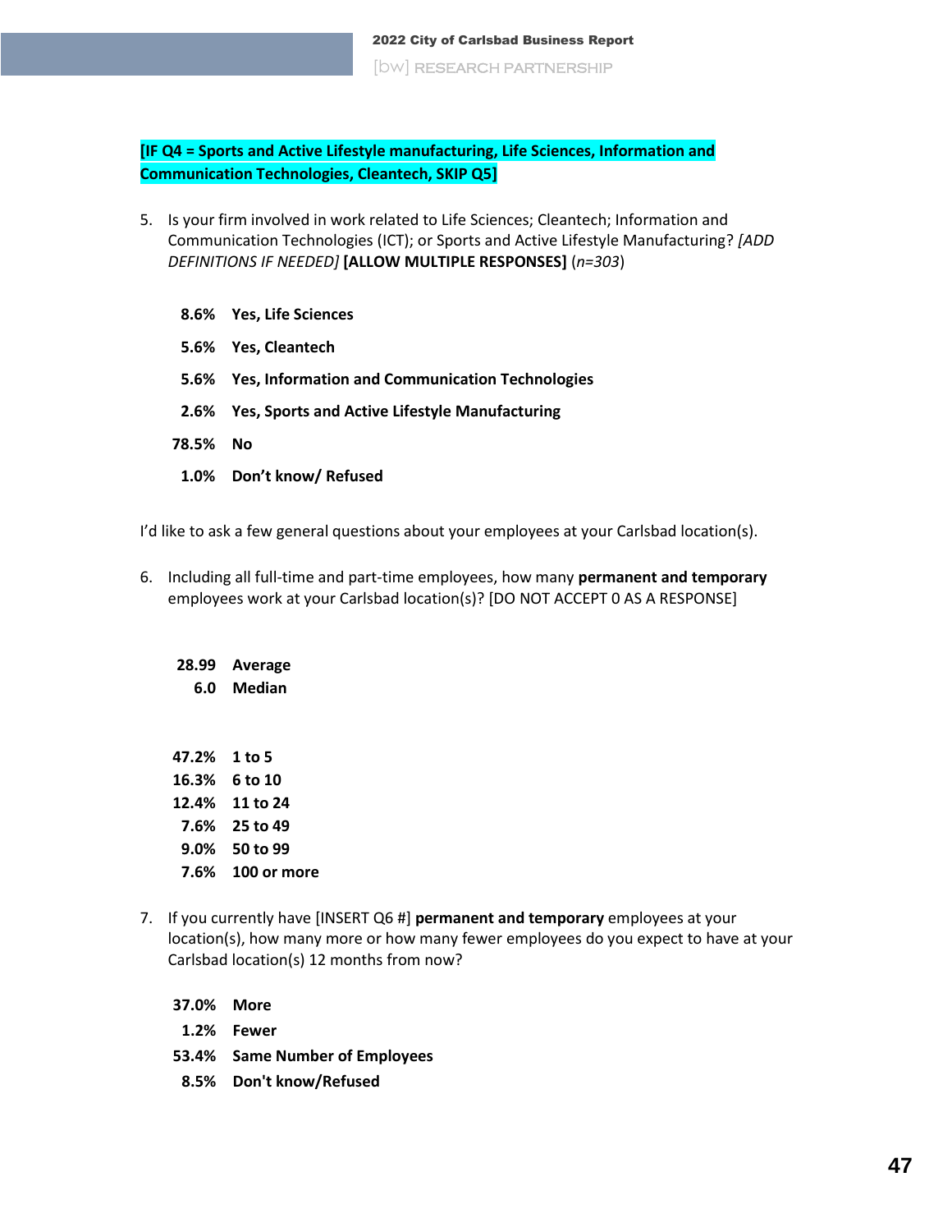**[IF Q4 = Sports and Active Lifestyle manufacturing, Life Sciences, Information and Communication Technologies, Cleantech, SKIP Q5]**

5. Is your firm involved in work related to Life Sciences; Cleantech; Information and Communication Technologies (ICT); or Sports and Active Lifestyle Manufacturing? *[ADD DEFINITIONS IF NEEDED]* **[ALLOW MULTIPLE RESPONSES]** (*n=303*)

| | |
|---|---|
| **8.6%** | **Yes, Life Sciences** |
| **5.6%** | **Yes, Cleantech** |
| **5.6%** | **Yes, Information and Communication Technologies** |
| **2.6%** | **Yes, Sports and Active Lifestyle Manufacturing** |
| **78.5%** | **No** |
| **1.0%** | **Don't know/ Refused** |

I'd like to ask a few general questions about your employees at your Carlsbad location(s).

6. Including all full-time and part-time employees, how many **permanent and temporary** employees work at your Carlsbad location(s)? [DO NOT ACCEPT 0 AS A RESPONSE]

| | |
|---|---|
| **28.99** | **Average** |
| **6.0** | **Median** |

| | |
|---|---|
| **47.2%** | **1 to 5** |
| **16.3%** | **6 to 10** |
| **12.4%** | **11 to 24** |
| **7.6%** | **25 to 49** |
| **9.0%** | **50 to 99** |
| **7.6%** | **100 or more** |

7. If you currently have [INSERT Q6 #] **permanent and temporary** employees at your location(s), how many more or how many fewer employees do you expect to have at your Carlsbad location(s) 12 months from now?

| | |
|---|---|
| **37.0%** | **More** |
| **1.2%** | **Fewer** |
| **53.4%** | **Same Number of Employees** |
| **8.5%** | **Don't know/Refused** |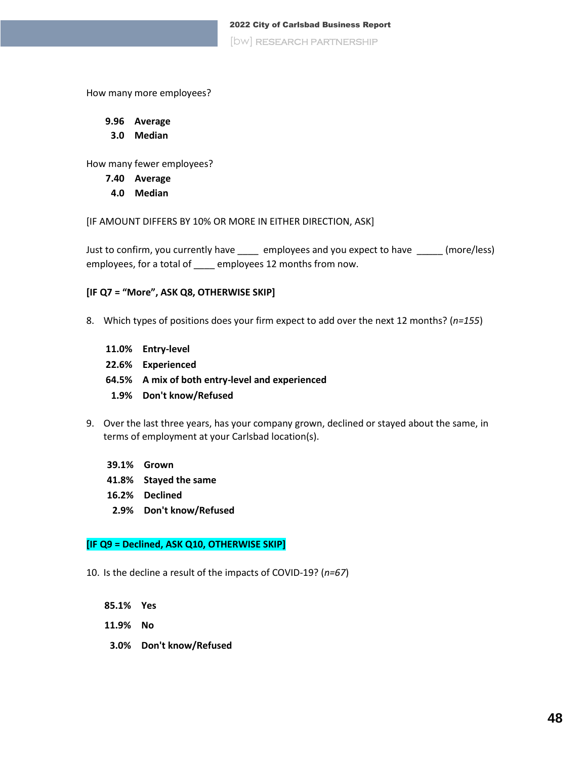How many more employees?

**9.96 Average**
**3.0 Median**

How many fewer employees?

**7.40 Average**
**4.0 Median**

[IF AMOUNT DIFFERS BY 10% OR MORE IN EITHER DIRECTION, ASK]

Just to confirm, you currently have ____ employees and you expect to have _____ (more/less) employees, for a total of ____ employees 12 months from now.

**[IF Q7 = “More”, ASK Q8, OTHERWISE SKIP]**

8. Which types of positions does your firm expect to add over the next 12 months? (*n=155*)

**11.0% Entry-level**
**22.6% Experienced**
**64.5% A mix of both entry-level and experienced**
**1.9% Don't know/Refused**

9. Over the last three years, has your company grown, declined or stayed about the same, in terms of employment at your Carlsbad location(s).

**39.1% Grown**
**41.8% Stayed the same**
**16.2% Declined**
**2.9% Don't know/Refused**

**[IF Q9 = Declined, ASK Q10, OTHERWISE SKIP]**

10. Is the decline a result of the impacts of COVID-19? (*n=67*)

**85.1% Yes**
**11.9% No**
**3.0% Don't know/Refused**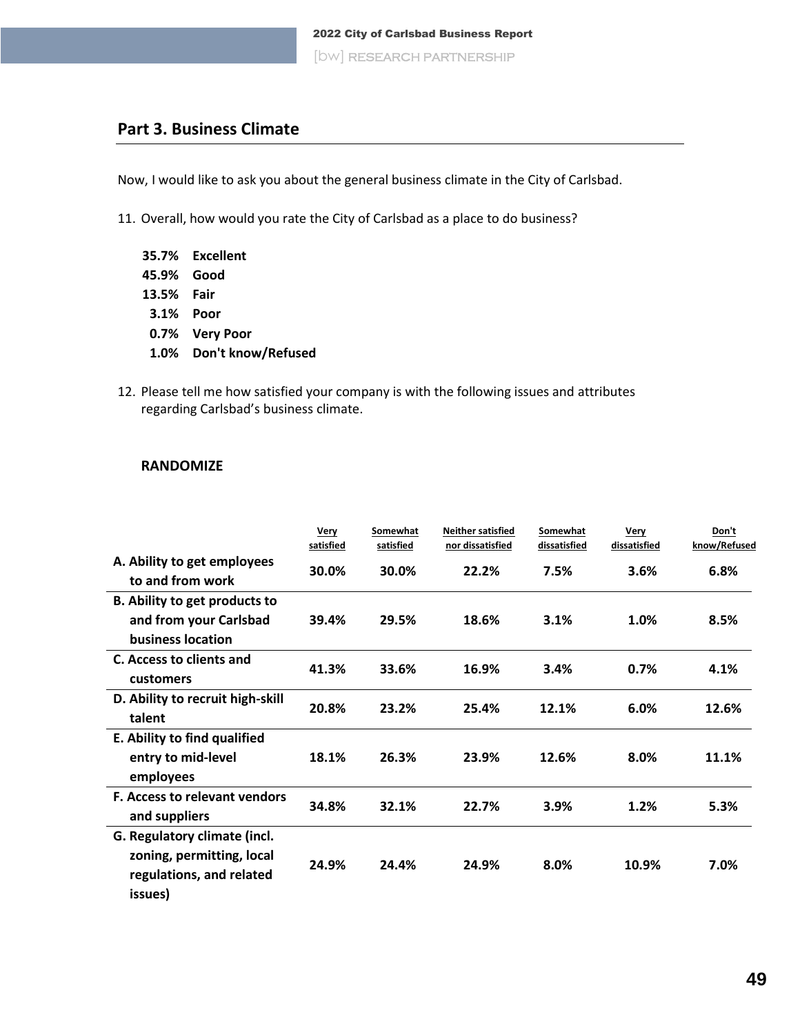## Part 3. Business Climate

Now, I would like to ask you about the general business climate in the City of Carlsbad.

11. Overall, how would you rate the City of Carlsbad as a place to do business?

    **35.7% Excellent**
    **45.9% Good**
    **13.5% Fair**
    **3.1% Poor**
    **0.7% Very Poor**
    **1.0% Don't know/Refused**

12. Please tell me how satisfied your company is with the following issues and attributes regarding Carlsbad's business climate.

**RANDOMIZE**

| | Very satisfied | Somewhat satisfied | Neither satisfied nor dissatisfied | Somewhat dissatisfied | Very dissatisfied | Don't know/Refused |
|---|---|---|---|---|---|---|
| **A. Ability to get employees to and from work** | **30.0%** | **30.0%** | **22.2%** | **7.5%** | **3.6%** | **6.8%** |
| **B. Ability to get products to and from your Carlsbad business location** | **39.4%** | **29.5%** | **18.6%** | **3.1%** | **1.0%** | **8.5%** |
| **C. Access to clients and customers** | **41.3%** | **33.6%** | **16.9%** | **3.4%** | **0.7%** | **4.1%** |
| **D. Ability to recruit high-skill talent** | **20.8%** | **23.2%** | **25.4%** | **12.1%** | **6.0%** | **12.6%** |
| **E. Ability to find qualified entry to mid-level employees** | **18.1%** | **26.3%** | **23.9%** | **12.6%** | **8.0%** | **11.1%** |
| **F. Access to relevant vendors and suppliers** | **34.8%** | **32.1%** | **22.7%** | **3.9%** | **1.2%** | **5.3%** |
| **G. Regulatory climate (incl. zoning, permitting, local regulations, and related issues)** | **24.9%** | **24.4%** | **24.9%** | **8.0%** | **10.9%** | **7.0%** |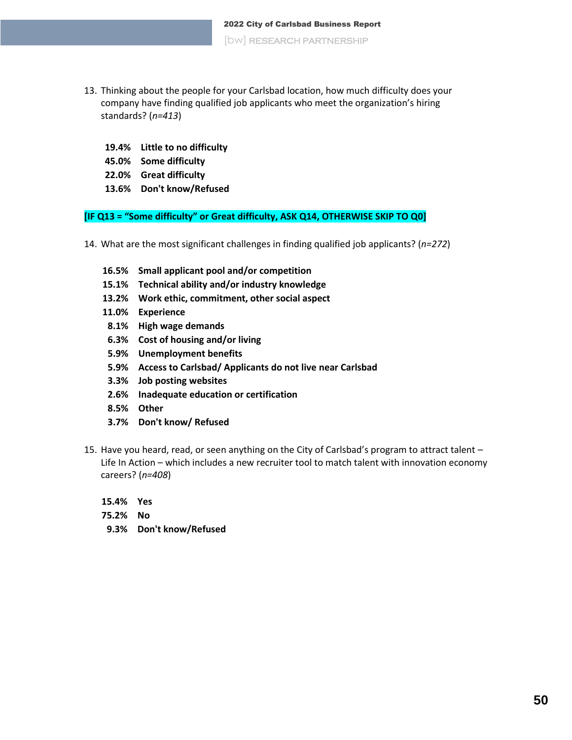13. Thinking about the people for your Carlsbad location, how much difficulty does your company have finding qualified job applicants who meet the organization's hiring standards? (*n=413*)

   **19.4%** **Little to no difficulty**
   **45.0%** **Some difficulty**
   **22.0%** **Great difficulty**
   **13.6%** **Don't know/Refused**

**[IF Q13 = "Some difficulty" or Great difficulty, ASK Q14, OTHERWISE SKIP TO Q0]**

14. What are the most significant challenges in finding qualified job applicants? (*n=272*)

   **16.5%** **Small applicant pool and/or competition**
   **15.1%** **Technical ability and/or industry knowledge**
   **13.2%** **Work ethic, commitment, other social aspect**
   **11.0%** **Experience**
   **8.1%** **High wage demands**
   **6.3%** **Cost of housing and/or living**
   **5.9%** **Unemployment benefits**
   **5.9%** **Access to Carlsbad/ Applicants do not live near Carlsbad**
   **3.3%** **Job posting websites**
   **2.6%** **Inadequate education or certification**
   **8.5%** **Other**
   **3.7%** **Don't know/ Refused**

15. Have you heard, read, or seen anything on the City of Carlsbad's program to attract talent – Life In Action – which includes a new recruiter tool to match talent with innovation economy careers? (*n=408*)

   **15.4%** **Yes**
   **75.2%** **No**
   **9.3%** **Don't know/Refused**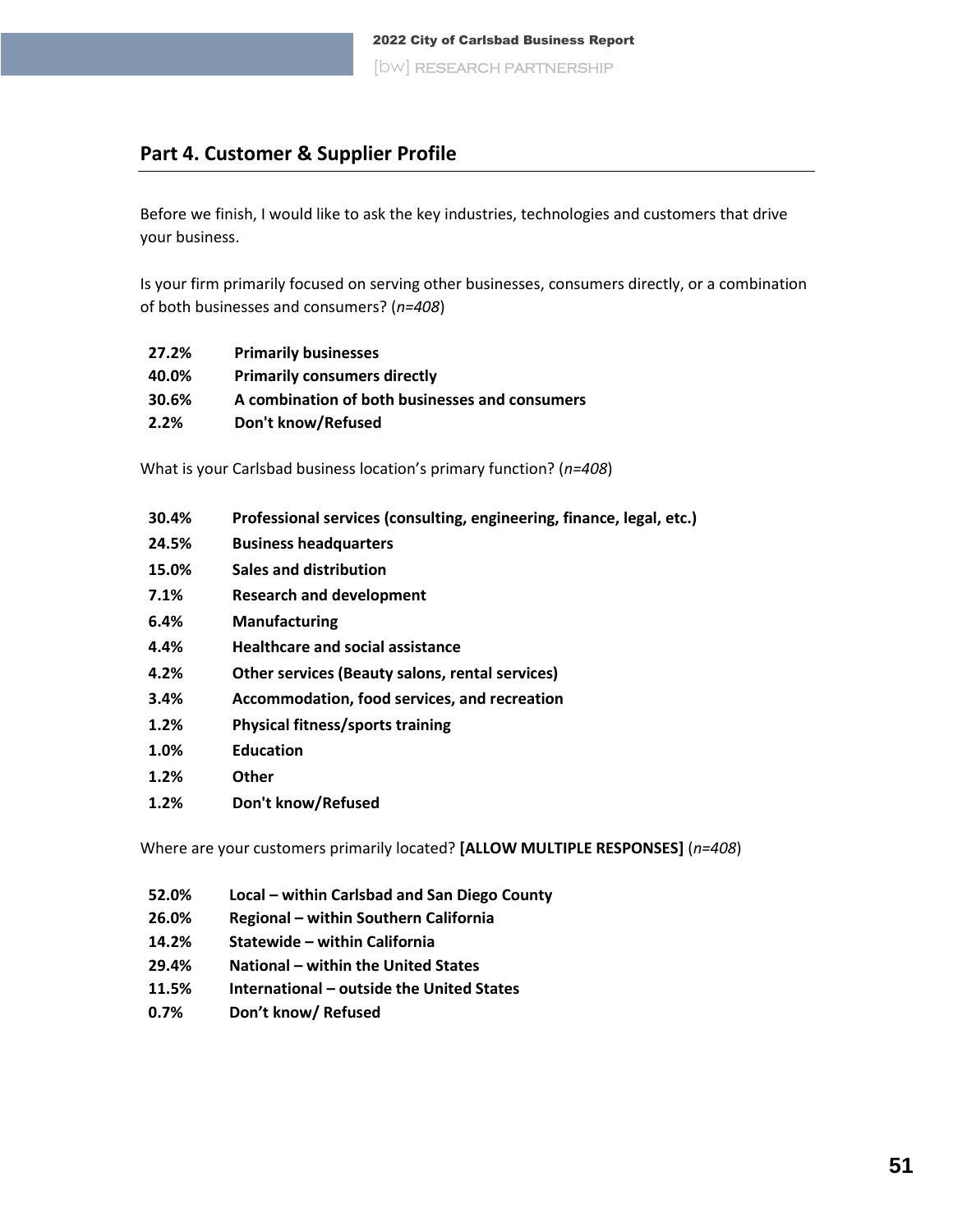## Part 4. Customer & Supplier Profile

Before we finish, I would like to ask the key industries, technologies and customers that drive your business.

Is your firm primarily focused on serving other businesses, consumers directly, or a combination of both businesses and consumers? (*n=408*)

| | |
|---|---|
| **27.2%** | **Primarily businesses** |
| **40.0%** | **Primarily consumers directly** |
| **30.6%** | **A combination of both businesses and consumers** |
| **2.2%** | **Don't know/Refused** |

What is your Carlsbad business location's primary function? (*n=408*)

| | |
|---|---|
| **30.4%** | **Professional services (consulting, engineering, finance, legal, etc.)** |
| **24.5%** | **Business headquarters** |
| **15.0%** | **Sales and distribution** |
| **7.1%** | **Research and development** |
| **6.4%** | **Manufacturing** |
| **4.4%** | **Healthcare and social assistance** |
| **4.2%** | **Other services (Beauty salons, rental services)** |
| **3.4%** | **Accommodation, food services, and recreation** |
| **1.2%** | **Physical fitness/sports training** |
| **1.0%** | **Education** |
| **1.2%** | **Other** |
| **1.2%** | **Don't know/Refused** |

Where are your customers primarily located? **[ALLOW MULTIPLE RESPONSES]** (*n=408*)

| | |
|---|---|
| **52.0%** | **Local – within Carlsbad and San Diego County** |
| **26.0%** | **Regional – within Southern California** |
| **14.2%** | **Statewide – within California** |
| **29.4%** | **National – within the United States** |
| **11.5%** | **International – outside the United States** |
| **0.7%** | **Don't know/ Refused** |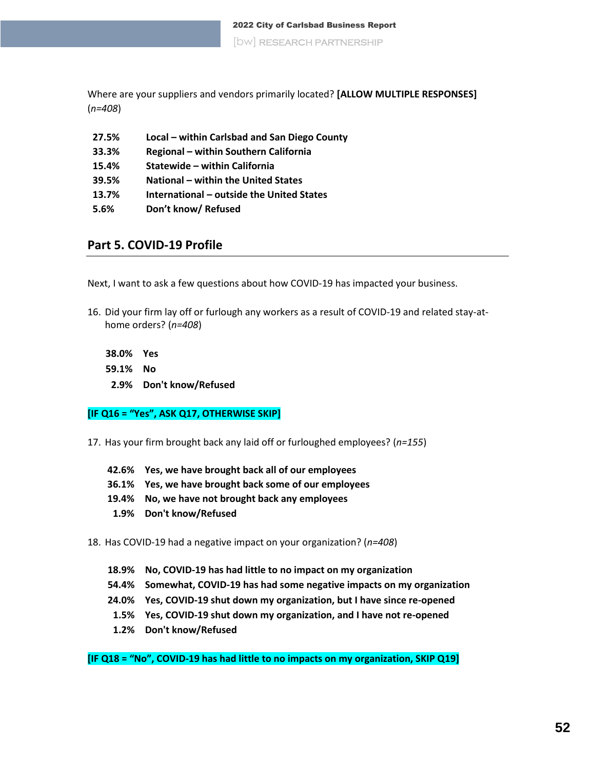Where are your suppliers and vendors primarily located? **[ALLOW MULTIPLE RESPONSES]** (*n=408*)

| | |
|---|---|
| **27.5%** | **Local – within Carlsbad and San Diego County** |
| **33.3%** | **Regional – within Southern California** |
| **15.4%** | **Statewide – within California** |
| **39.5%** | **National – within the United States** |
| **13.7%** | **International – outside the United States** |
| **5.6%** | **Don't know/ Refused** |

## Part 5. COVID-19 Profile

Next, I want to ask a few questions about how COVID-19 has impacted your business.

16. Did your firm lay off or furlough any workers as a result of COVID-19 and related stay-at-home orders? (*n=408*)

| | |
|---|---|
| **38.0%** | **Yes** |
| **59.1%** | **No** |
| **2.9%** | **Don't know/Refused** |

**[IF Q16 = "Yes", ASK Q17, OTHERWISE SKIP]**

17. Has your firm brought back any laid off or furloughed employees? (*n=155*)

| | |
|---|---|
| **42.6%** | **Yes, we have brought back all of our employees** |
| **36.1%** | **Yes, we have brought back some of our employees** |
| **19.4%** | **No, we have not brought back any employees** |
| **1.9%** | **Don't know/Refused** |

18. Has COVID-19 had a negative impact on your organization? (*n=408*)

| | |
|---|---|
| **18.9%** | **No, COVID-19 has had little to no impact on my organization** |
| **54.4%** | **Somewhat, COVID-19 has had some negative impacts on my organization** |
| **24.0%** | **Yes, COVID-19 shut down my organization, but I have since re-opened** |
| **1.5%** | **Yes, COVID-19 shut down my organization, and I have not re-opened** |
| **1.2%** | **Don't know/Refused** |

**[IF Q18 = "No", COVID-19 has had little to no impacts on my organization, SKIP Q19]**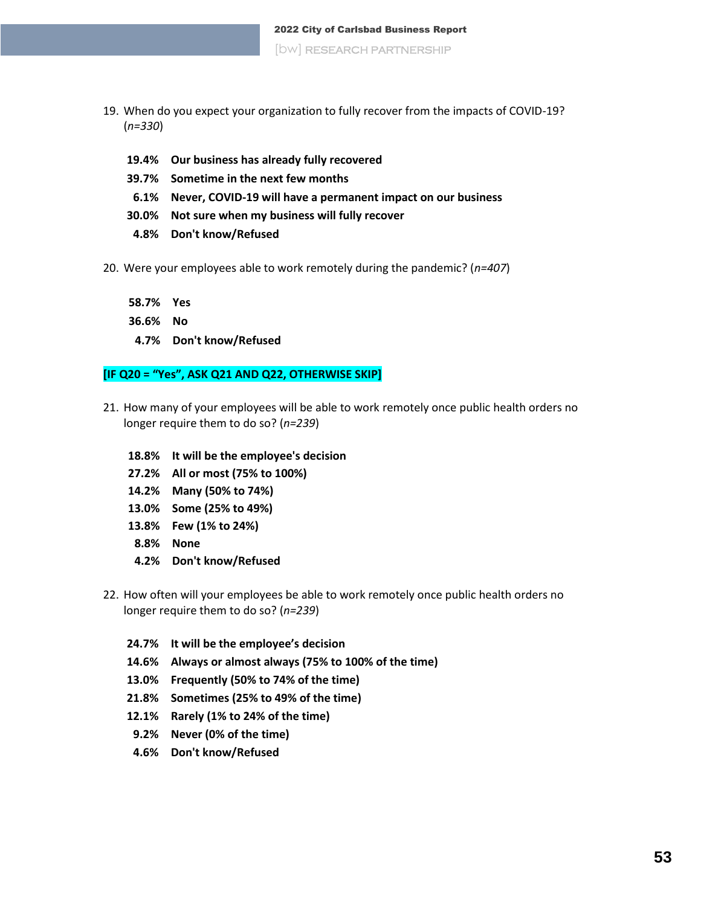19. When do you expect your organization to fully recover from the impacts of COVID-19? (*n=330*)

    **19.4% Our business has already fully recovered**
    **39.7% Sometime in the next few months**
    **6.1% Never, COVID-19 will have a permanent impact on our business**
    **30.0% Not sure when my business will fully recover**
    **4.8% Don't know/Refused**

20. Were your employees able to work remotely during the pandemic? (*n=407*)

    **58.7% Yes**
    **36.6% No**
    **4.7% Don't know/Refused**

**[IF Q20 = "Yes", ASK Q21 AND Q22, OTHERWISE SKIP]**

21. How many of your employees will be able to work remotely once public health orders no longer require them to do so? (*n=239*)

    **18.8% It will be the employee's decision**
    **27.2% All or most (75% to 100%)**
    **14.2% Many (50% to 74%)**
    **13.0% Some (25% to 49%)**
    **13.8% Few (1% to 24%)**
    **8.8% None**
    **4.2% Don't know/Refused**

22. How often will your employees be able to work remotely once public health orders no longer require them to do so? (*n=239*)

    **24.7% It will be the employee's decision**
    **14.6% Always or almost always (75% to 100% of the time)**
    **13.0% Frequently (50% to 74% of the time)**
    **21.8% Sometimes (25% to 49% of the time)**
    **12.1% Rarely (1% to 24% of the time)**
    **9.2% Never (0% of the time)**
    **4.6% Don't know/Refused**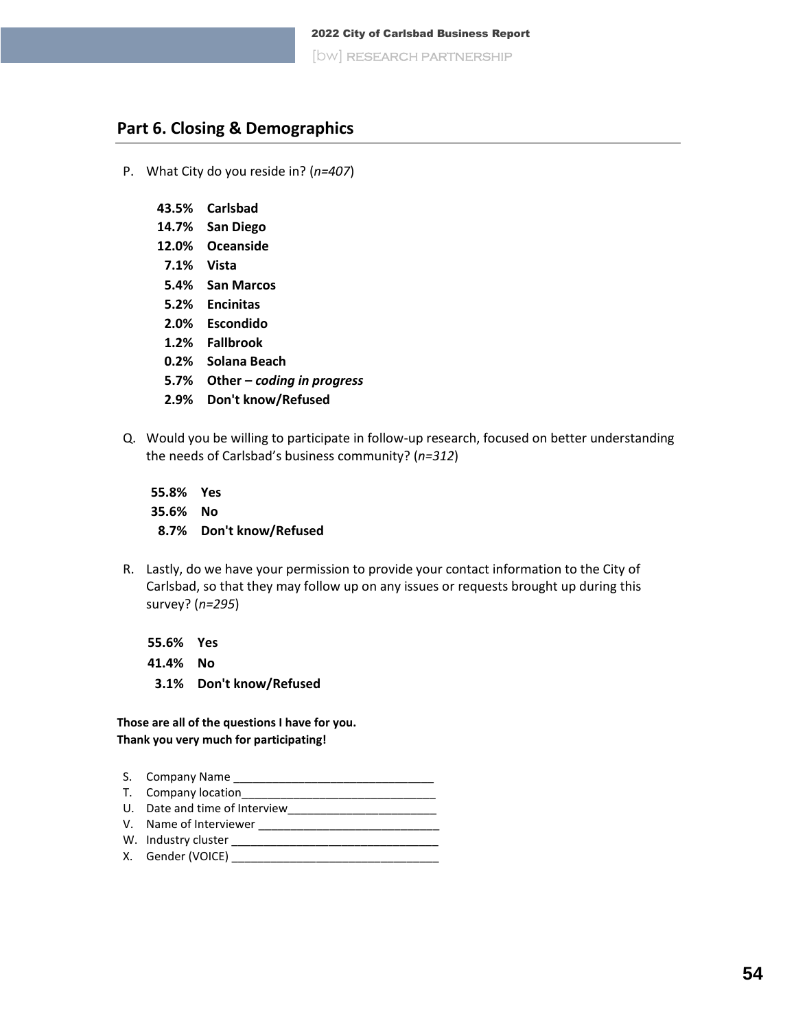## Part 6. Closing & Demographics

P. What City do you reside in? (*n=407*)

**43.5% Carlsbad**
**14.7% San Diego**
**12.0% Oceanside**
**7.1% Vista**
**5.4% San Marcos**
**5.2% Encinitas**
**2.0% Escondido**
**1.2% Fallbrook**
**0.2% Solana Beach**
**5.7% Other –** ***coding in progress***
**2.9% Don't know/Refused**

Q. Would you be willing to participate in follow-up research, focused on better understanding the needs of Carlsbad's business community? (*n=312*)

**55.8% Yes**
**35.6% No**
**8.7% Don't know/Refused**

R. Lastly, do we have your permission to provide your contact information to the City of Carlsbad, so that they may follow up on any issues or requests brought up during this survey? (*n=295*)

**55.6% Yes**
**41.4% No**
**3.1% Don't know/Refused**

**Those are all of the questions I have for you.**
**Thank you very much for participating!**

S. Company Name _______________________________
T. Company location_______________________________
U. Date and time of Interview________________________
V. Name of Interviewer _____________________________
W. Industry cluster ________________________________
X. Gender (VOICE) ________________________________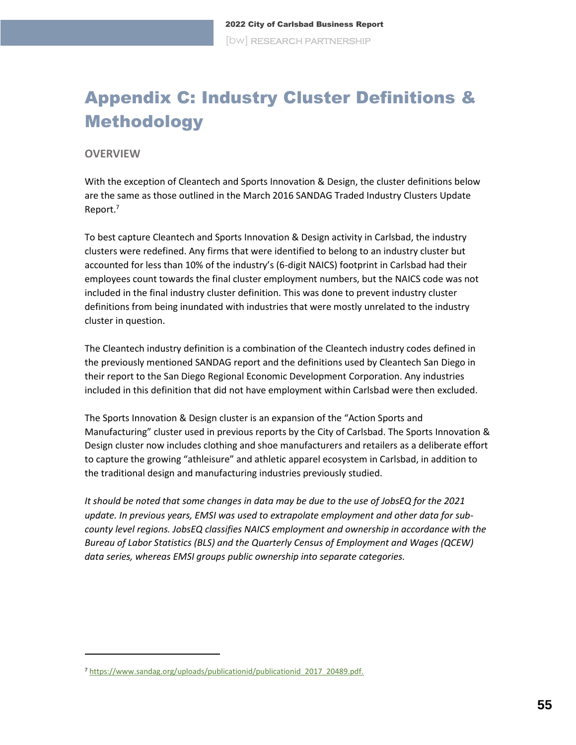# Appendix C: Industry Cluster Definitions & Methodology

## OVERVIEW

With the exception of Cleantech and Sports Innovation & Design, the cluster definitions below are the same as those outlined in the March 2016 SANDAG Traded Industry Clusters Update Report.[7]

To best capture Cleantech and Sports Innovation & Design activity in Carlsbad, the industry clusters were redefined. Any firms that were identified to belong to an industry cluster but accounted for less than 10% of the industry's (6-digit NAICS) footprint in Carlsbad had their employees count towards the final cluster employment numbers, but the NAICS code was not included in the final industry cluster definition. This was done to prevent industry cluster definitions from being inundated with industries that were mostly unrelated to the industry cluster in question.

The Cleantech industry definition is a combination of the Cleantech industry codes defined in the previously mentioned SANDAG report and the definitions used by Cleantech San Diego in their report to the San Diego Regional Economic Development Corporation. Any industries included in this definition that did not have employment within Carlsbad were then excluded.

The Sports Innovation & Design cluster is an expansion of the "Action Sports and Manufacturing" cluster used in previous reports by the City of Carlsbad. The Sports Innovation & Design cluster now includes clothing and shoe manufacturers and retailers as a deliberate effort to capture the growing "athleisure" and athletic apparel ecosystem in Carlsbad, in addition to the traditional design and manufacturing industries previously studied.

*It should be noted that some changes in data may be due to the use of JobsEQ for the 2021 update. In previous years, EMSI was used to extrapolate employment and other data for sub-county level regions. JobsEQ classifies NAICS employment and ownership in accordance with the Bureau of Labor Statistics (BLS) and the Quarterly Census of Employment and Wages (QCEW) data series, whereas EMSI groups public ownership into separate categories.*

---

[7] https://www.sandag.org/uploads/publicationid/publicationid_2017_20489.pdf.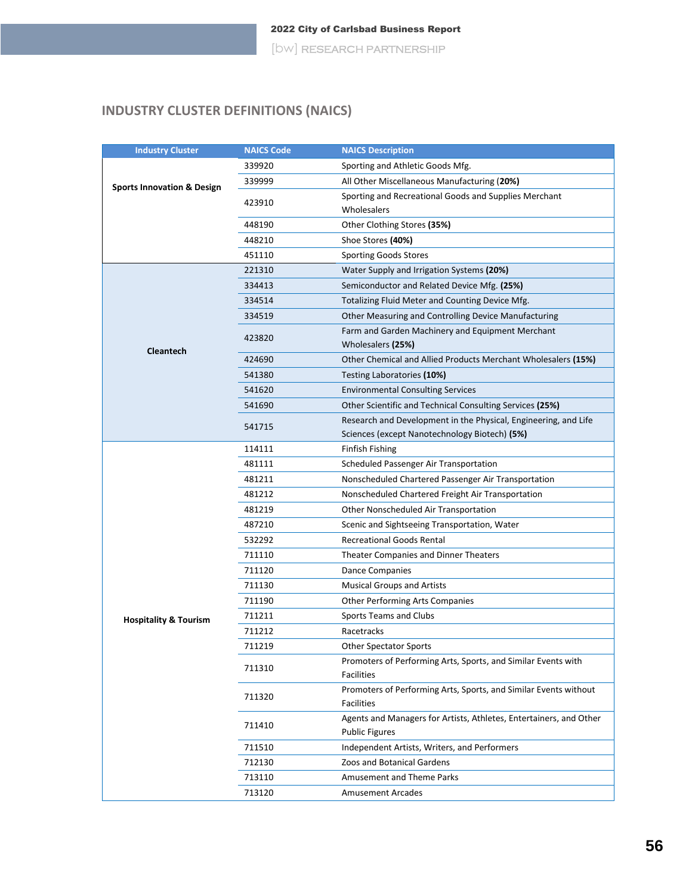## INDUSTRY CLUSTER DEFINITIONS (NAICS)

| Industry Cluster | NAICS Code | NAICS Description |
|---|---|---|
| Sports Innovation & Design | 339920 | Sporting and Athletic Goods Mfg. |
| | 339999 | All Other Miscellaneous Manufacturing **(20%)** |
| | 423910 | Sporting and Recreational Goods and Supplies Merchant Wholesalers |
| | 448190 | Other Clothing Stores **(35%)** |
| | 448210 | Shoe Stores **(40%)** |
| | 451110 | Sporting Goods Stores |
| Cleantech | 221310 | Water Supply and Irrigation Systems **(20%)** |
| | 334413 | Semiconductor and Related Device Mfg. **(25%)** |
| | 334514 | Totalizing Fluid Meter and Counting Device Mfg. |
| | 334519 | Other Measuring and Controlling Device Manufacturing |
| | 423820 | Farm and Garden Machinery and Equipment Merchant Wholesalers **(25%)** |
| | 424690 | Other Chemical and Allied Products Merchant Wholesalers **(15%)** |
| | 541380 | Testing Laboratories **(10%)** |
| | 541620 | Environmental Consulting Services |
| | 541690 | Other Scientific and Technical Consulting Services **(25%)** |
| | 541715 | Research and Development in the Physical, Engineering, and Life Sciences (except Nanotechnology Biotech) **(5%)** |
| Hospitality & Tourism | 114111 | Finfish Fishing |
| | 481111 | Scheduled Passenger Air Transportation |
| | 481211 | Nonscheduled Chartered Passenger Air Transportation |
| | 481212 | Nonscheduled Chartered Freight Air Transportation |
| | 481219 | Other Nonscheduled Air Transportation |
| | 487210 | Scenic and Sightseeing Transportation, Water |
| | 532292 | Recreational Goods Rental |
| | 711110 | Theater Companies and Dinner Theaters |
| | 711120 | Dance Companies |
| | 711130 | Musical Groups and Artists |
| | 711190 | Other Performing Arts Companies |
| | 711211 | Sports Teams and Clubs |
| | 711212 | Racetracks |
| | 711219 | Other Spectator Sports |
| | 711310 | Promoters of Performing Arts, Sports, and Similar Events with Facilities |
| | 711320 | Promoters of Performing Arts, Sports, and Similar Events without Facilities |
| | 711410 | Agents and Managers for Artists, Athletes, Entertainers, and Other Public Figures |
| | 711510 | Independent Artists, Writers, and Performers |
| | 712130 | Zoos and Botanical Gardens |
| | 713110 | Amusement and Theme Parks |
| | 713120 | Amusement Arcades |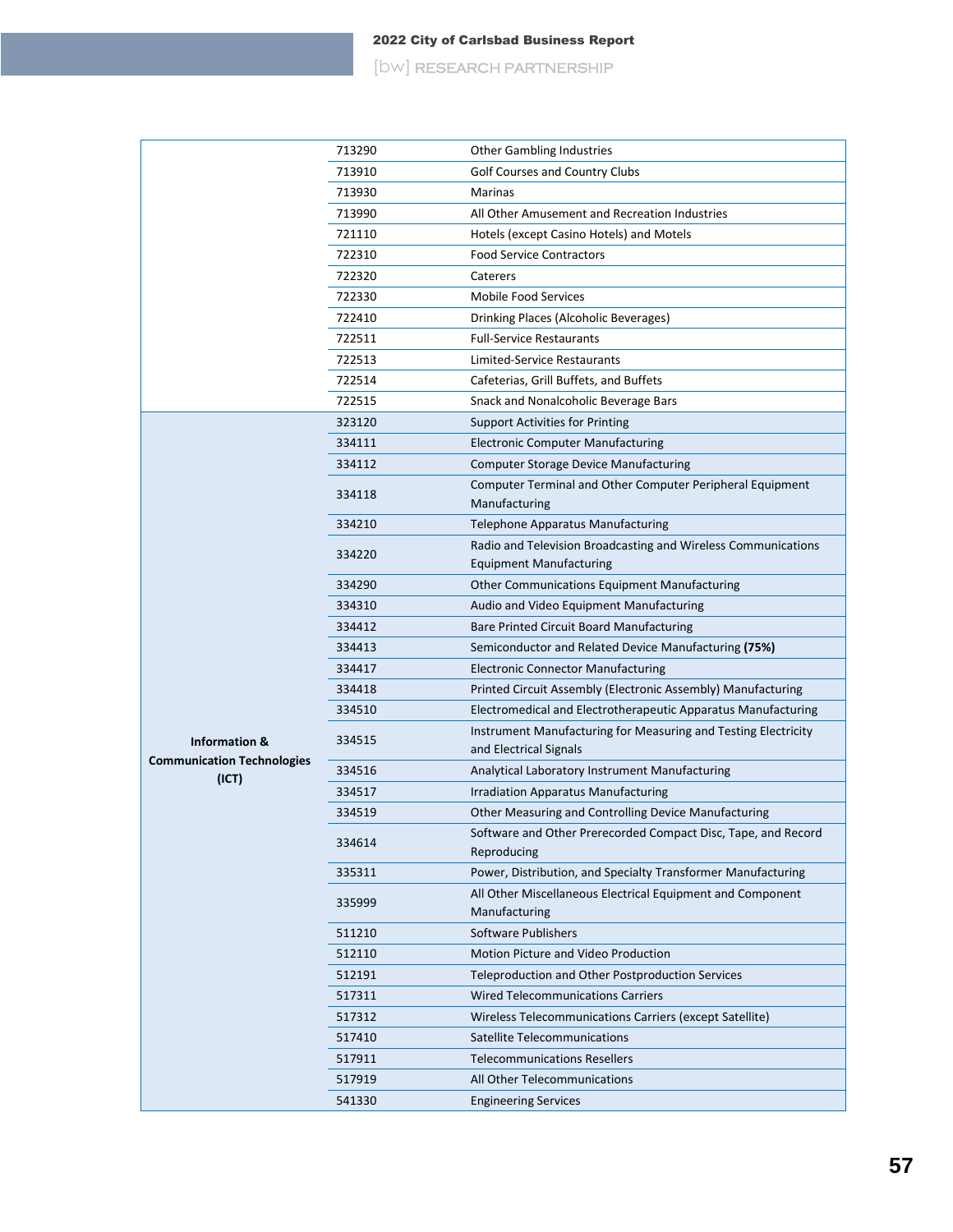| | | |
|---|---|---|
| | 713290 | Other Gambling Industries |
| | 713910 | Golf Courses and Country Clubs |
| | 713930 | Marinas |
| | 713990 | All Other Amusement and Recreation Industries |
| | 721110 | Hotels (except Casino Hotels) and Motels |
| | 722310 | Food Service Contractors |
| | 722320 | Caterers |
| | 722330 | Mobile Food Services |
| | 722410 | Drinking Places (Alcoholic Beverages) |
| | 722511 | Full-Service Restaurants |
| | 722513 | Limited-Service Restaurants |
| | 722514 | Cafeterias, Grill Buffets, and Buffets |
| | 722515 | Snack and Nonalcoholic Beverage Bars |
| **Information & Communication Technologies (ICT)** | 323120 | Support Activities for Printing |
| | 334111 | Electronic Computer Manufacturing |
| | 334112 | Computer Storage Device Manufacturing |
| | 334118 | Computer Terminal and Other Computer Peripheral Equipment Manufacturing |
| | 334210 | Telephone Apparatus Manufacturing |
| | 334220 | Radio and Television Broadcasting and Wireless Communications Equipment Manufacturing |
| | 334290 | Other Communications Equipment Manufacturing |
| | 334310 | Audio and Video Equipment Manufacturing |
| | 334412 | Bare Printed Circuit Board Manufacturing |
| | 334413 | Semiconductor and Related Device Manufacturing **(75%)** |
| | 334417 | Electronic Connector Manufacturing |
| | 334418 | Printed Circuit Assembly (Electronic Assembly) Manufacturing |
| | 334510 | Electromedical and Electrotherapeutic Apparatus Manufacturing |
| | 334515 | Instrument Manufacturing for Measuring and Testing Electricity and Electrical Signals |
| | 334516 | Analytical Laboratory Instrument Manufacturing |
| | 334517 | Irradiation Apparatus Manufacturing |
| | 334519 | Other Measuring and Controlling Device Manufacturing |
| | 334614 | Software and Other Prerecorded Compact Disc, Tape, and Record Reproducing |
| | 335311 | Power, Distribution, and Specialty Transformer Manufacturing |
| | 335999 | All Other Miscellaneous Electrical Equipment and Component Manufacturing |
| | 511210 | Software Publishers |
| | 512110 | Motion Picture and Video Production |
| | 512191 | Teleproduction and Other Postproduction Services |
| | 517311 | Wired Telecommunications Carriers |
| | 517312 | Wireless Telecommunications Carriers (except Satellite) |
| | 517410 | Satellite Telecommunications |
| | 517911 | Telecommunications Resellers |
| | 517919 | All Other Telecommunications |
| | 541330 | Engineering Services |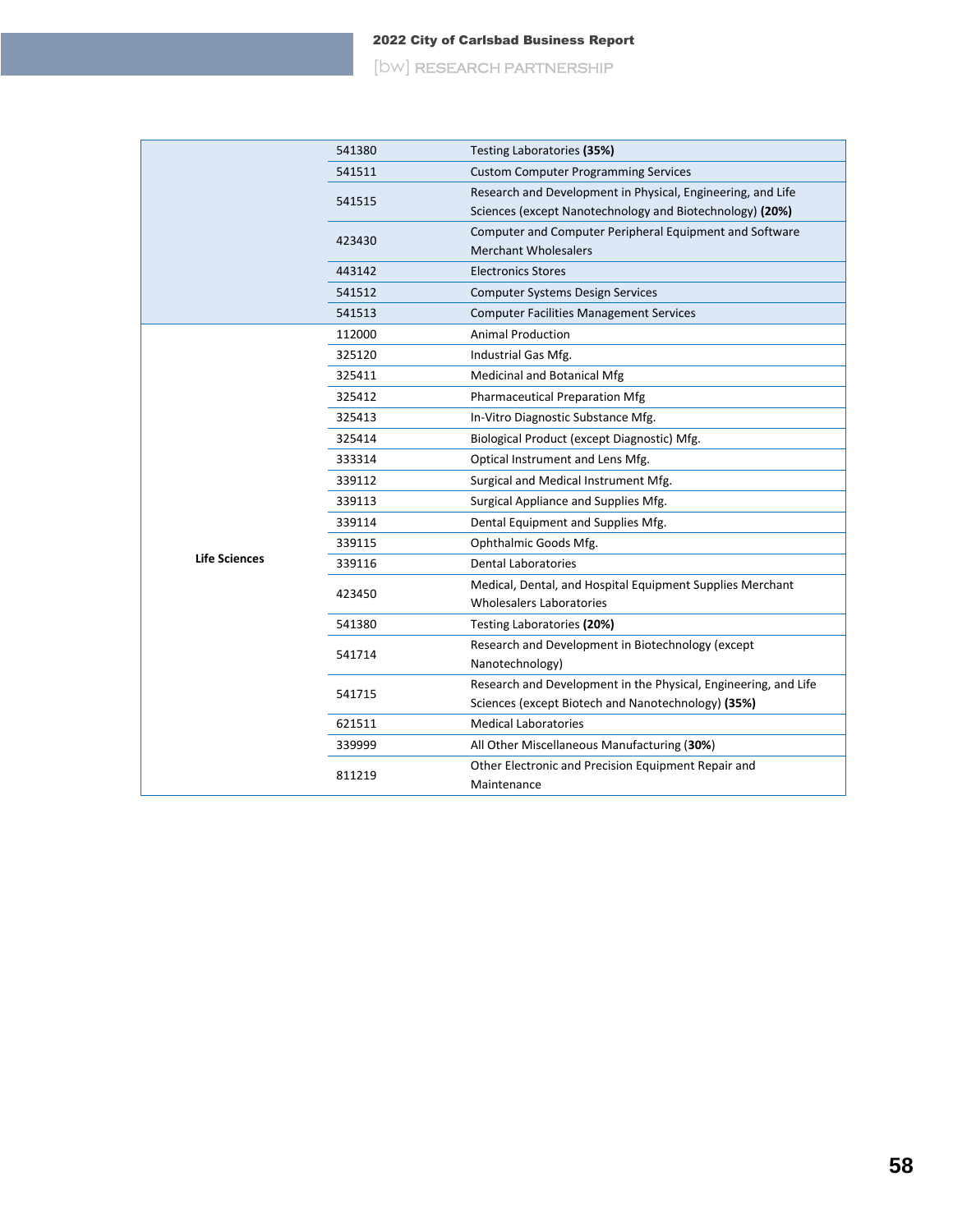| | | |
|---|---|---|
| | 541380 | Testing Laboratories **(35%)** |
| | 541511 | Custom Computer Programming Services |
| | 541515 | Research and Development in Physical, Engineering, and Life Sciences (except Nanotechnology and Biotechnology) **(20%)** |
| | 423430 | Computer and Computer Peripheral Equipment and Software Merchant Wholesalers |
| | 443142 | Electronics Stores |
| | 541512 | Computer Systems Design Services |
| | 541513 | Computer Facilities Management Services |
| **Life Sciences** | 112000 | Animal Production |
| | 325120 | Industrial Gas Mfg. |
| | 325411 | Medicinal and Botanical Mfg |
| | 325412 | Pharmaceutical Preparation Mfg |
| | 325413 | In-Vitro Diagnostic Substance Mfg. |
| | 325414 | Biological Product (except Diagnostic) Mfg. |
| | 333314 | Optical Instrument and Lens Mfg. |
| | 339112 | Surgical and Medical Instrument Mfg. |
| | 339113 | Surgical Appliance and Supplies Mfg. |
| | 339114 | Dental Equipment and Supplies Mfg. |
| | 339115 | Ophthalmic Goods Mfg. |
| | 339116 | Dental Laboratories |
| | 423450 | Medical, Dental, and Hospital Equipment Supplies Merchant Wholesalers Laboratories |
| | 541380 | Testing Laboratories **(20%)** |
| | 541714 | Research and Development in Biotechnology (except Nanotechnology) |
| | 541715 | Research and Development in the Physical, Engineering, and Life Sciences (except Biotech and Nanotechnology) **(35%)** |
| | 621511 | Medical Laboratories |
| | 339999 | All Other Miscellaneous Manufacturing (**30%**) |
| | 811219 | Other Electronic and Precision Equipment Repair and Maintenance |